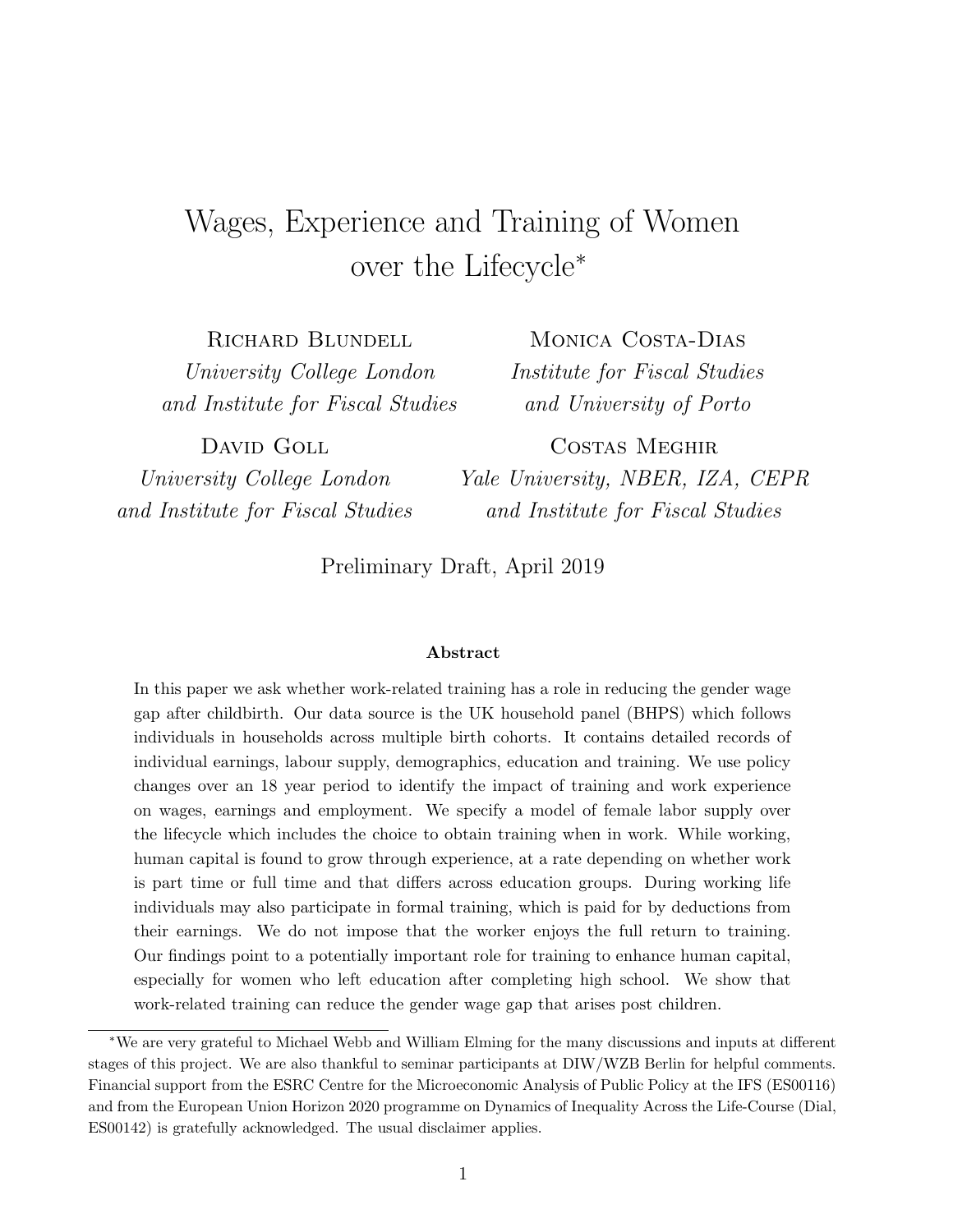# Wages, Experience and Training of Women over the Lifecycle*

**Richard Blundell**
*University College London and Institute for Fiscal Studies*

**Monica Costa-Dias**
*Institute for Fiscal Studies and University of Porto*

**David Goll**
*University College London and Institute for Fiscal Studies*

**Costas Meghir**
*Yale University, NBER, IZA, CEPR and Institute for Fiscal Studies*

Preliminary Draft, April 2019

**Abstract**

In this paper we ask whether work-related training has a role in reducing the gender wage gap after childbirth. Our data source is the UK household panel (BHPS) which follows individuals in households across multiple birth cohorts. It contains detailed records of individual earnings, labour supply, demographics, education and training. We use policy changes over an 18 year period to identify the impact of training and work experience on wages, earnings and employment. We specify a model of female labor supply over the lifecycle which includes the choice to obtain training when in work. While working, human capital is found to grow through experience, at a rate depending on whether work is part time or full time and that differs across education groups. During working life individuals may also participate in formal training, which is paid for by deductions from their earnings. We do not impose that the worker enjoys the full return to training. Our findings point to a potentially important role for training to enhance human capital, especially for women who left education after completing high school. We show that work-related training can reduce the gender wage gap that arises post children.

*We are very grateful to Michael Webb and William Elming for the many discussions and inputs at different stages of this project. We are also thankful to seminar participants at DIW/WZB Berlin for helpful comments. Financial support from the ESRC Centre for the Microeconomic Analysis of Public Policy at the IFS (ES00116) and from the European Union Horizon 2020 programme on Dynamics of Inequality Across the Life-Course (Dial, ES00142) is gratefully acknowledged. The usual disclaimer applies.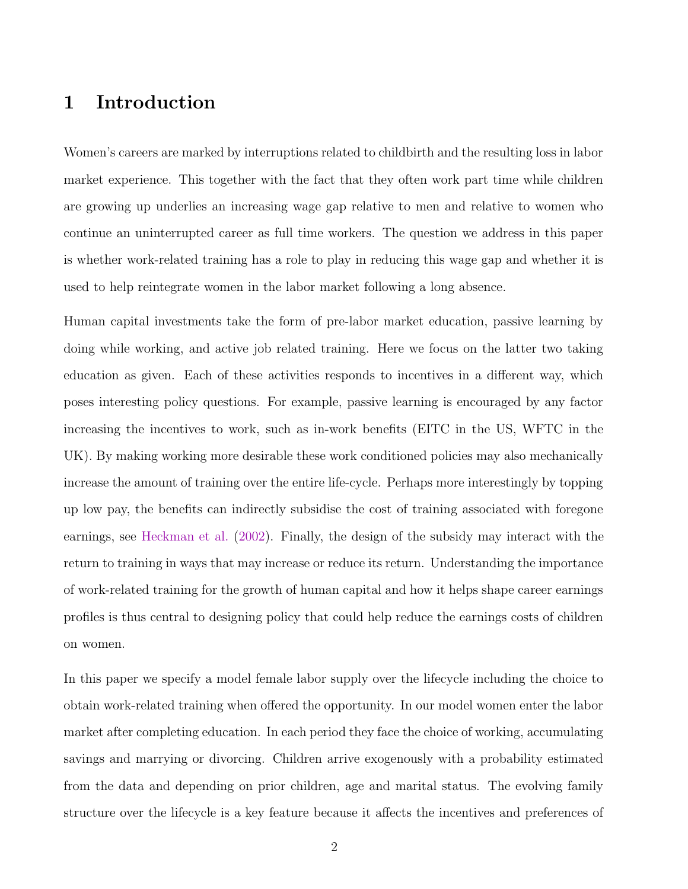# 1 Introduction

Women's careers are marked by interruptions related to childbirth and the resulting loss in labor market experience. This together with the fact that they often work part time while children are growing up underlies an increasing wage gap relative to men and relative to women who continue an uninterrupted career as full time workers. The question we address in this paper is whether work-related training has a role to play in reducing this wage gap and whether it is used to help reintegrate women in the labor market following a long absence.

Human capital investments take the form of pre-labor market education, passive learning by doing while working, and active job related training. Here we focus on the latter two taking education as given. Each of these activities responds to incentives in a different way, which poses interesting policy questions. For example, passive learning is encouraged by any factor increasing the incentives to work, such as in-work benefits (EITC in the US, WFTC in the UK). By making working more desirable these work conditioned policies may also mechanically increase the amount of training over the entire life-cycle. Perhaps more interestingly by topping up low pay, the benefits can indirectly subsidise the cost of training associated with foregone earnings, see Heckman et al. (2002). Finally, the design of the subsidy may interact with the return to training in ways that may increase or reduce its return. Understanding the importance of work-related training for the growth of human capital and how it helps shape career earnings profiles is thus central to designing policy that could help reduce the earnings costs of children on women.

In this paper we specify a model female labor supply over the lifecycle including the choice to obtain work-related training when offered the opportunity. In our model women enter the labor market after completing education. In each period they face the choice of working, accumulating savings and marrying or divorcing. Children arrive exogenously with a probability estimated from the data and depending on prior children, age and marital status. The evolving family structure over the lifecycle is a key feature because it affects the incentives and preferences of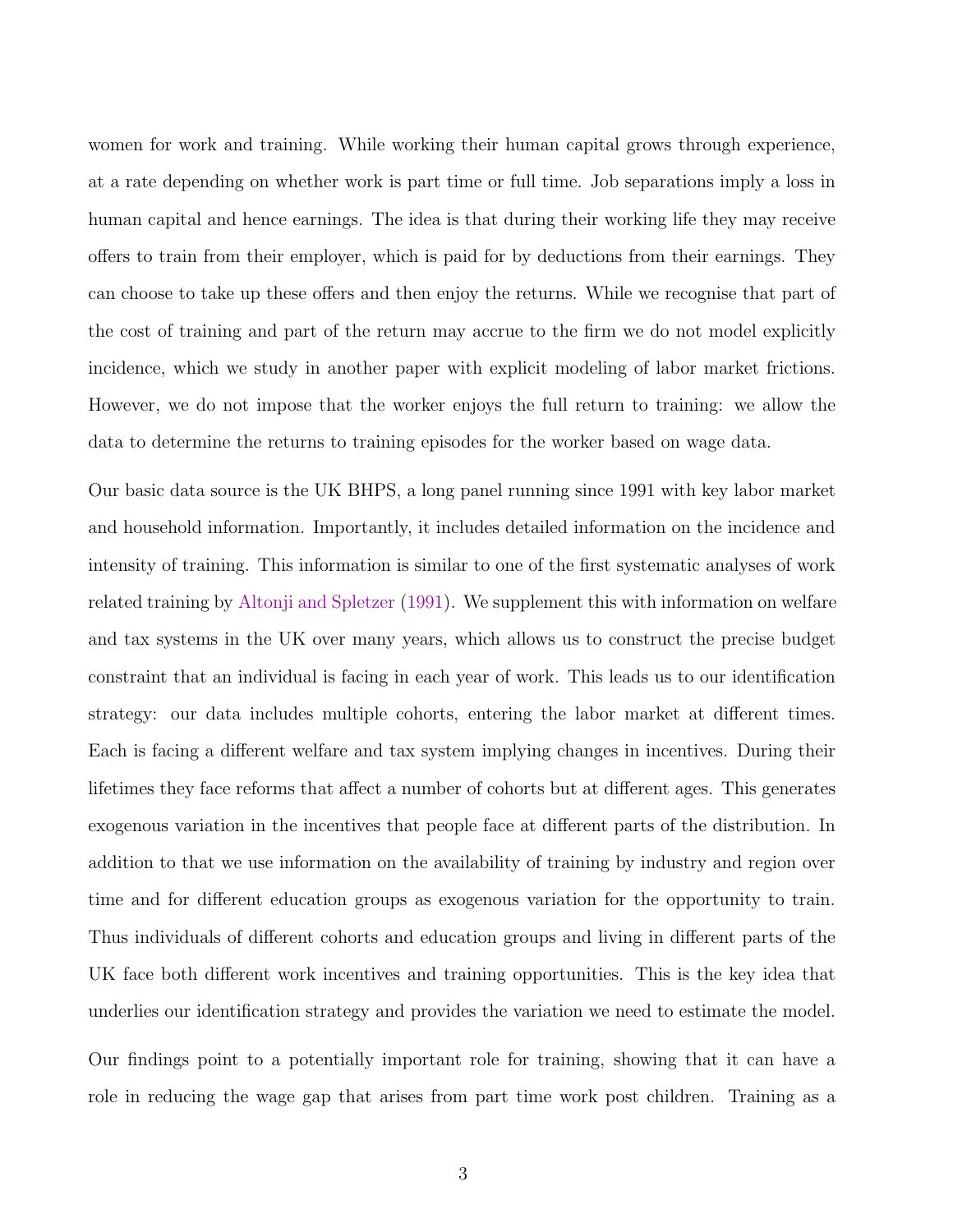women for work and training. While working their human capital grows through experience, at a rate depending on whether work is part time or full time. Job separations imply a loss in human capital and hence earnings. The idea is that during their working life they may receive offers to train from their employer, which is paid for by deductions from their earnings. They can choose to take up these offers and then enjoy the returns. While we recognise that part of the cost of training and part of the return may accrue to the firm we do not model explicitly incidence, which we study in another paper with explicit modeling of labor market frictions. However, we do not impose that the worker enjoys the full return to training: we allow the data to determine the returns to training episodes for the worker based on wage data.

Our basic data source is the UK BHPS, a long panel running since 1991 with key labor market and household information. Importantly, it includes detailed information on the incidence and intensity of training. This information is similar to one of the first systematic analyses of work related training by Altonji and Spletzer (1991). We supplement this with information on welfare and tax systems in the UK over many years, which allows us to construct the precise budget constraint that an individual is facing in each year of work. This leads us to our identification strategy: our data includes multiple cohorts, entering the labor market at different times. Each is facing a different welfare and tax system implying changes in incentives. During their lifetimes they face reforms that affect a number of cohorts but at different ages. This generates exogenous variation in the incentives that people face at different parts of the distribution. In addition to that we use information on the availability of training by industry and region over time and for different education groups as exogenous variation for the opportunity to train. Thus individuals of different cohorts and education groups and living in different parts of the UK face both different work incentives and training opportunities. This is the key idea that underlies our identification strategy and provides the variation we need to estimate the model.

Our findings point to a potentially important role for training, showing that it can have a role in reducing the wage gap that arises from part time work post children. Training as a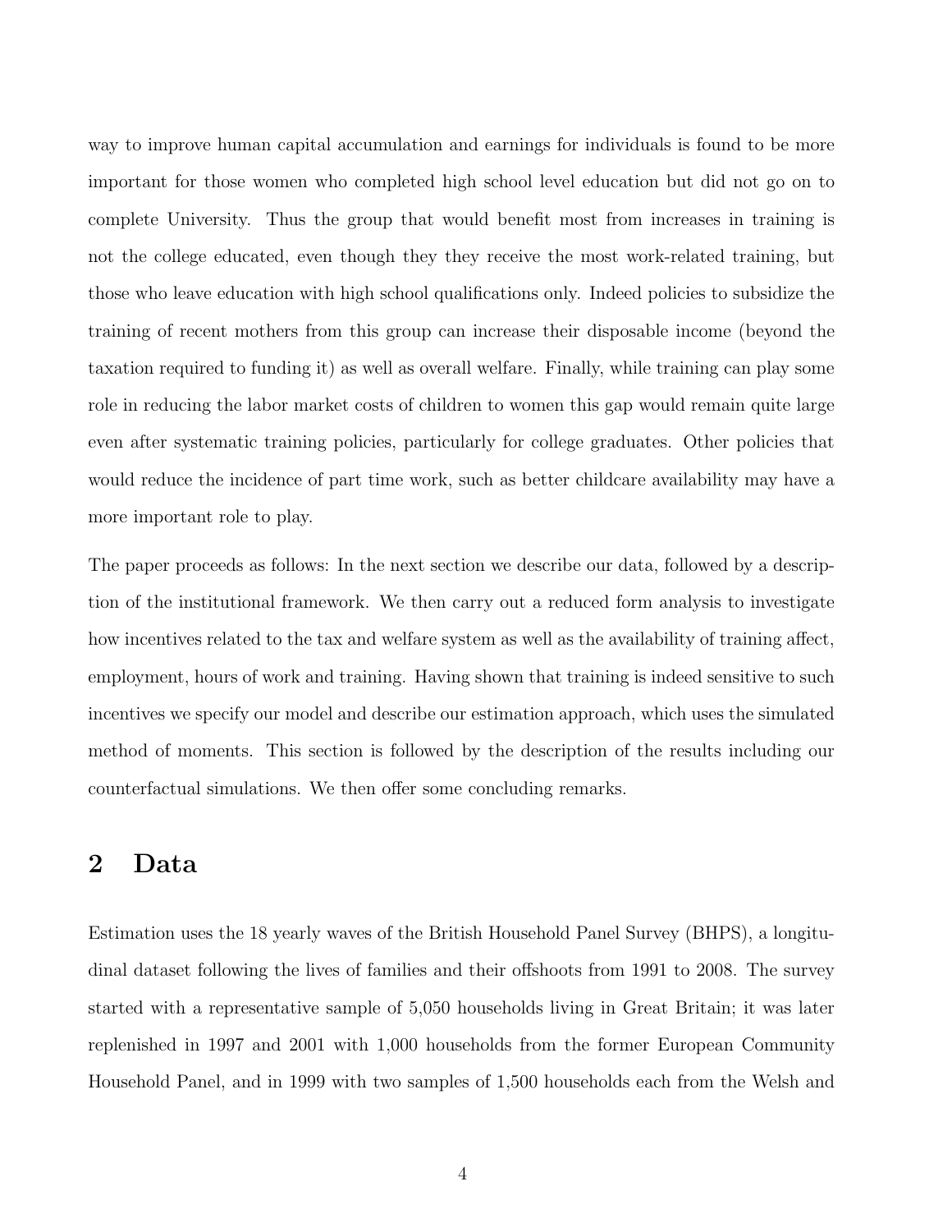way to improve human capital accumulation and earnings for individuals is found to be more important for those women who completed high school level education but did not go on to complete University. Thus the group that would benefit most from increases in training is not the college educated, even though they they receive the most work-related training, but those who leave education with high school qualifications only. Indeed policies to subsidize the training of recent mothers from this group can increase their disposable income (beyond the taxation required to funding it) as well as overall welfare. Finally, while training can play some role in reducing the labor market costs of children to women this gap would remain quite large even after systematic training policies, particularly for college graduates. Other policies that would reduce the incidence of part time work, such as better childcare availability may have a more important role to play.

The paper proceeds as follows: In the next section we describe our data, followed by a description of the institutional framework. We then carry out a reduced form analysis to investigate how incentives related to the tax and welfare system as well as the availability of training affect, employment, hours of work and training. Having shown that training is indeed sensitive to such incentives we specify our model and describe our estimation approach, which uses the simulated method of moments. This section is followed by the description of the results including our counterfactual simulations. We then offer some concluding remarks.

## 2 Data

Estimation uses the 18 yearly waves of the British Household Panel Survey (BHPS), a longitudinal dataset following the lives of families and their offshoots from 1991 to 2008. The survey started with a representative sample of 5,050 households living in Great Britain; it was later replenished in 1997 and 2001 with 1,000 households from the former European Community Household Panel, and in 1999 with two samples of 1,500 households each from the Welsh and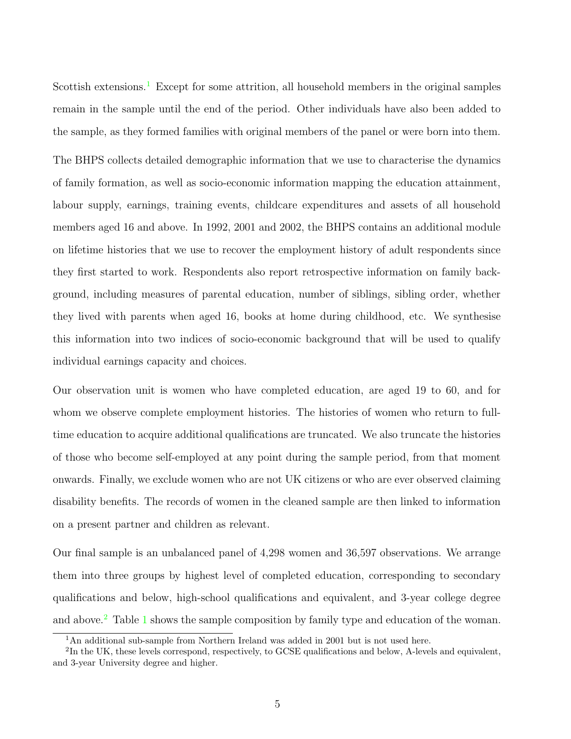Scottish extensions.[1] Except for some attrition, all household members in the original samples remain in the sample until the end of the period. Other individuals have also been added to the sample, as they formed families with original members of the panel or were born into them.

The BHPS collects detailed demographic information that we use to characterise the dynamics of family formation, as well as socio-economic information mapping the education attainment, labour supply, earnings, training events, childcare expenditures and assets of all household members aged 16 and above. In 1992, 2001 and 2002, the BHPS contains an additional module on lifetime histories that we use to recover the employment history of adult respondents since they first started to work. Respondents also report retrospective information on family background, including measures of parental education, number of siblings, sibling order, whether they lived with parents when aged 16, books at home during childhood, etc. We synthesise this information into two indices of socio-economic background that will be used to qualify individual earnings capacity and choices.

Our observation unit is women who have completed education, are aged 19 to 60, and for whom we observe complete employment histories. The histories of women who return to full-time education to acquire additional qualifications are truncated. We also truncate the histories of those who become self-employed at any point during the sample period, from that moment onwards. Finally, we exclude women who are not UK citizens or who are ever observed claiming disability benefits. The records of women in the cleaned sample are then linked to information on a present partner and children as relevant.

Our final sample is an unbalanced panel of 4,298 women and 36,597 observations. We arrange them into three groups by highest level of completed education, corresponding to secondary qualifications and below, high-school qualifications and equivalent, and 3-year college degree and above.[2] Table 1 shows the sample composition by family type and education of the woman.

[1] An additional sub-sample from Northern Ireland was added in 2001 but is not used here.

[2] In the UK, these levels correspond, respectively, to GCSE qualifications and below, A-levels and equivalent, and 3-year University degree and higher.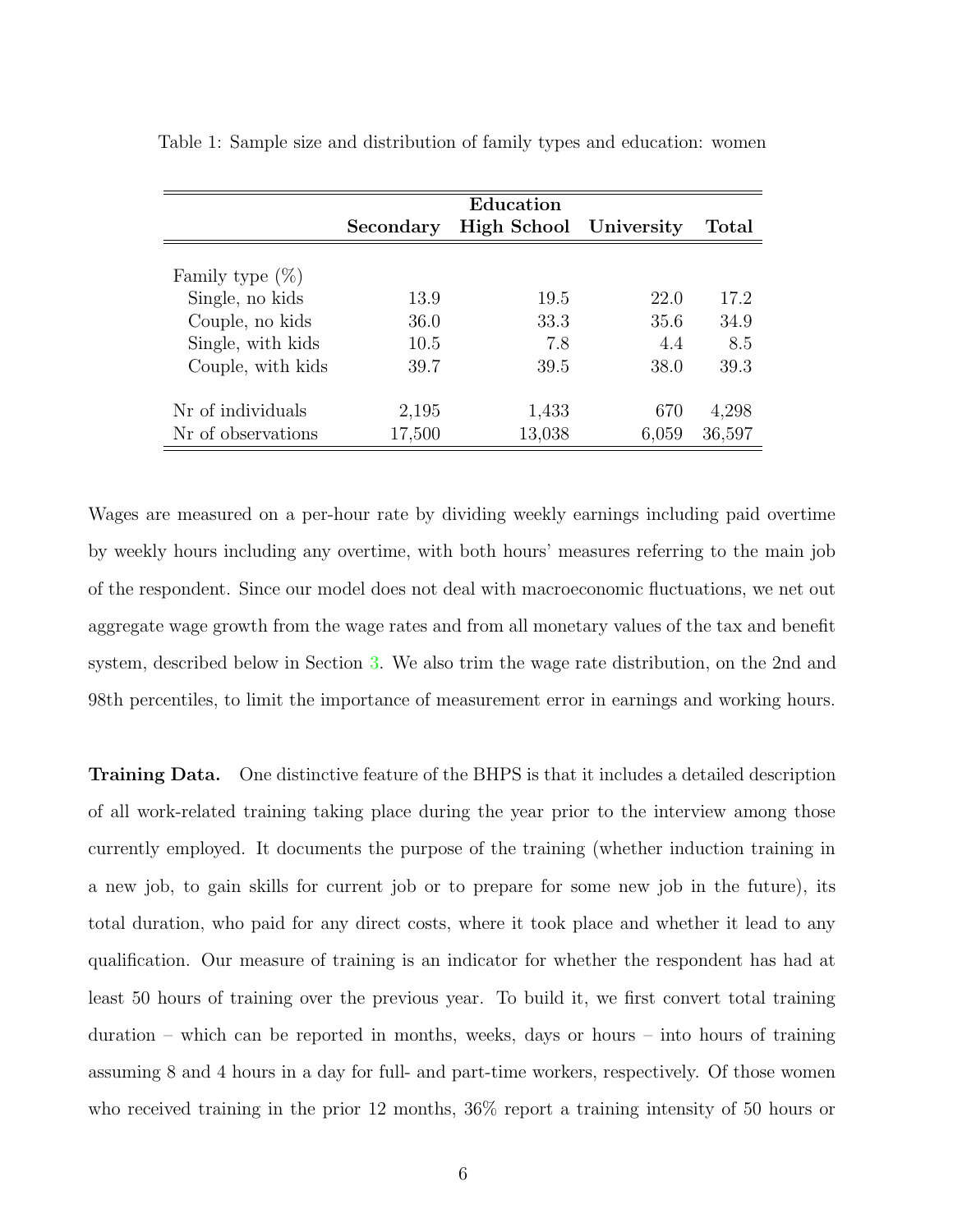Table 1: Sample size and distribution of family types and education: women

| | Education | | | |
|---|---|---|---|---|
| | **Secondary** | **High School** | **University** | **Total** |
| Family type (%) | | | | |
| Single, no kids | 13.9 | 19.5 | 22.0 | 17.2 |
| Couple, no kids | 36.0 | 33.3 | 35.6 | 34.9 |
| Single, with kids | 10.5 | 7.8 | 4.4 | 8.5 |
| Couple, with kids | 39.7 | 39.5 | 38.0 | 39.3 |
| Nr of individuals | 2,195 | 1,433 | 670 | 4,298 |
| Nr of observations | 17,500 | 13,038 | 6,059 | 36,597 |

Wages are measured on a per-hour rate by dividing weekly earnings including paid overtime by weekly hours including any overtime, with both hours' measures referring to the main job of the respondent. Since our model does not deal with macroeconomic fluctuations, we net out aggregate wage growth from the wage rates and from all monetary values of the tax and benefit system, described below in Section 3. We also trim the wage rate distribution, on the 2nd and 98th percentiles, to limit the importance of measurement error in earnings and working hours.

**Training Data.** One distinctive feature of the BHPS is that it includes a detailed description of all work-related training taking place during the year prior to the interview among those currently employed. It documents the purpose of the training (whether induction training in a new job, to gain skills for current job or to prepare for some new job in the future), its total duration, who paid for any direct costs, where it took place and whether it lead to any qualification. Our measure of training is an indicator for whether the respondent has had at least 50 hours of training over the previous year. To build it, we first convert total training duration – which can be reported in months, weeks, days or hours – into hours of training assuming 8 and 4 hours in a day for full- and part-time workers, respectively. Of those women who received training in the prior 12 months, 36% report a training intensity of 50 hours or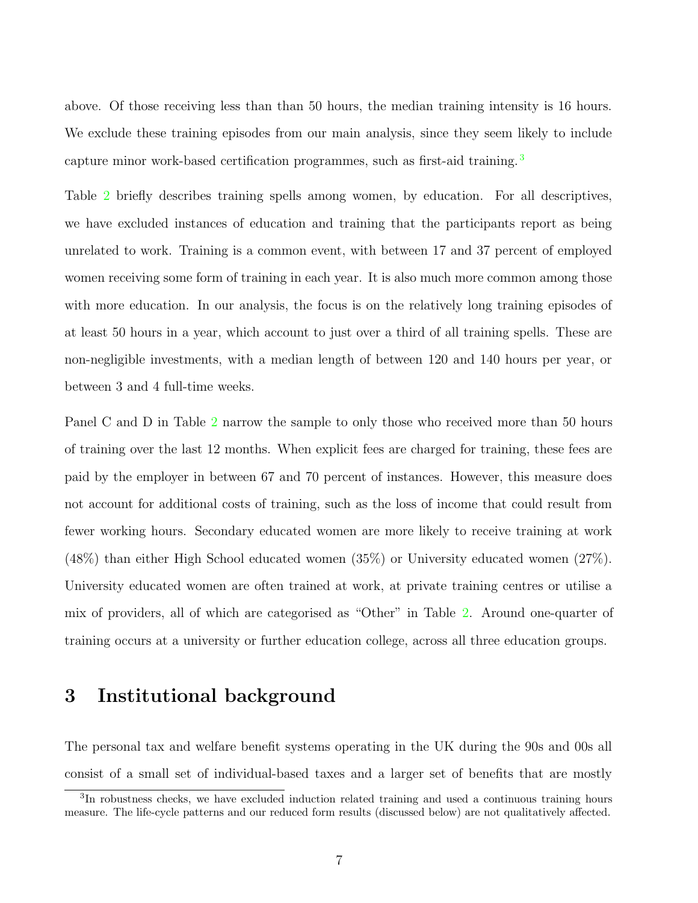above. Of those receiving less than than 50 hours, the median training intensity is 16 hours. We exclude these training episodes from our main analysis, since they seem likely to include capture minor work-based certification programmes, such as first-aid training.[3]

Table 2 briefly describes training spells among women, by education. For all descriptives, we have excluded instances of education and training that the participants report as being unrelated to work. Training is a common event, with between 17 and 37 percent of employed women receiving some form of training in each year. It is also much more common among those with more education. In our analysis, the focus is on the relatively long training episodes of at least 50 hours in a year, which account to just over a third of all training spells. These are non-negligible investments, with a median length of between 120 and 140 hours per year, or between 3 and 4 full-time weeks.

Panel C and D in Table 2 narrow the sample to only those who received more than 50 hours of training over the last 12 months. When explicit fees are charged for training, these fees are paid by the employer in between 67 and 70 percent of instances. However, this measure does not account for additional costs of training, such as the loss of income that could result from fewer working hours. Secondary educated women are more likely to receive training at work (48%) than either High School educated women (35%) or University educated women (27%). University educated women are often trained at work, at private training centres or utilise a mix of providers, all of which are categorised as "Other" in Table 2. Around one-quarter of training occurs at a university or further education college, across all three education groups.

# 3 Institutional background

The personal tax and welfare benefit systems operating in the UK during the 90s and 00s all consist of a small set of individual-based taxes and a larger set of benefits that are mostly

[3] In robustness checks, we have excluded induction related training and used a continuous training hours measure. The life-cycle patterns and our reduced form results (discussed below) are not qualitatively affected.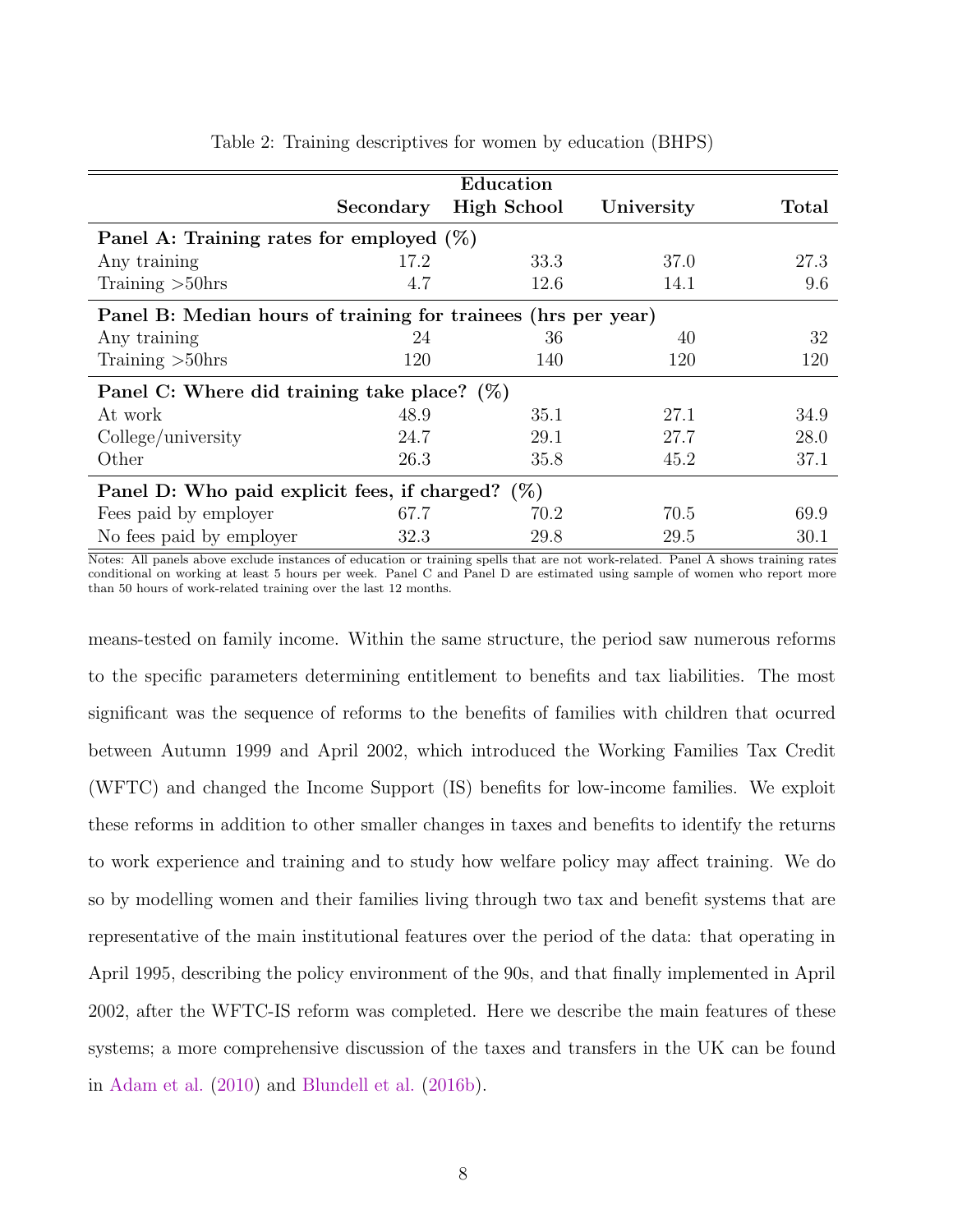Table 2: Training descriptives for women by education (BHPS)

| | Education | | | |
|---|---|---|---|---|
| | **Secondary** | **High School** | **University** | **Total** |
| **Panel A: Training rates for employed (%)** | | | | |
| Any training | 17.2 | 33.3 | 37.0 | 27.3 |
| Training >50hrs | 4.7 | 12.6 | 14.1 | 9.6 |
| **Panel B: Median hours of training for trainees (hrs per year)** | | | | |
| Any training | 24 | 36 | 40 | 32 |
| Training >50hrs | 120 | 140 | 120 | 120 |
| **Panel C: Where did training take place? (%)** | | | | |
| At work | 48.9 | 35.1 | 27.1 | 34.9 |
| College/university | 24.7 | 29.1 | 27.7 | 28.0 |
| Other | 26.3 | 35.8 | 45.2 | 37.1 |
| **Panel D: Who paid explicit fees, if charged? (%)** | | | | |
| Fees paid by employer | 67.7 | 70.2 | 70.5 | 69.9 |
| No fees paid by employer | 32.3 | 29.8 | 29.5 | 30.1 |

Notes: All panels above exclude instances of education or training spells that are not work-related. Panel A shows training rates conditional on working at least 5 hours per week. Panel C and Panel D are estimated using sample of women who report more than 50 hours of work-related training over the last 12 months.

means-tested on family income. Within the same structure, the period saw numerous reforms to the specific parameters determining entitlement to benefits and tax liabilities. The most significant was the sequence of reforms to the benefits of families with children that ocurred between Autumn 1999 and April 2002, which introduced the Working Families Tax Credit (WFTC) and changed the Income Support (IS) benefits for low-income families. We exploit these reforms in addition to other smaller changes in taxes and benefits to identify the returns to work experience and training and to study how welfare policy may affect training. We do so by modelling women and their families living through two tax and benefit systems that are representative of the main institutional features over the period of the data: that operating in April 1995, describing the policy environment of the 90s, and that finally implemented in April 2002, after the WFTC-IS reform was completed. Here we describe the main features of these systems; a more comprehensive discussion of the taxes and transfers in the UK can be found in Adam et al. (2010) and Blundell et al. (2016b).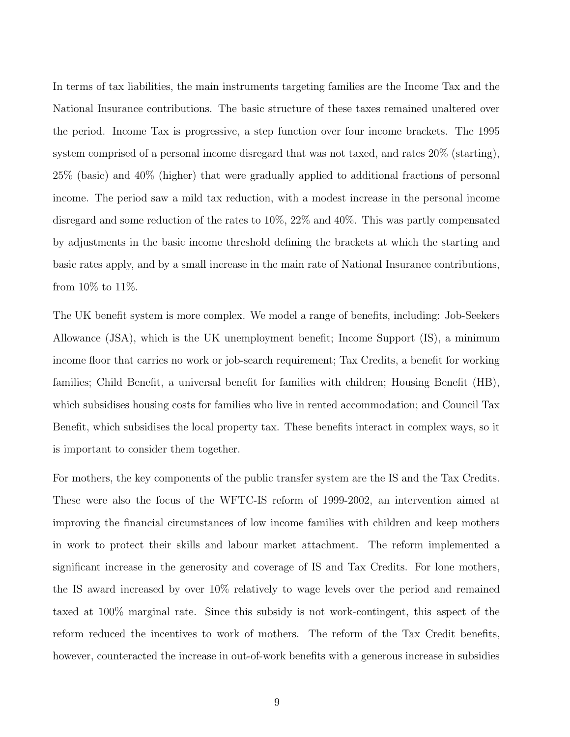In terms of tax liabilities, the main instruments targeting families are the Income Tax and the National Insurance contributions. The basic structure of these taxes remained unaltered over the period. Income Tax is progressive, a step function over four income brackets. The 1995 system comprised of a personal income disregard that was not taxed, and rates 20% (starting), 25% (basic) and 40% (higher) that were gradually applied to additional fractions of personal income. The period saw a mild tax reduction, with a modest increase in the personal income disregard and some reduction of the rates to 10%, 22% and 40%. This was partly compensated by adjustments in the basic income threshold defining the brackets at which the starting and basic rates apply, and by a small increase in the main rate of National Insurance contributions, from 10% to 11%.

The UK benefit system is more complex. We model a range of benefits, including: Job-Seekers Allowance (JSA), which is the UK unemployment benefit; Income Support (IS), a minimum income floor that carries no work or job-search requirement; Tax Credits, a benefit for working families; Child Benefit, a universal benefit for families with children; Housing Benefit (HB), which subsidises housing costs for families who live in rented accommodation; and Council Tax Benefit, which subsidises the local property tax. These benefits interact in complex ways, so it is important to consider them together.

For mothers, the key components of the public transfer system are the IS and the Tax Credits. These were also the focus of the WFTC-IS reform of 1999-2002, an intervention aimed at improving the financial circumstances of low income families with children and keep mothers in work to protect their skills and labour market attachment. The reform implemented a significant increase in the generosity and coverage of IS and Tax Credits. For lone mothers, the IS award increased by over 10% relatively to wage levels over the period and remained taxed at 100% marginal rate. Since this subsidy is not work-contingent, this aspect of the reform reduced the incentives to work of mothers. The reform of the Tax Credit benefits, however, counteracted the increase in out-of-work benefits with a generous increase in subsidies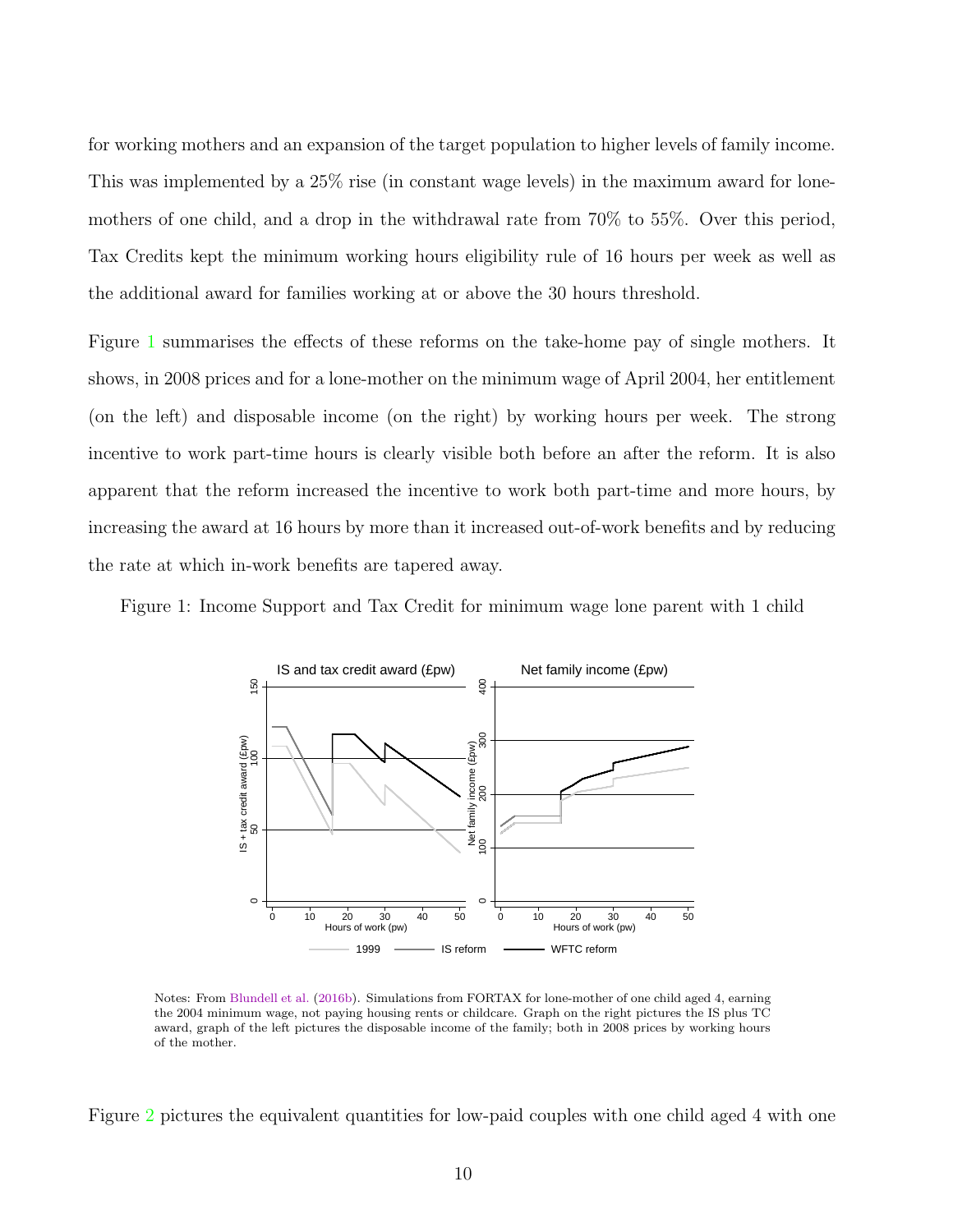for working mothers and an expansion of the target population to higher levels of family income. This was implemented by a 25% rise (in constant wage levels) in the maximum award for lone-mothers of one child, and a drop in the withdrawal rate from 70% to 55%. Over this period, Tax Credits kept the minimum working hours eligibility rule of 16 hours per week as well as the additional award for families working at or above the 30 hours threshold.

Figure 1 summarises the effects of these reforms on the take-home pay of single mothers. It shows, in 2008 prices and for a lone-mother on the minimum wage of April 2004, her entitlement (on the left) and disposable income (on the right) by working hours per week. The strong incentive to work part-time hours is clearly visible both before an after the reform. It is also apparent that the reform increased the incentive to work both part-time and more hours, by increasing the award at 16 hours by more than it increased out-of-work benefits and by reducing the rate at which in-work benefits are tapered away.

Figure 1: Income Support and Tax Credit for minimum wage lone parent with 1 child

Notes: From Blundell et al. (2016b). Simulations from FORTAX for lone-mother of one child aged 4, earning the 2004 minimum wage, not paying housing rents or childcare. Graph on the right pictures the IS plus TC award, graph of the left pictures the disposable income of the family; both in 2008 prices by working hours of the mother.

Figure 2 pictures the equivalent quantities for low-paid couples with one child aged 4 with one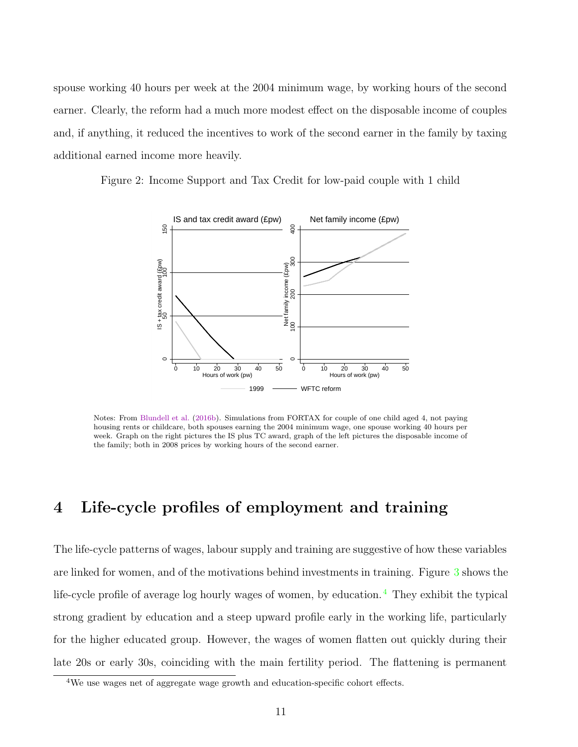spouse working 40 hours per week at the 2004 minimum wage, by working hours of the second earner. Clearly, the reform had a much more modest effect on the disposable income of couples and, if anything, it reduced the incentives to work of the second earner in the family by taxing additional earned income more heavily.

Figure 2: Income Support and Tax Credit for low-paid couple with 1 child

Notes: From Blundell et al. (2016b). Simulations from FORTAX for couple of one child aged 4, not paying housing rents or childcare, both spouses earning the 2004 minimum wage, one spouse working 40 hours per week. Graph on the right pictures the IS plus TC award, graph of the left pictures the disposable income of the family; both in 2008 prices by working hours of the second earner.

# 4 Life-cycle profiles of employment and training

The life-cycle patterns of wages, labour supply and training are suggestive of how these variables are linked for women, and of the motivations behind investments in training. Figure 3 shows the life-cycle profile of average log hourly wages of women, by education.[4] They exhibit the typical strong gradient by education and a steep upward profile early in the working life, particularly for the higher educated group. However, the wages of women flatten out quickly during their late 20s or early 30s, coinciding with the main fertility period. The flattening is permanent

[4] We use wages net of aggregate wage growth and education-specific cohort effects.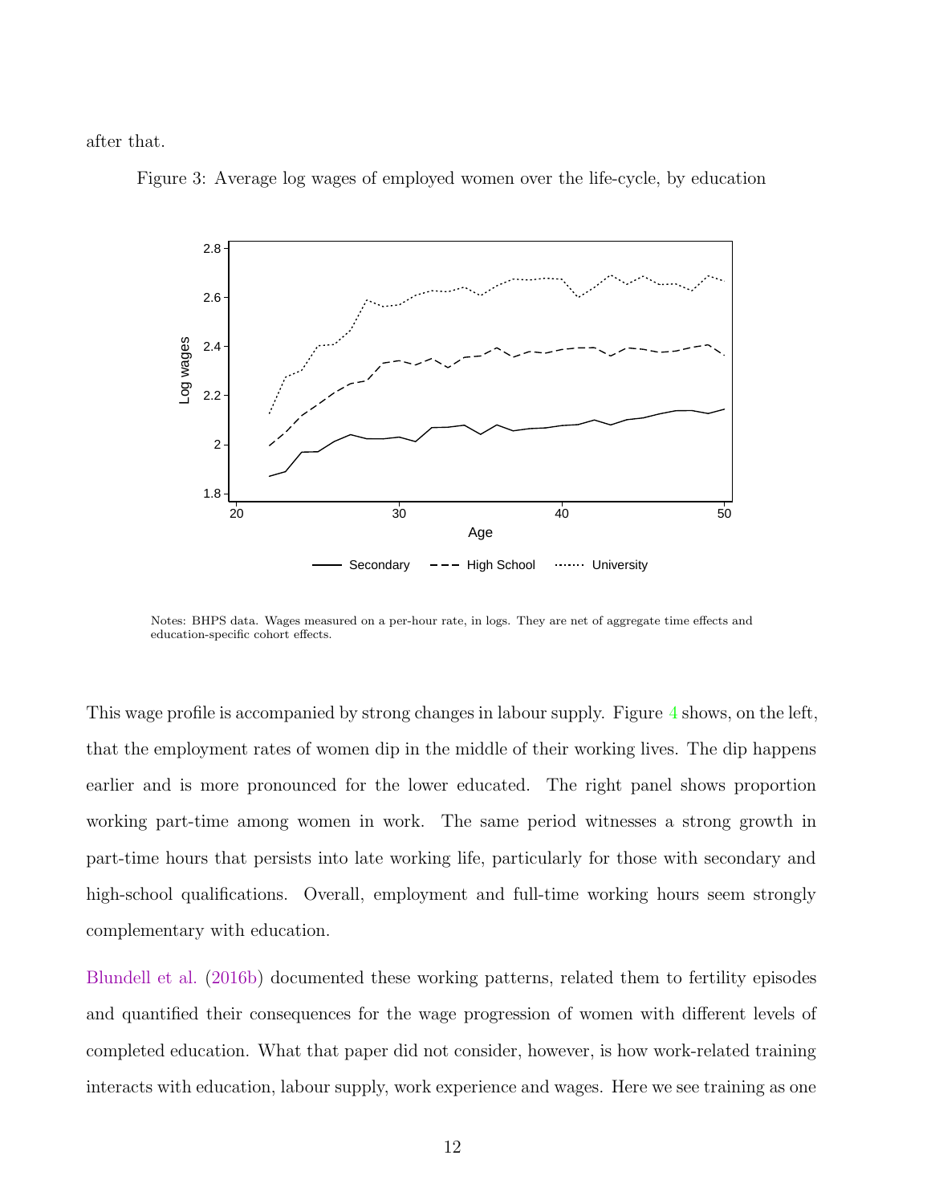after that.

Figure 3: Average log wages of employed women over the life-cycle, by education

Notes: BHPS data. Wages measured on a per-hour rate, in logs. They are net of aggregate time effects and education-specific cohort effects.

This wage profile is accompanied by strong changes in labour supply. Figure 4 shows, on the left, that the employment rates of women dip in the middle of their working lives. The dip happens earlier and is more pronounced for the lower educated. The right panel shows proportion working part-time among women in work. The same period witnesses a strong growth in part-time hours that persists into late working life, particularly for those with secondary and high-school qualifications. Overall, employment and full-time working hours seem strongly complementary with education.

Blundell et al. (2016b) documented these working patterns, related them to fertility episodes and quantified their consequences for the wage progression of women with different levels of completed education. What that paper did not consider, however, is how work-related training interacts with education, labour supply, work experience and wages. Here we see training as one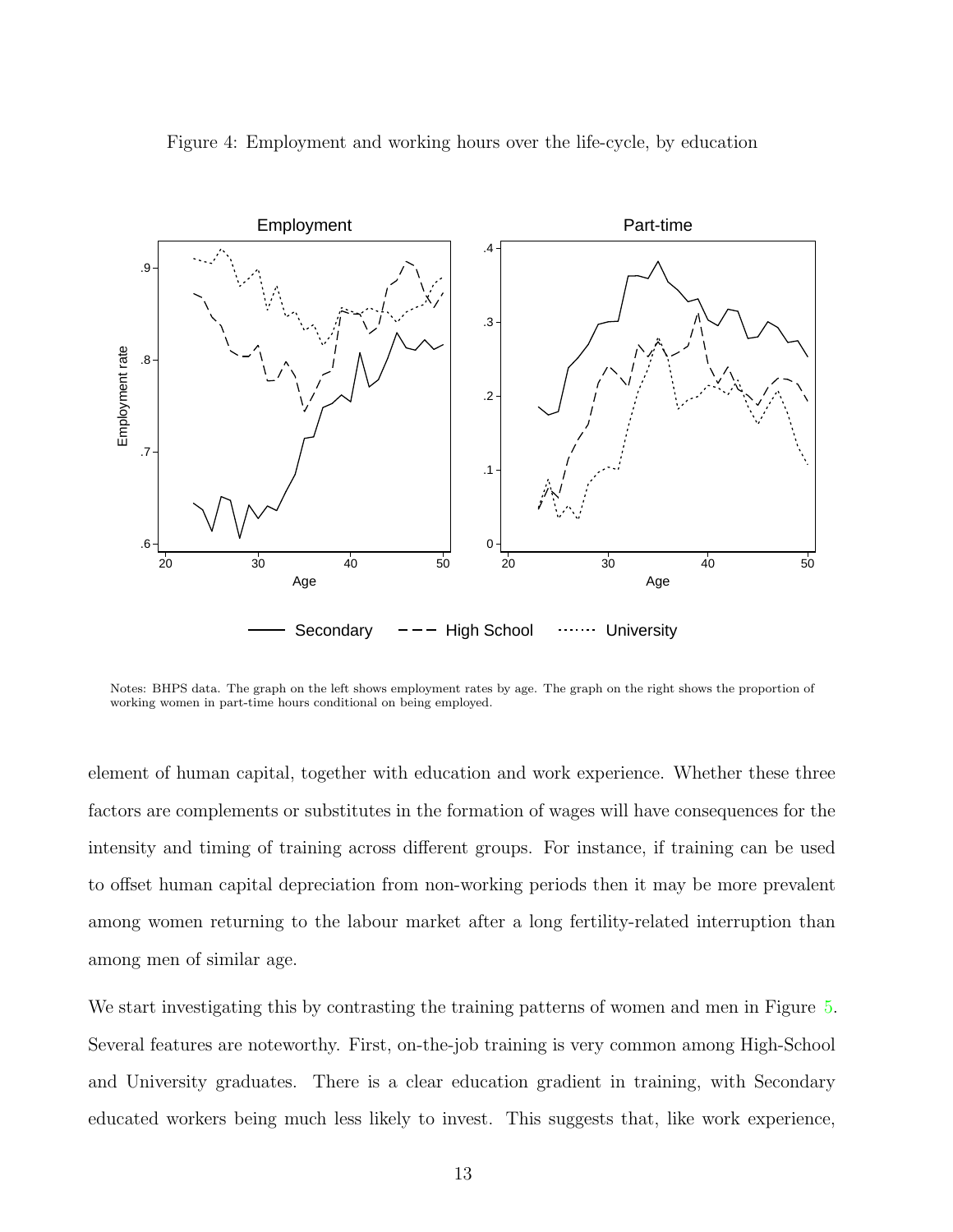Figure 4: Employment and working hours over the life-cycle, by education

Notes: BHPS data. The graph on the left shows employment rates by age. The graph on the right shows the proportion of working women in part-time hours conditional on being employed.

element of human capital, together with education and work experience. Whether these three factors are complements or substitutes in the formation of wages will have consequences for the intensity and timing of training across different groups. For instance, if training can be used to offset human capital depreciation from non-working periods then it may be more prevalent among women returning to the labour market after a long fertility-related interruption than among men of similar age.

We start investigating this by contrasting the training patterns of women and men in Figure 5. Several features are noteworthy. First, on-the-job training is very common among High-School and University graduates. There is a clear education gradient in training, with Secondary educated workers being much less likely to invest. This suggests that, like work experience,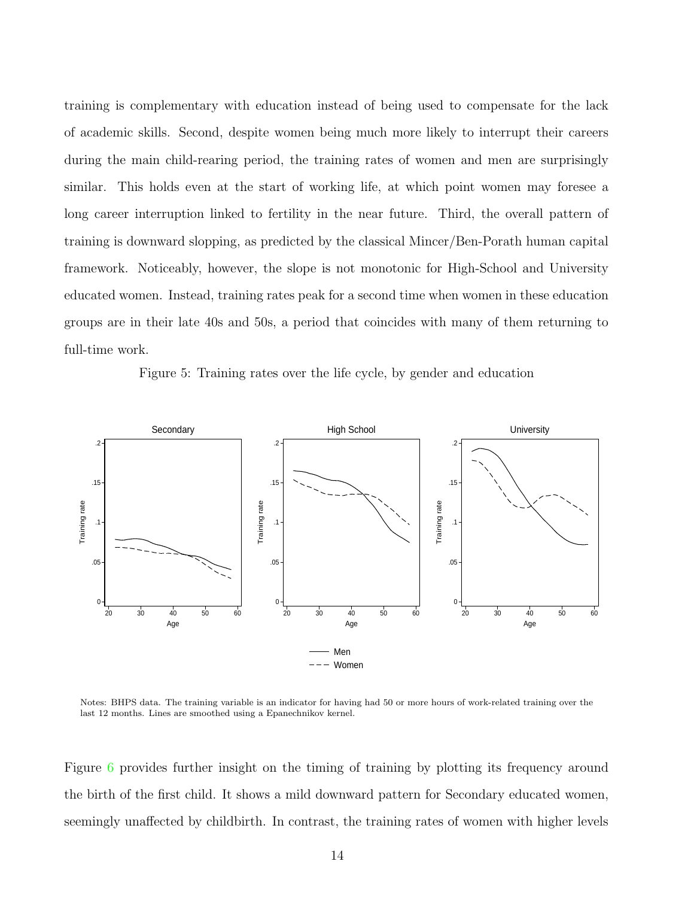training is complementary with education instead of being used to compensate for the lack of academic skills. Second, despite women being much more likely to interrupt their careers during the main child-rearing period, the training rates of women and men are surprisingly similar. This holds even at the start of working life, at which point women may foresee a long career interruption linked to fertility in the near future. Third, the overall pattern of training is downward slopping, as predicted by the classical Mincer/Ben-Porath human capital framework. Noticeably, however, the slope is not monotonic for High-School and University educated women. Instead, training rates peak for a second time when women in these education groups are in their late 40s and 50s, a period that coincides with many of them returning to full-time work.

Figure 5: Training rates over the life cycle, by gender and education

Notes: BHPS data. The training variable is an indicator for having had 50 or more hours of work-related training over the last 12 months. Lines are smoothed using a Epanechnikov kernel.

Figure 6 provides further insight on the timing of training by plotting its frequency around the birth of the first child. It shows a mild downward pattern for Secondary educated women, seemingly unaffected by childbirth. In contrast, the training rates of women with higher levels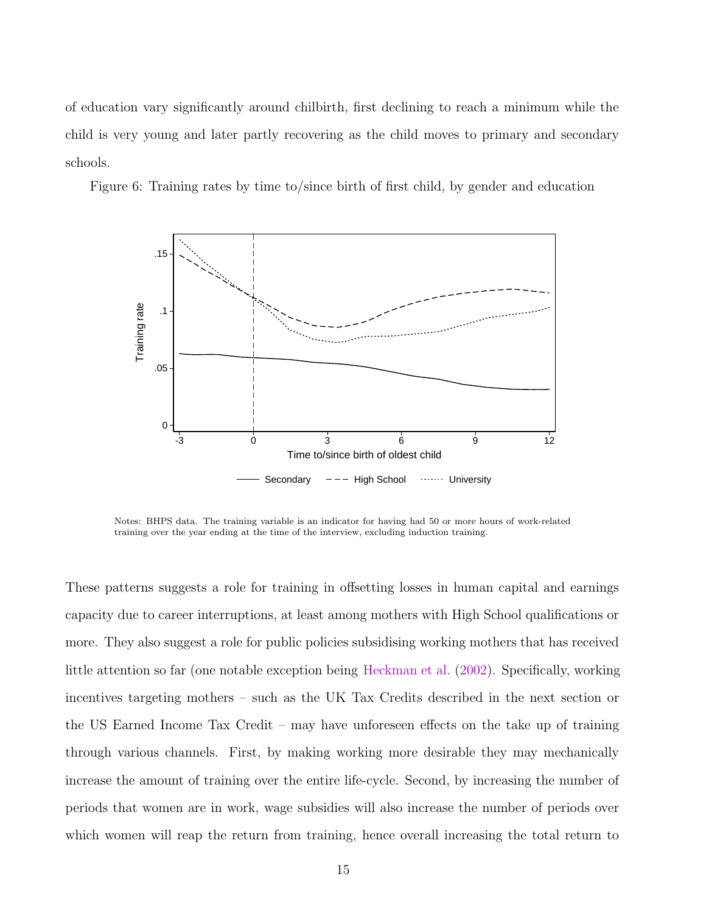of education vary significantly around chilbirth, first declining to reach a minimum while the child is very young and later partly recovering as the child moves to primary and secondary schools.

Figure 6: Training rates by time to/since birth of first child, by gender and education

Notes: BHPS data. The training variable is an indicator for having had 50 or more hours of work-related training over the year ending at the time of the interview, excluding induction training.

These patterns suggests a role for training in offsetting losses in human capital and earnings capacity due to career interruptions, at least among mothers with High School qualifications or more. They also suggest a role for public policies subsidising working mothers that has received little attention so far (one notable exception being Heckman et al. (2002). Specifically, working incentives targeting mothers – such as the UK Tax Credits described in the next section or the US Earned Income Tax Credit – may have unforeseen effects on the take up of training through various channels. First, by making working more desirable they may mechanically increase the amount of training over the entire life-cycle. Second, by increasing the number of periods that women are in work, wage subsidies will also increase the number of periods over which women will reap the return from training, hence overall increasing the total return to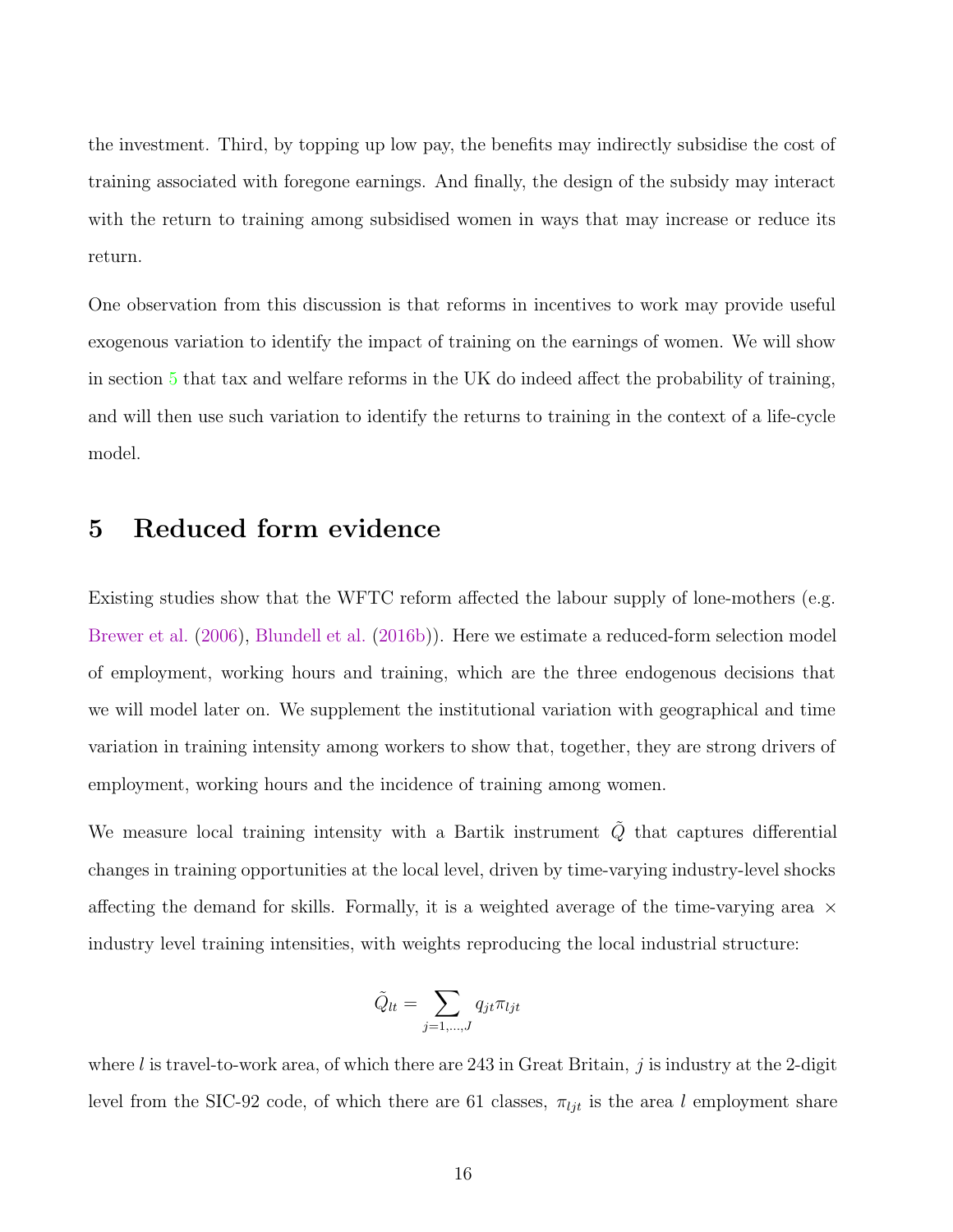the investment. Third, by topping up low pay, the benefits may indirectly subsidise the cost of training associated with foregone earnings. And finally, the design of the subsidy may interact with the return to training among subsidised women in ways that may increase or reduce its return.

One observation from this discussion is that reforms in incentives to work may provide useful exogenous variation to identify the impact of training on the earnings of women. We will show in section 5 that tax and welfare reforms in the UK do indeed affect the probability of training, and will then use such variation to identify the returns to training in the context of a life-cycle model.

# 5 Reduced form evidence

Existing studies show that the WFTC reform affected the labour supply of lone-mothers (e.g. Brewer et al. (2006), Blundell et al. (2016b)). Here we estimate a reduced-form selection model of employment, working hours and training, which are the three endogenous decisions that we will model later on. We supplement the institutional variation with geographical and time variation in training intensity among workers to show that, together, they are strong drivers of employment, working hours and the incidence of training among women.

We measure local training intensity with a Bartik instrument $\tilde{Q}$ that captures differential changes in training opportunities at the local level, driven by time-varying industry-level shocks affecting the demand for skills. Formally, it is a weighted average of the time-varying area × industry level training intensities, with weights reproducing the local industrial structure:

$$\tilde{Q}_{lt} = \sum_{j=1,\dots,J} q_{jt} \pi_{ljt}$$

where $l$ is travel-to-work area, of which there are 243 in Great Britain, $j$ is industry at the 2-digit level from the SIC-92 code, of which there are 61 classes, $\pi_{ljt}$ is the area $l$ employment share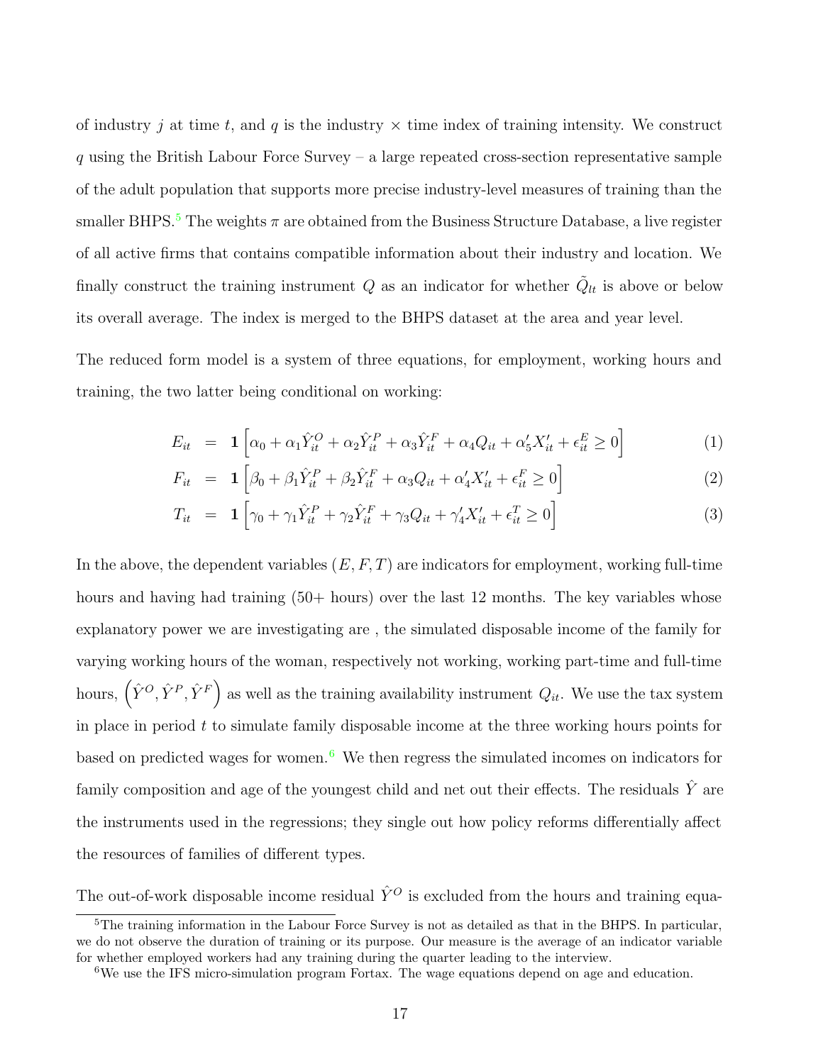of industry $j$ at time $t$, and $q$ is the industry × time index of training intensity. We construct $q$ using the British Labour Force Survey – a large repeated cross-section representative sample of the adult population that supports more precise industry-level measures of training than the smaller BHPS.[5] The weights $\pi$ are obtained from the Business Structure Database, a live register of all active firms that contains compatible information about their industry and location. We finally construct the training instrument $Q$ as an indicator for whether $\tilde{Q}_{lt}$ is above or below its overall average. The index is merged to the BHPS dataset at the area and year level.

The reduced form model is a system of three equations, for employment, working hours and training, the two latter being conditional on working:

$$
\begin{aligned}
E_{it} &= \mathbf{1}\left[\alpha_0 + \alpha_1 \hat{Y}^O_{it} + \alpha_2 \hat{Y}^P_{it} + \alpha_3 \hat{Y}^F_{it} + \alpha_4 Q_{it} + \alpha_5' X_{it}' + \epsilon^E_{it} \geq 0\right] &(1)\\
F_{it} &= \mathbf{1}\left[\beta_0 + \beta_1 \hat{Y}^P_{it} + \beta_2 \hat{Y}^F_{it} + \alpha_3 Q_{it} + \alpha_4' X_{it}' + \epsilon^F_{it} \geq 0\right] &(2)\\
T_{it} &= \mathbf{1}\left[\gamma_0 + \gamma_1 \hat{Y}^P_{it} + \gamma_2 \hat{Y}^F_{it} + \gamma_3 Q_{it} + \gamma_4' X_{it}' + \epsilon^T_{it} \geq 0\right] &(3)
\end{aligned}
$$

In the above, the dependent variables $(E, F, T)$ are indicators for employment, working full-time hours and having had training (50+ hours) over the last 12 months. The key variables whose explanatory power we are investigating are , the simulated disposable income of the family for varying working hours of the woman, respectively not working, working part-time and full-time hours, $\left(\hat{Y}^O, \hat{Y}^P, \hat{Y}^F\right)$ as well as the training availability instrument $Q_{it}$. We use the tax system in place in period $t$ to simulate family disposable income at the three working hours points for based on predicted wages for women.[6] We then regress the simulated incomes on indicators for family composition and age of the youngest child and net out their effects. The residuals $\hat{Y}$ are the instruments used in the regressions; they single out how policy reforms differentially affect the resources of families of different types.

The out-of-work disposable income residual $\hat{Y}^O$ is excluded from the hours and training equa-

[5] The training information in the Labour Force Survey is not as detailed as that in the BHPS. In particular, we do not observe the duration of training or its purpose. Our measure is the average of an indicator variable for whether employed workers had any training during the quarter leading to the interview.

[6] We use the IFS micro-simulation program Fortax. The wage equations depend on age and education.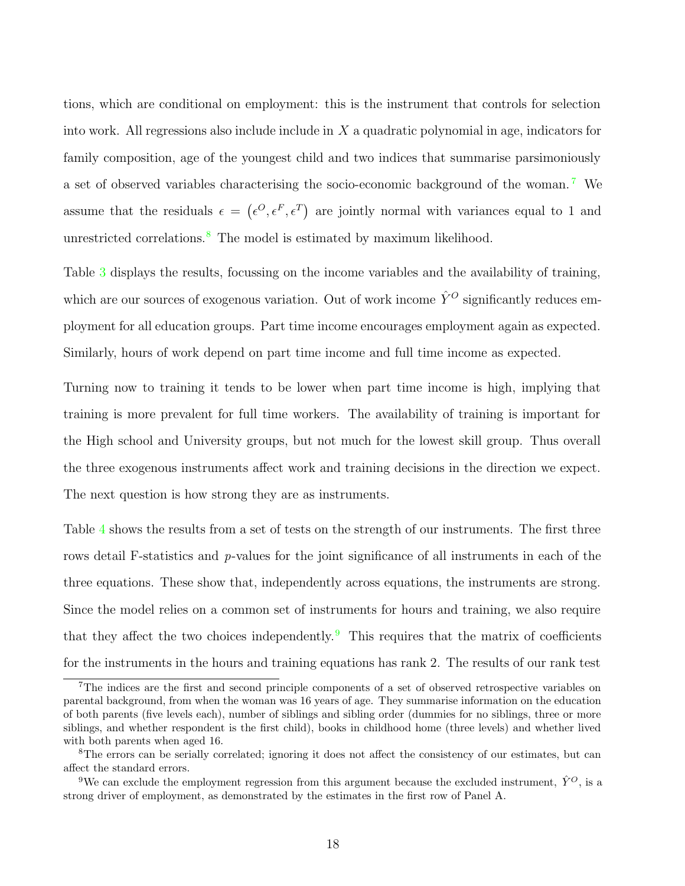tions, which are conditional on employment: this is the instrument that controls for selection into work. All regressions also include include in $X$ a quadratic polynomial in age, indicators for family composition, age of the youngest child and two indices that summarise parsimoniously a set of observed variables characterising the socio-economic background of the woman.[7] We assume that the residuals $\epsilon = \left(\epsilon^O, \epsilon^F, \epsilon^T\right)$ are jointly normal with variances equal to 1 and unrestricted correlations.[8] The model is estimated by maximum likelihood.

Table 3 displays the results, focussing on the income variables and the availability of training, which are our sources of exogenous variation. Out of work income $\hat{Y}^O$ significantly reduces employment for all education groups. Part time income encourages employment again as expected. Similarly, hours of work depend on part time income and full time income as expected.

Turning now to training it tends to be lower when part time income is high, implying that training is more prevalent for full time workers. The availability of training is important for the High school and University groups, but not much for the lowest skill group. Thus overall the three exogenous instruments affect work and training decisions in the direction we expect. The next question is how strong they are as instruments.

Table 4 shows the results from a set of tests on the strength of our instruments. The first three rows detail F-statistics and $p$-values for the joint significance of all instruments in each of the three equations. These show that, independently across equations, the instruments are strong. Since the model relies on a common set of instruments for hours and training, we also require that they affect the two choices independently.[9] This requires that the matrix of coefficients for the instruments in the hours and training equations has rank 2. The results of our rank test

[7] The indices are the first and second principle components of a set of observed retrospective variables on parental background, from when the woman was 16 years of age. They summarise information on the education of both parents (five levels each), number of siblings and sibling order (dummies for no siblings, three or more siblings, and whether respondent is the first child), books in childhood home (three levels) and whether lived with both parents when aged 16.

[8] The errors can be serially correlated; ignoring it does not affect the consistency of our estimates, but can affect the standard errors.

[9] We can exclude the employment regression from this argument because the excluded instrument, $\hat{Y}^O$, is a strong driver of employment, as demonstrated by the estimates in the first row of Panel A.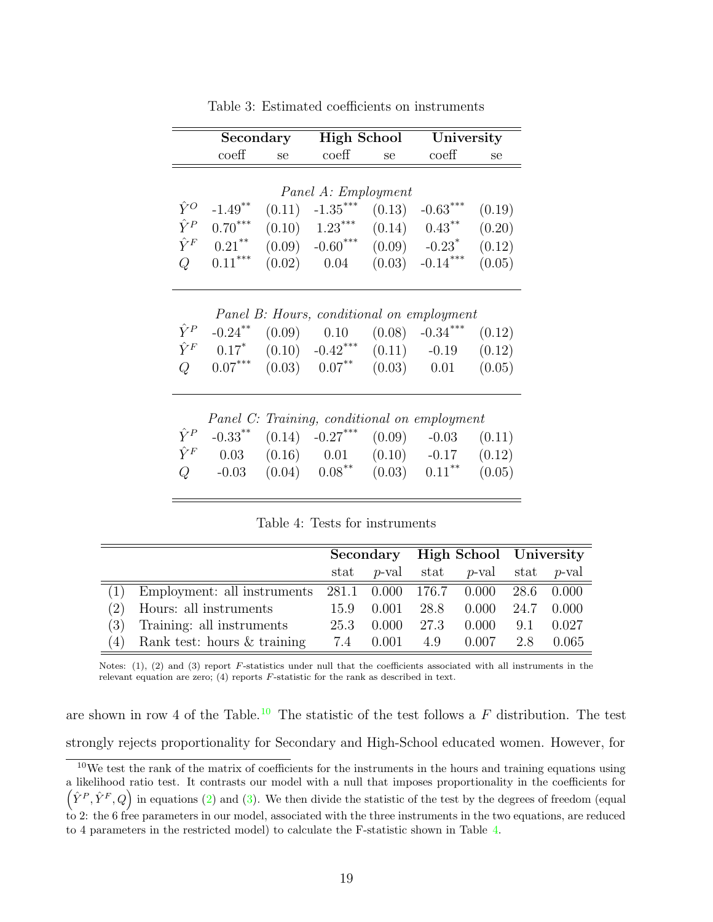Table 3: Estimated coefficients on instruments

| | **Secondary** | | **High School** | | **University** | |
|---|---|---|---|---|---|---|
| | coeff | se | coeff | se | coeff | se |
| | *Panel A: Employment* | | | | | |
| $\hat{Y}^O$ | -1.49** | (0.11) | -1.35*** | (0.13) | -0.63*** | (0.19) |
| $\hat{Y}^P$ | 0.70*** | (0.10) | 1.23*** | (0.14) | 0.43** | (0.20) |
| $\hat{Y}^F$ | 0.21** | (0.09) | -0.60*** | (0.09) | -0.23* | (0.12) |
| $Q$ | 0.11*** | (0.02) | 0.04 | (0.03) | -0.14*** | (0.05) |
| | *Panel B: Hours, conditional on employment* | | | | | |
| $\hat{Y}^P$ | -0.24** | (0.09) | 0.10 | (0.08) | -0.34*** | (0.12) |
| $\hat{Y}^F$ | 0.17* | (0.10) | -0.42*** | (0.11) | -0.19 | (0.12) |
| $Q$ | 0.07*** | (0.03) | 0.07** | (0.03) | 0.01 | (0.05) |
| | *Panel C: Training, conditional on employment* | | | | | |
| $\hat{Y}^P$ | -0.33** | (0.14) | -0.27*** | (0.09) | -0.03 | (0.11) |
| $\hat{Y}^F$ | 0.03 | (0.16) | 0.01 | (0.10) | -0.17 | (0.12) |
| $Q$ | -0.03 | (0.04) | 0.08** | (0.03) | 0.11** | (0.05) |

Table 4: Tests for instruments

| | | **Secondary** | | **High School** | | **University** | |
|---|---|---|---|---|---|---|---|
| | | stat | *p*-val | stat | *p*-val | stat | *p*-val |
| (1) | Employment: all instruments | 281.1 | 0.000 | 176.7 | 0.000 | 28.6 | 0.000 |
| (2) | Hours: all instruments | 15.9 | 0.001 | 28.8 | 0.000 | 24.7 | 0.000 |
| (3) | Training: all instruments | 25.3 | 0.000 | 27.3 | 0.000 | 9.1 | 0.027 |
| (4) | Rank test: hours & training | 7.4 | 0.001 | 4.9 | 0.007 | 2.8 | 0.065 |

Notes: (1), (2) and (3) report $F$-statistics under null that the coefficients associated with all instruments in the relevant equation are zero; (4) reports $F$-statistic for the rank as described in text.

are shown in row 4 of the Table.[10] The statistic of the test follows a $F$ distribution. The test strongly rejects proportionality for Secondary and High-School educated women. However, for

[10] We test the rank of the matrix of coefficients for the instruments in the hours and training equations using a likelihood ratio test. It contrasts our model with a null that imposes proportionality in the coefficients for $\left(\hat{Y}^P, \hat{Y}^F, Q\right)$ in equations (2) and (3). We then divide the statistic of the test by the degrees of freedom (equal to 2: the 6 free parameters in our model, associated with the three instruments in the two equations, are reduced to 4 parameters in the restricted model) to calculate the F-statistic shown in Table 4.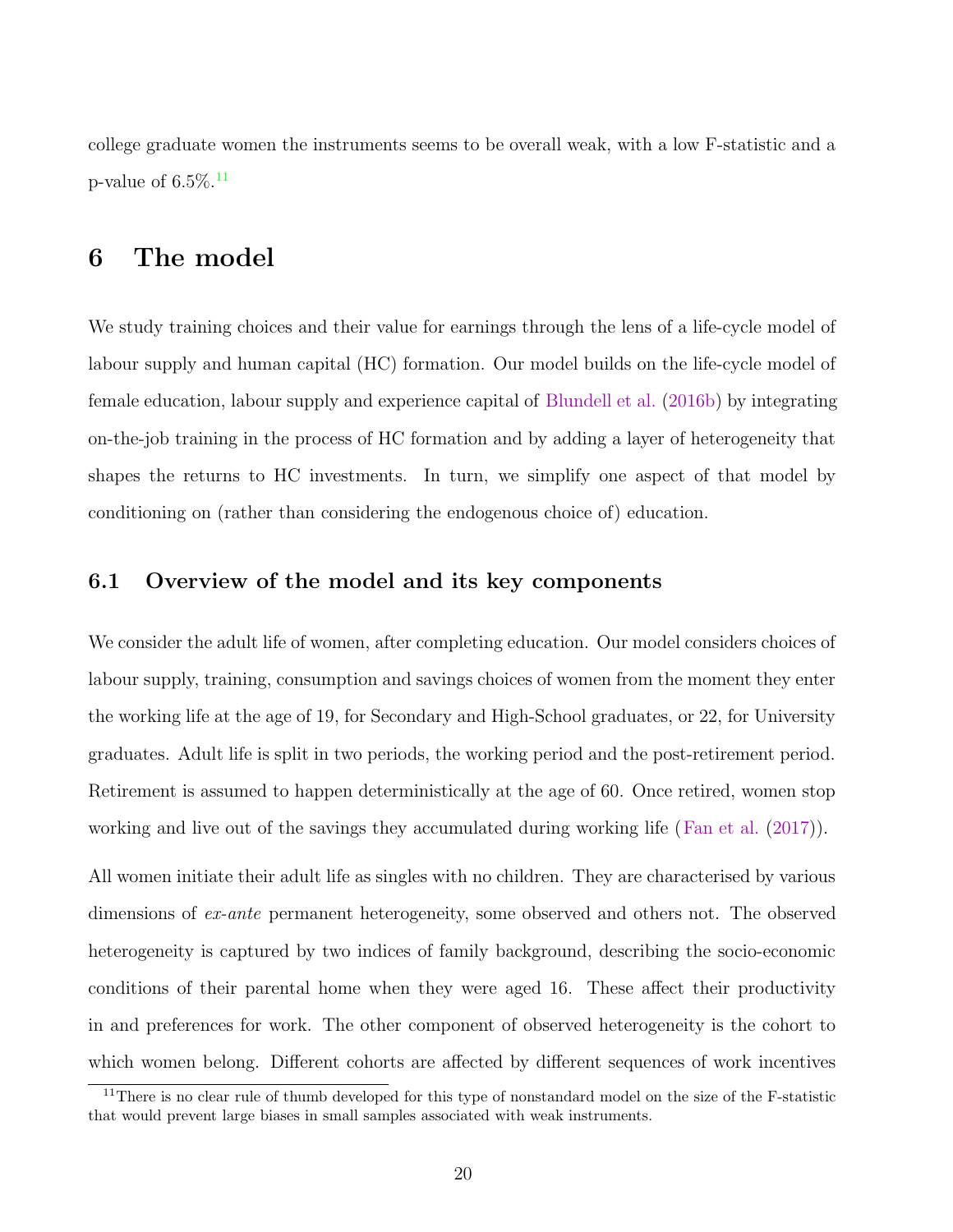college graduate women the instruments seems to be overall weak, with a low F-statistic and a p-value of 6.5%.[11]

# 6 The model

We study training choices and their value for earnings through the lens of a life-cycle model of labour supply and human capital (HC) formation. Our model builds on the life-cycle model of female education, labour supply and experience capital of Blundell et al. (2016b) by integrating on-the-job training in the process of HC formation and by adding a layer of heterogeneity that shapes the returns to HC investments. In turn, we simplify one aspect of that model by conditioning on (rather than considering the endogenous choice of) education.

## 6.1 Overview of the model and its key components

We consider the adult life of women, after completing education. Our model considers choices of labour supply, training, consumption and savings choices of women from the moment they enter the working life at the age of 19, for Secondary and High-School graduates, or 22, for University graduates. Adult life is split in two periods, the working period and the post-retirement period. Retirement is assumed to happen deterministically at the age of 60. Once retired, women stop working and live out of the savings they accumulated during working life (Fan et al. (2017)).

All women initiate their adult life as singles with no children. They are characterised by various dimensions of *ex-ante* permanent heterogeneity, some observed and others not. The observed heterogeneity is captured by two indices of family background, describing the socio-economic conditions of their parental home when they were aged 16. These affect their productivity in and preferences for work. The other component of observed heterogeneity is the cohort to which women belong. Different cohorts are affected by different sequences of work incentives

[11] There is no clear rule of thumb developed for this type of nonstandard model on the size of the F-statistic that would prevent large biases in small samples associated with weak instruments.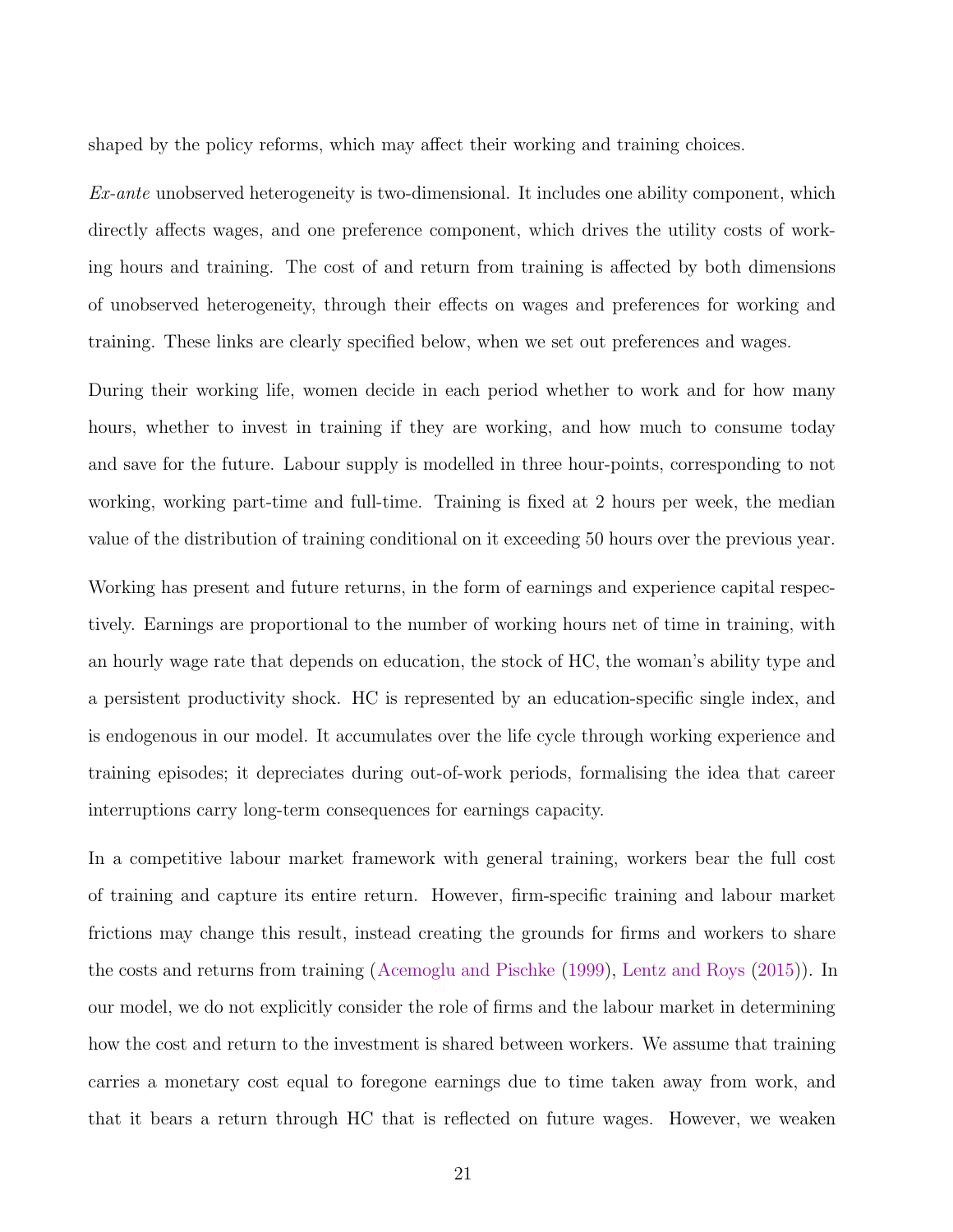shaped by the policy reforms, which may affect their working and training choices.

*Ex-ante* unobserved heterogeneity is two-dimensional. It includes one ability component, which directly affects wages, and one preference component, which drives the utility costs of working hours and training. The cost of and return from training is affected by both dimensions of unobserved heterogeneity, through their effects on wages and preferences for working and training. These links are clearly specified below, when we set out preferences and wages.

During their working life, women decide in each period whether to work and for how many hours, whether to invest in training if they are working, and how much to consume today and save for the future. Labour supply is modelled in three hour-points, corresponding to not working, working part-time and full-time. Training is fixed at 2 hours per week, the median value of the distribution of training conditional on it exceeding 50 hours over the previous year.

Working has present and future returns, in the form of earnings and experience capital respectively. Earnings are proportional to the number of working hours net of time in training, with an hourly wage rate that depends on education, the stock of HC, the woman's ability type and a persistent productivity shock. HC is represented by an education-specific single index, and is endogenous in our model. It accumulates over the life cycle through working experience and training episodes; it depreciates during out-of-work periods, formalising the idea that career interruptions carry long-term consequences for earnings capacity.

In a competitive labour market framework with general training, workers bear the full cost of training and capture its entire return. However, firm-specific training and labour market frictions may change this result, instead creating the grounds for firms and workers to share the costs and returns from training (Acemoglu and Pischke (1999), Lentz and Roys (2015)). In our model, we do not explicitly consider the role of firms and the labour market in determining how the cost and return to the investment is shared between workers. We assume that training carries a monetary cost equal to foregone earnings due to time taken away from work, and that it bears a return through HC that is reflected on future wages. However, we weaken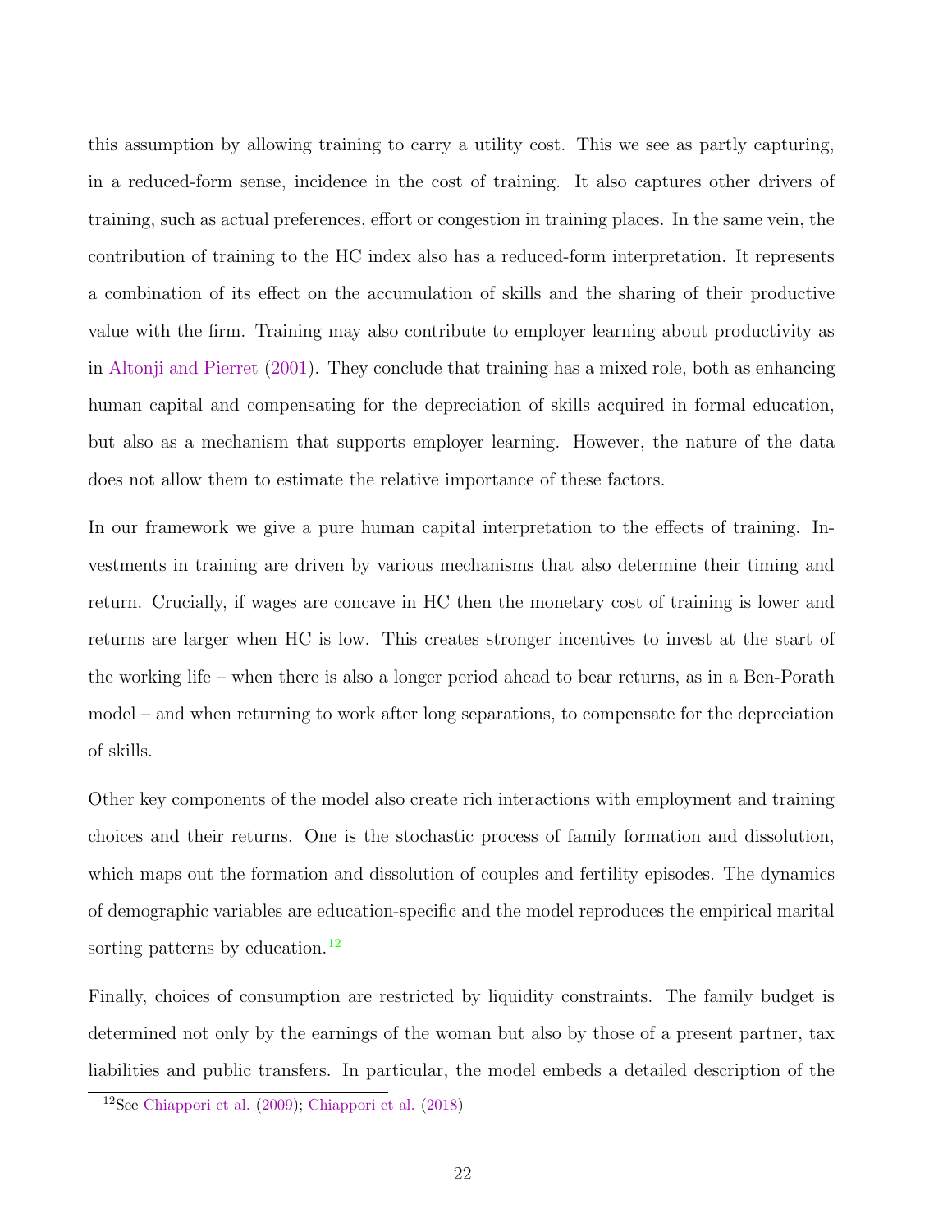this assumption by allowing training to carry a utility cost. This we see as partly capturing, in a reduced-form sense, incidence in the cost of training. It also captures other drivers of training, such as actual preferences, effort or congestion in training places. In the same vein, the contribution of training to the HC index also has a reduced-form interpretation. It represents a combination of its effect on the accumulation of skills and the sharing of their productive value with the firm. Training may also contribute to employer learning about productivity as in Altonji and Pierret (2001). They conclude that training has a mixed role, both as enhancing human capital and compensating for the depreciation of skills acquired in formal education, but also as a mechanism that supports employer learning. However, the nature of the data does not allow them to estimate the relative importance of these factors.

In our framework we give a pure human capital interpretation to the effects of training. Investments in training are driven by various mechanisms that also determine their timing and return. Crucially, if wages are concave in HC then the monetary cost of training is lower and returns are larger when HC is low. This creates stronger incentives to invest at the start of the working life – when there is also a longer period ahead to bear returns, as in a Ben-Porath model – and when returning to work after long separations, to compensate for the depreciation of skills.

Other key components of the model also create rich interactions with employment and training choices and their returns. One is the stochastic process of family formation and dissolution, which maps out the formation and dissolution of couples and fertility episodes. The dynamics of demographic variables are education-specific and the model reproduces the empirical marital sorting patterns by education.[12]

Finally, choices of consumption are restricted by liquidity constraints. The family budget is determined not only by the earnings of the woman but also by those of a present partner, tax liabilities and public transfers. In particular, the model embeds a detailed description of the

[12] See Chiappori et al. (2009); Chiappori et al. (2018)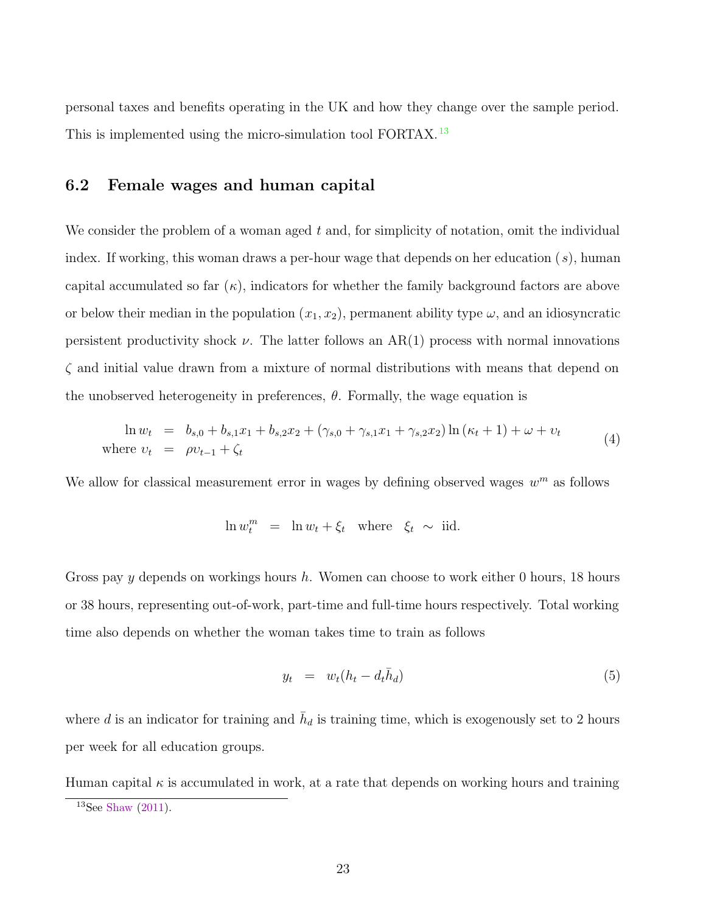personal taxes and benefits operating in the UK and how they change over the sample period. This is implemented using the micro-simulation tool FORTAX.[13]

### 6.2 Female wages and human capital

We consider the problem of a woman aged $t$ and, for simplicity of notation, omit the individual index. If working, this woman draws a per-hour wage that depends on her education ($s$), human capital accumulated so far ($\kappa$), indicators for whether the family background factors are above or below their median in the population ($x_1, x_2$), permanent ability type $\omega$, and an idiosyncratic persistent productivity shock $\nu$. The latter follows an AR(1) process with normal innovations $\zeta$ and initial value drawn from a mixture of normal distributions with means that depend on the unobserved heterogeneity in preferences, $\theta$. Formally, the wage equation is

$$
\begin{aligned}
\ln w_t &= b_{s,0} + b_{s,1}x_1 + b_{s,2}x_2 + (\gamma_{s,0} + \gamma_{s,1}x_1 + \gamma_{s,2}x_2)\ln(\kappa_t + 1) + \omega + \upsilon_t \\
\text{where } \upsilon_t &= \rho\upsilon_{t-1} + \zeta_t
\end{aligned}
\tag{4}
$$

We allow for classical measurement error in wages by defining observed wages $w^m$ as follows

$$
\ln w_t^m = \ln w_t + \xi_t \quad \text{where} \quad \xi_t \sim \text{iid.}
$$

Gross pay $y$ depends on workings hours $h$. Women can choose to work either 0 hours, 18 hours or 38 hours, representing out-of-work, part-time and full-time hours respectively. Total working time also depends on whether the woman takes time to train as follows

$$
y_t = w_t(h_t - d_t\bar{h}_d) \tag{5}
$$

where $d$ is an indicator for training and $\bar{h}_d$ is training time, which is exogenously set to 2 hours per week for all education groups.

Human capital $\kappa$ is accumulated in work, at a rate that depends on working hours and training

[13] See Shaw (2011).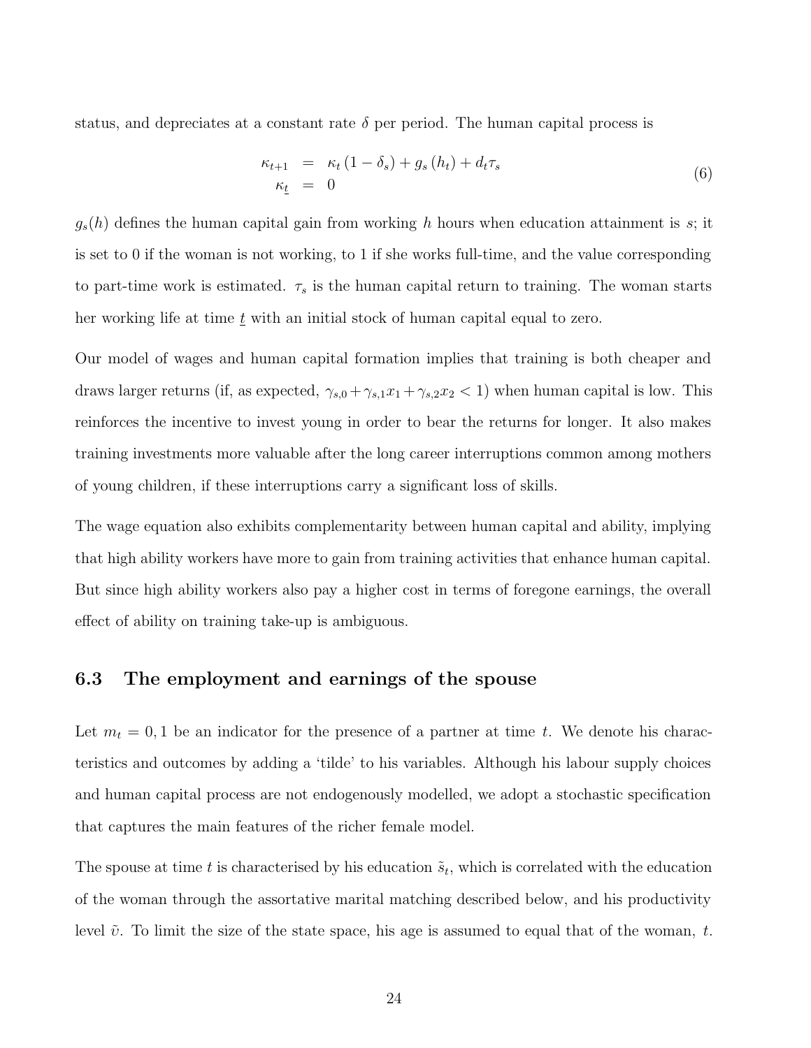status, and depreciates at a constant rate $\delta$ per period. The human capital process is

$$
\begin{aligned}
\kappa_{t+1} &= \kappa_t (1 - \delta_s) + g_s (h_t) + d_t \tau_s \\
\kappa_{\underline{t}} &= 0
\end{aligned}
\tag{6}
$$

$g_s(h)$ defines the human capital gain from working $h$ hours when education attainment is $s$; it is set to 0 if the woman is not working, to 1 if she works full-time, and the value corresponding to part-time work is estimated. $\tau_s$ is the human capital return to training. The woman starts her working life at time $\underline{t}$ with an initial stock of human capital equal to zero.

Our model of wages and human capital formation implies that training is both cheaper and draws larger returns (if, as expected, $\gamma_{s,0} + \gamma_{s,1} x_1 + \gamma_{s,2} x_2 < 1$) when human capital is low. This reinforces the incentive to invest young in order to bear the returns for longer. It also makes training investments more valuable after the long career interruptions common among mothers of young children, if these interruptions carry a significant loss of skills.

The wage equation also exhibits complementarity between human capital and ability, implying that high ability workers have more to gain from training activities that enhance human capital. But since high ability workers also pay a higher cost in terms of foregone earnings, the overall effect of ability on training take-up is ambiguous.

### 6.3 The employment and earnings of the spouse

Let $m_t = 0, 1$ be an indicator for the presence of a partner at time $t$. We denote his characteristics and outcomes by adding a 'tilde' to his variables. Although his labour supply choices and human capital process are not endogenously modelled, we adopt a stochastic specification that captures the main features of the richer female model.

The spouse at time $t$ is characterised by his education $\tilde{s}_t$, which is correlated with the education of the woman through the assortative marital matching described below, and his productivity level $\tilde{\upsilon}$. To limit the size of the state space, his age is assumed to equal that of the woman, $t$.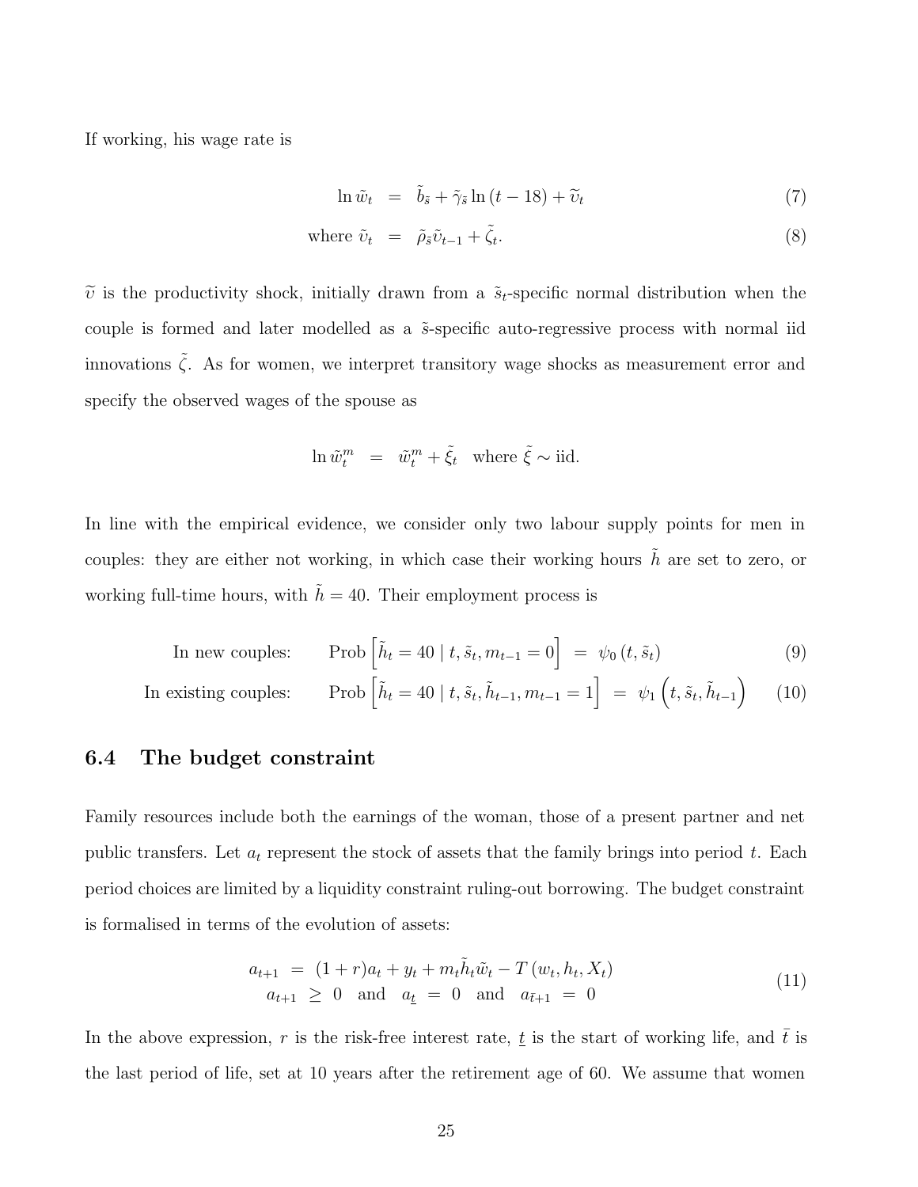If working, his wage rate is

$$
\begin{aligned}
\ln \tilde{w}_t &= \tilde{b}_{\tilde{s}} + \tilde{\gamma}_{\tilde{s}} \ln (t - 18) + \widetilde{\upsilon}_t & (7) \\
\text{where } \tilde{\upsilon}_t &= \tilde{\rho}_{\tilde{s}} \tilde{\upsilon}_{t-1} + \tilde{\zeta}_t. & (8)
\end{aligned}
$$

$\widetilde{\upsilon}$ is the productivity shock, initially drawn from a $\tilde{s}_t$-specific normal distribution when the couple is formed and later modelled as a $\tilde{s}$-specific auto-regressive process with normal iid innovations $\tilde{\zeta}$. As for women, we interpret transitory wage shocks as measurement error and specify the observed wages of the spouse as

$$
\ln \tilde{w}_t^m = \tilde{w}_t^m + \tilde{\xi}_t \quad \text{where } \tilde{\xi} \sim \text{iid}.
$$

In line with the empirical evidence, we consider only two labour supply points for men in couples: they are either not working, in which case their working hours $\tilde{h}$ are set to zero, or working full-time hours, with $\tilde{h} = 40$. Their employment process is

$$
\begin{aligned}
&\text{In new couples:} \quad && \text{Prob}\left[\tilde{h}_t = 40 \mid t, \tilde{s}_t, m_{t-1} = 0\right] = \psi_0\left(t, \tilde{s}_t\right) & (9) \\
&\text{In existing couples:} \quad && \text{Prob}\left[\tilde{h}_t = 40 \mid t, \tilde{s}_t, \tilde{h}_{t-1}, m_{t-1} = 1\right] = \psi_1\left(t, \tilde{s}_t, \tilde{h}_{t-1}\right) & (10)
\end{aligned}
$$

### 6.4 The budget constraint

Family resources include both the earnings of the woman, those of a present partner and net public transfers. Let $a_t$ represent the stock of assets that the family brings into period $t$. Each period choices are limited by a liquidity constraint ruling-out borrowing. The budget constraint is formalised in terms of the evolution of assets:

$$
\begin{aligned}
a_{t+1} &= (1+r)a_t + y_t + m_t \tilde{h}_t \tilde{w}_t - T\left(w_t, h_t, X_t\right) \\
a_{t+1} &\geq 0 \quad \text{and} \quad a_{\underline{t}} = 0 \quad \text{and} \quad a_{\bar{t}+1} = 0
\end{aligned}
\tag{11}
$$

In the above expression, $r$ is the risk-free interest rate, $\underline{t}$ is the start of working life, and $\bar{t}$ is the last period of life, set at 10 years after the retirement age of 60. We assume that women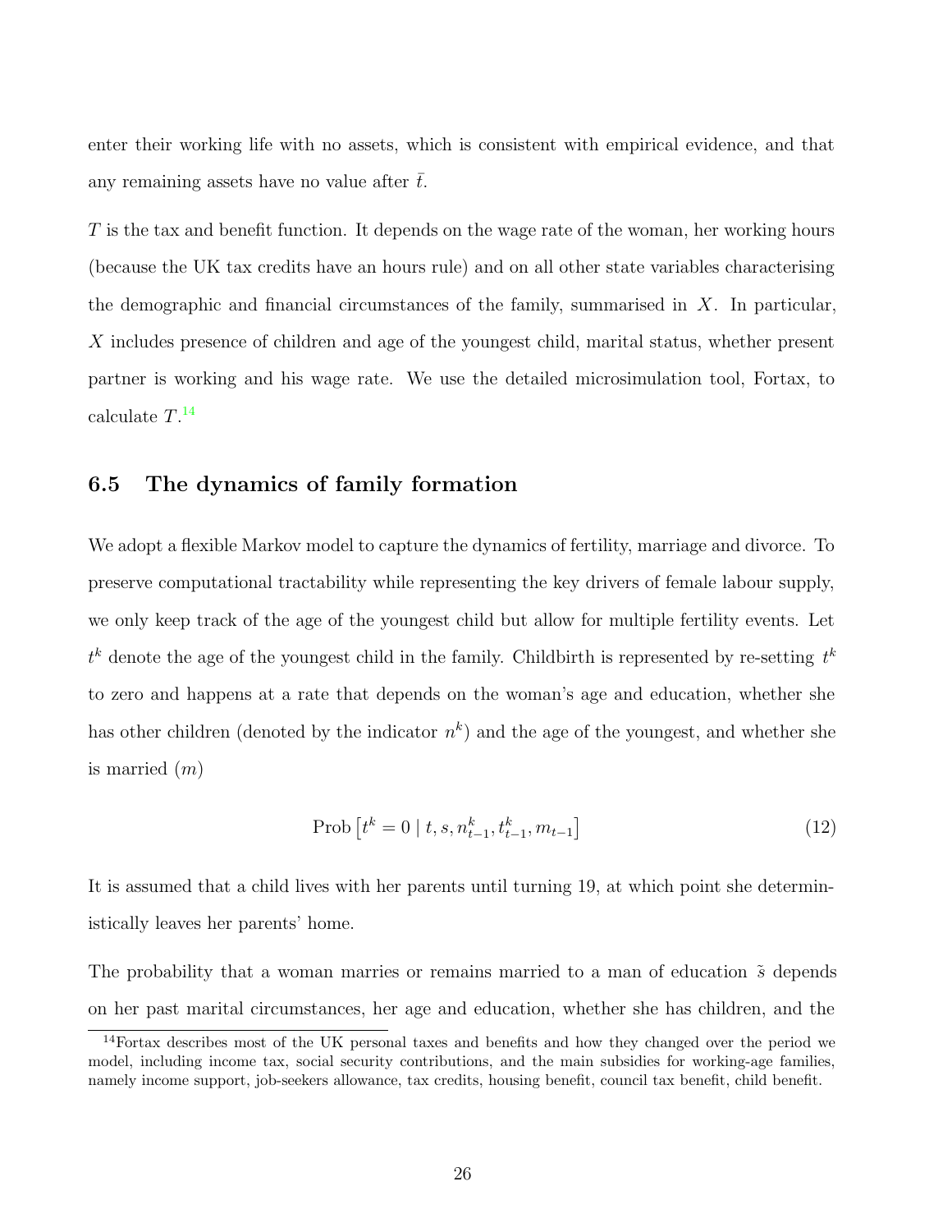enter their working life with no assets, which is consistent with empirical evidence, and that any remaining assets have no value after $\bar{t}$.

$T$ is the tax and benefit function. It depends on the wage rate of the woman, her working hours (because the UK tax credits have an hours rule) and on all other state variables characterising the demographic and financial circumstances of the family, summarised in $X$. In particular, $X$ includes presence of children and age of the youngest child, marital status, whether present partner is working and his wage rate. We use the detailed microsimulation tool, Fortax, to calculate $T$.[14]

### 6.5 The dynamics of family formation

We adopt a flexible Markov model to capture the dynamics of fertility, marriage and divorce. To preserve computational tractability while representing the key drivers of female labour supply, we only keep track of the age of the youngest child but allow for multiple fertility events. Let $t^k$ denote the age of the youngest child in the family. Childbirth is represented by re-setting $t^k$ to zero and happens at a rate that depends on the woman's age and education, whether she has other children (denoted by the indicator $n^k$) and the age of the youngest, and whether she is married ($m$)

$$\text{Prob}\left[t^k = 0 \mid t, s, n^k_{t-1}, t^k_{t-1}, m_{t-1}\right] \tag{12}$$

It is assumed that a child lives with her parents until turning 19, at which point she deterministically leaves her parents' home.

The probability that a woman marries or remains married to a man of education $\tilde{s}$ depends on her past marital circumstances, her age and education, whether she has children, and the

[14] Fortax describes most of the UK personal taxes and benefits and how they changed over the period we model, including income tax, social security contributions, and the main subsidies for working-age families, namely income support, job-seekers allowance, tax credits, housing benefit, council tax benefit, child benefit.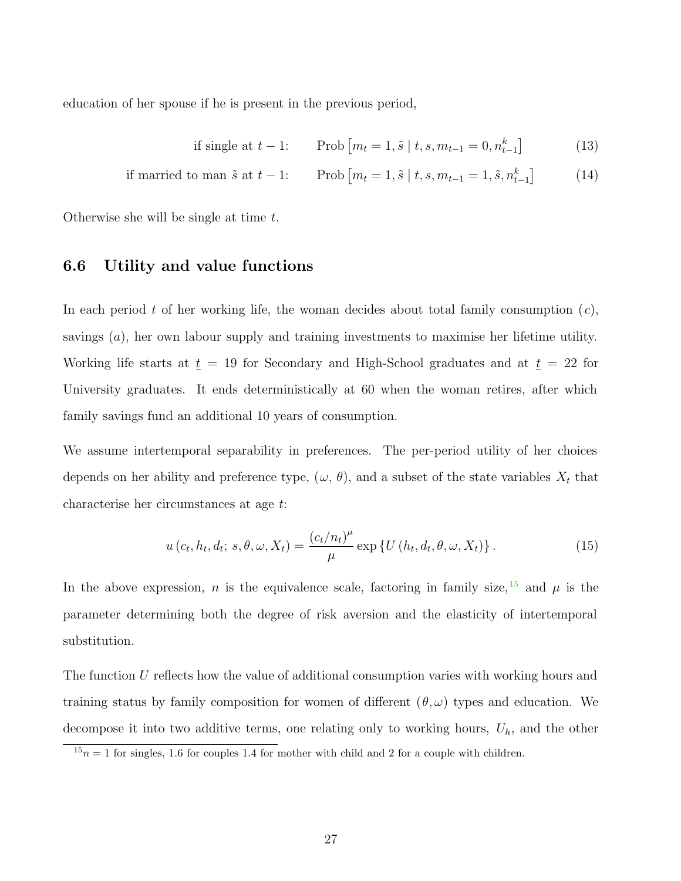education of her spouse if he is present in the previous period,

$$\text{if single at } t-1: \qquad \text{Prob}\left[m_t = 1, \tilde{s} \mid t, s, m_{t-1} = 0, n^k_{t-1}\right] \tag{13}$$

$$\text{if married to man } \tilde{s} \text{ at } t-1: \qquad \text{Prob}\left[m_t = 1, \tilde{s} \mid t, s, m_{t-1} = 1, \tilde{s}, n^k_{t-1}\right] \tag{14}$$

Otherwise she will be single at time $t$.

### 6.6 Utility and value functions

In each period $t$ of her working life, the woman decides about total family consumption ($c$), savings ($a$), her own labour supply and training investments to maximise her lifetime utility. Working life starts at $\underline{t} = 19$ for Secondary and High-School graduates and at $\underline{t} = 22$ for University graduates. It ends deterministically at 60 when the woman retires, after which family savings fund an additional 10 years of consumption.

We assume intertemporal separability in preferences. The per-period utility of her choices depends on her ability and preference type, ($\omega$, $\theta$), and a subset of the state variables $X_t$ that characterise her circumstances at age $t$:

$$u\left(c_t, h_t, d_t;\, s, \theta, \omega, X_t\right) = \frac{(c_t/n_t)^{\mu}}{\mu} \exp\left\{U\left(h_t, d_t, \theta, \omega, X_t\right)\right\}. \tag{15}$$

In the above expression, $n$ is the equivalence scale, factoring in family size,[15] and $\mu$ is the parameter determining both the degree of risk aversion and the elasticity of intertemporal substitution.

The function $U$ reflects how the value of additional consumption varies with working hours and training status by family composition for women of different $(\theta, \omega)$ types and education. We decompose it into two additive terms, one relating only to working hours, $U_h$, and the other

[15] $n = 1$ for singles, 1.6 for couples 1.4 for mother with child and 2 for a couple with children.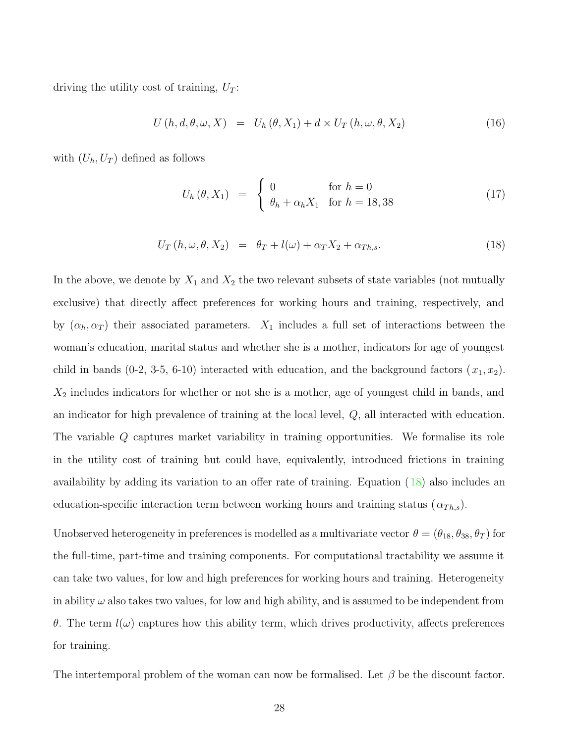driving the utility cost of training, $U_T$:

$$U\left(h,d,\theta,\omega,X\right) \;=\; U_h\left(\theta,X_1\right) + d \times U_T\left(h,\omega,\theta,X_2\right) \tag{16}$$

with $(U_h, U_T)$ defined as follows

$$U_h\left(\theta,X_1\right) \;=\; \begin{cases} 0 & \text{for } h=0 \\ \theta_h + \alpha_h X_1 & \text{for } h=18,38 \end{cases} \tag{17}$$

$$U_T\left(h,\omega,\theta,X_2\right) \;=\; \theta_T + l(\omega) + \alpha_T X_2 + \alpha_{Th,s}. \tag{18}$$

In the above, we denote by $X_1$ and $X_2$ the two relevant subsets of state variables (not mutually exclusive) that directly affect preferences for working hours and training, respectively, and by $(\alpha_h, \alpha_T)$ their associated parameters. $X_1$ includes a full set of interactions between the woman's education, marital status and whether she is a mother, indicators for age of youngest child in bands (0-2, 3-5, 6-10) interacted with education, and the background factors ($x_1, x_2$). $X_2$ includes indicators for whether or not she is a mother, age of youngest child in bands, and an indicator for high prevalence of training at the local level, $Q$, all interacted with education. The variable $Q$ captures market variability in training opportunities. We formalise its role in the utility cost of training but could have, equivalently, introduced frictions in training availability by adding its variation to an offer rate of training. Equation (18) also includes an education-specific interaction term between working hours and training status ($\alpha_{Th,s}$).

Unobserved heterogeneity in preferences is modelled as a multivariate vector $\theta = (\theta_{18}, \theta_{38}, \theta_T)$ for the full-time, part-time and training components. For computational tractability we assume it can take two values, for low and high preferences for working hours and training. Heterogeneity in ability $\omega$ also takes two values, for low and high ability, and is assumed to be independent from $\theta$. The term $l(\omega)$ captures how this ability term, which drives productivity, affects preferences for training.

The intertemporal problem of the woman can now be formalised. Let $\beta$ be the discount factor.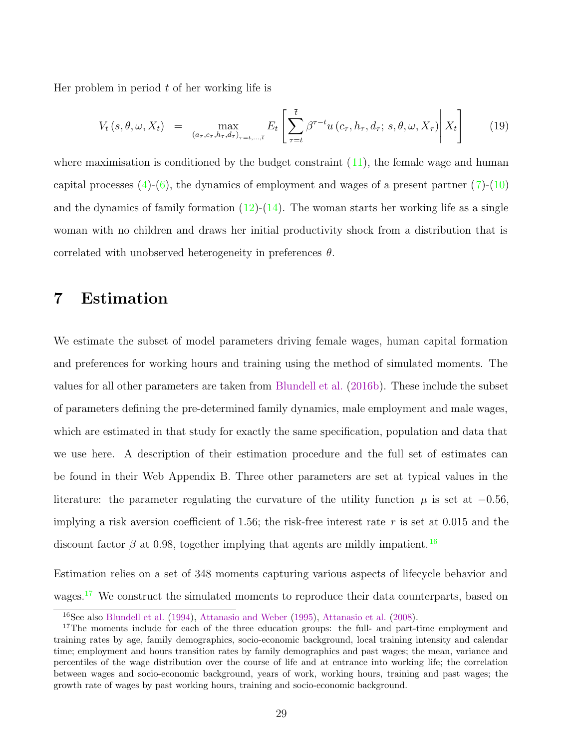Her problem in period $t$ of her working life is

$$V_t(s,\theta,\omega,X_t) = \max_{(a_\tau,c_\tau,h_\tau,d_\tau)_{\tau=t,\ldots,\bar{t}}} E_t\left[\sum_{\tau=t}^{\bar{t}} \beta^{\tau-t} u(c_\tau,h_\tau,d_\tau;\, s,\theta,\omega,X_\tau)\middle| X_t\right] \qquad (19)$$

where maximisation is conditioned by the budget constraint (11), the female wage and human capital processes (4)-(6), the dynamics of employment and wages of a present partner (7)-(10) and the dynamics of family formation (12)-(14). The woman starts her working life as a single woman with no children and draws her initial productivity shock from a distribution that is correlated with unobserved heterogeneity in preferences $\theta$.

# 7 Estimation

We estimate the subset of model parameters driving female wages, human capital formation and preferences for working hours and training using the method of simulated moments. The values for all other parameters are taken from Blundell et al. (2016b). These include the subset of parameters defining the pre-determined family dynamics, male employment and male wages, which are estimated in that study for exactly the same specification, population and data that we use here. A description of their estimation procedure and the full set of estimates can be found in their Web Appendix B. Three other parameters are set at typical values in the literature: the parameter regulating the curvature of the utility function $\mu$ is set at $-0.56$, implying a risk aversion coefficient of 1.56; the risk-free interest rate $r$ is set at 0.015 and the discount factor $\beta$ at 0.98, together implying that agents are mildly impatient.[16]

Estimation relies on a set of 348 moments capturing various aspects of lifecycle behavior and wages.[17] We construct the simulated moments to reproduce their data counterparts, based on

[16] See also Blundell et al. (1994), Attanasio and Weber (1995), Attanasio et al. (2008).

[17] The moments include for each of the three education groups: the full- and part-time employment and training rates by age, family demographics, socio-economic background, local training intensity and calendar time; employment and hours transition rates by family demographics and past wages; the mean, variance and percentiles of the wage distribution over the course of life and at entrance into working life; the correlation between wages and socio-economic background, years of work, working hours, training and past wages; the growth rate of wages by past working hours, training and socio-economic background.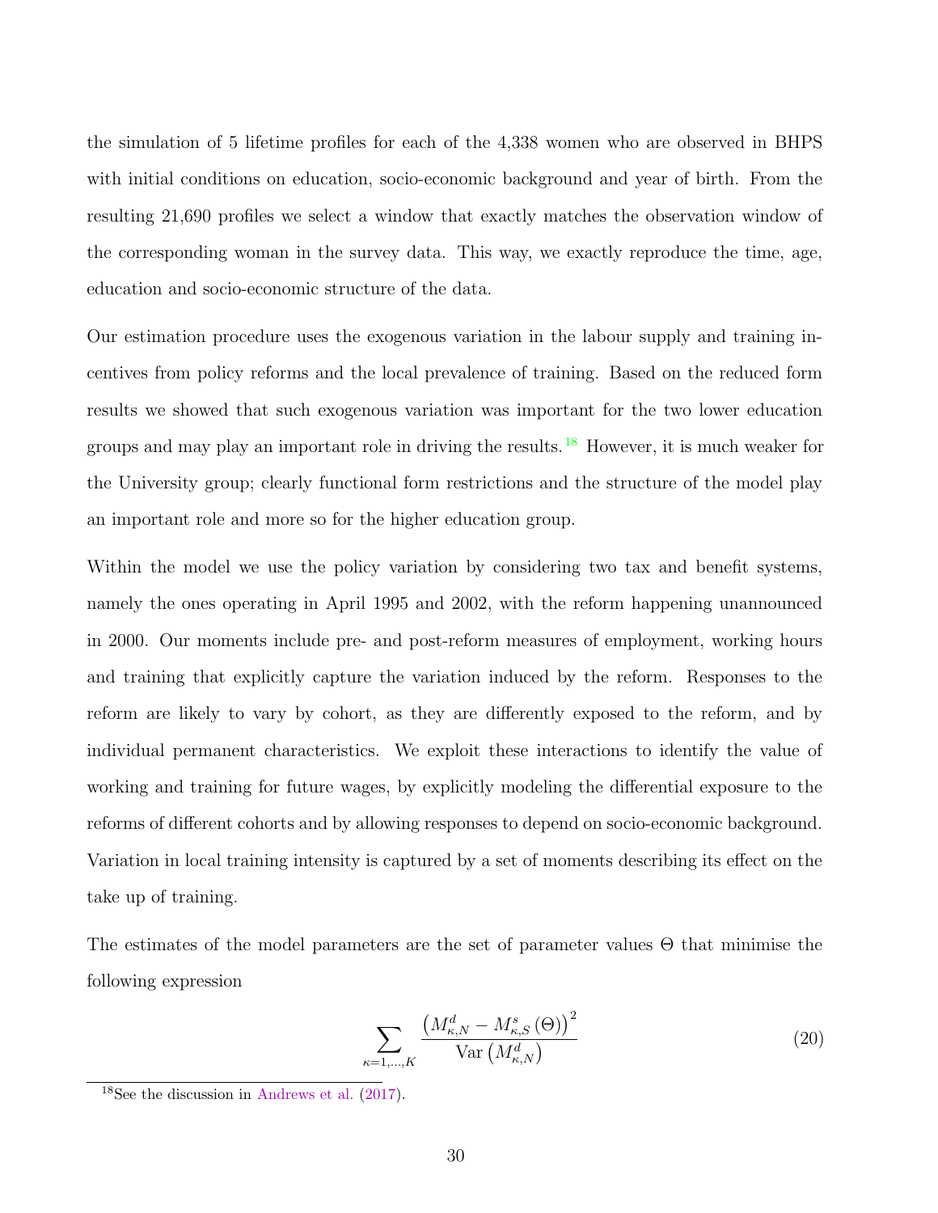the simulation of 5 lifetime profiles for each of the 4,338 women who are observed in BHPS with initial conditions on education, socio-economic background and year of birth. From the resulting 21,690 profiles we select a window that exactly matches the observation window of the corresponding woman in the survey data. This way, we exactly reproduce the time, age, education and socio-economic structure of the data.

Our estimation procedure uses the exogenous variation in the labour supply and training incentives from policy reforms and the local prevalence of training. Based on the reduced form results we showed that such exogenous variation was important for the two lower education groups and may play an important role in driving the results.[18] However, it is much weaker for the University group; clearly functional form restrictions and the structure of the model play an important role and more so for the higher education group.

Within the model we use the policy variation by considering two tax and benefit systems, namely the ones operating in April 1995 and 2002, with the reform happening unannounced in 2000. Our moments include pre- and post-reform measures of employment, working hours and training that explicitly capture the variation induced by the reform. Responses to the reform are likely to vary by cohort, as they are differently exposed to the reform, and by individual permanent characteristics. We exploit these interactions to identify the value of working and training for future wages, by explicitly modeling the differential exposure to the reforms of different cohorts and by allowing responses to depend on socio-economic background. Variation in local training intensity is captured by a set of moments describing its effect on the take up of training.

The estimates of the model parameters are the set of parameter values $\Theta$ that minimise the following expression

$$\sum_{\kappa=1,\ldots,K} \frac{\left(M^d_{\kappa,N} - M^s_{\kappa,S}\left(\Theta\right)\right)^2}{\mathrm{Var}\left(M^d_{\kappa,N}\right)} \tag{20}$$

[18] See the discussion in Andrews et al. (2017).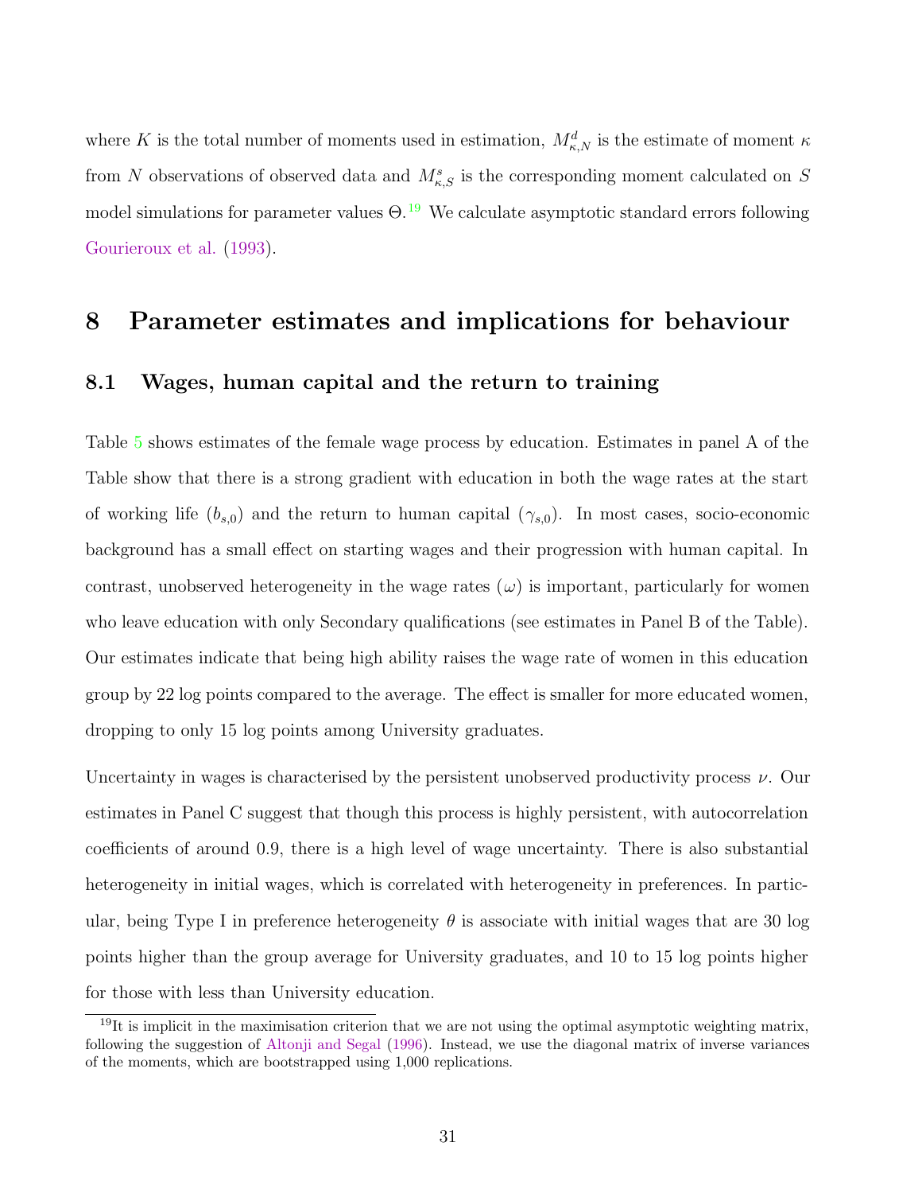where $K$ is the total number of moments used in estimation, $M^d_{\kappa,N}$ is the estimate of moment $\kappa$ from $N$ observations of observed data and $M^s_{\kappa,S}$ is the corresponding moment calculated on $S$ model simulations for parameter values $\Theta$.[19] We calculate asymptotic standard errors following Gourieroux et al. (1993).

# 8 Parameter estimates and implications for behaviour

## 8.1 Wages, human capital and the return to training

Table 5 shows estimates of the female wage process by education. Estimates in panel A of the Table show that there is a strong gradient with education in both the wage rates at the start of working life ($b_{s,0}$) and the return to human capital ($\gamma_{s,0}$). In most cases, socio-economic background has a small effect on starting wages and their progression with human capital. In contrast, unobserved heterogeneity in the wage rates ($\omega$) is important, particularly for women who leave education with only Secondary qualifications (see estimates in Panel B of the Table). Our estimates indicate that being high ability raises the wage rate of women in this education group by 22 log points compared to the average. The effect is smaller for more educated women, dropping to only 15 log points among University graduates.

Uncertainty in wages is characterised by the persistent unobserved productivity process $\nu$. Our estimates in Panel C suggest that though this process is highly persistent, with autocorrelation coefficients of around 0.9, there is a high level of wage uncertainty. There is also substantial heterogeneity in initial wages, which is correlated with heterogeneity in preferences. In particular, being Type I in preference heterogeneity $\theta$ is associate with initial wages that are 30 log points higher than the group average for University graduates, and 10 to 15 log points higher for those with less than University education.

[19] It is implicit in the maximisation criterion that we are not using the optimal asymptotic weighting matrix, following the suggestion of Altonji and Segal (1996). Instead, we use the diagonal matrix of inverse variances of the moments, which are bootstrapped using 1,000 replications.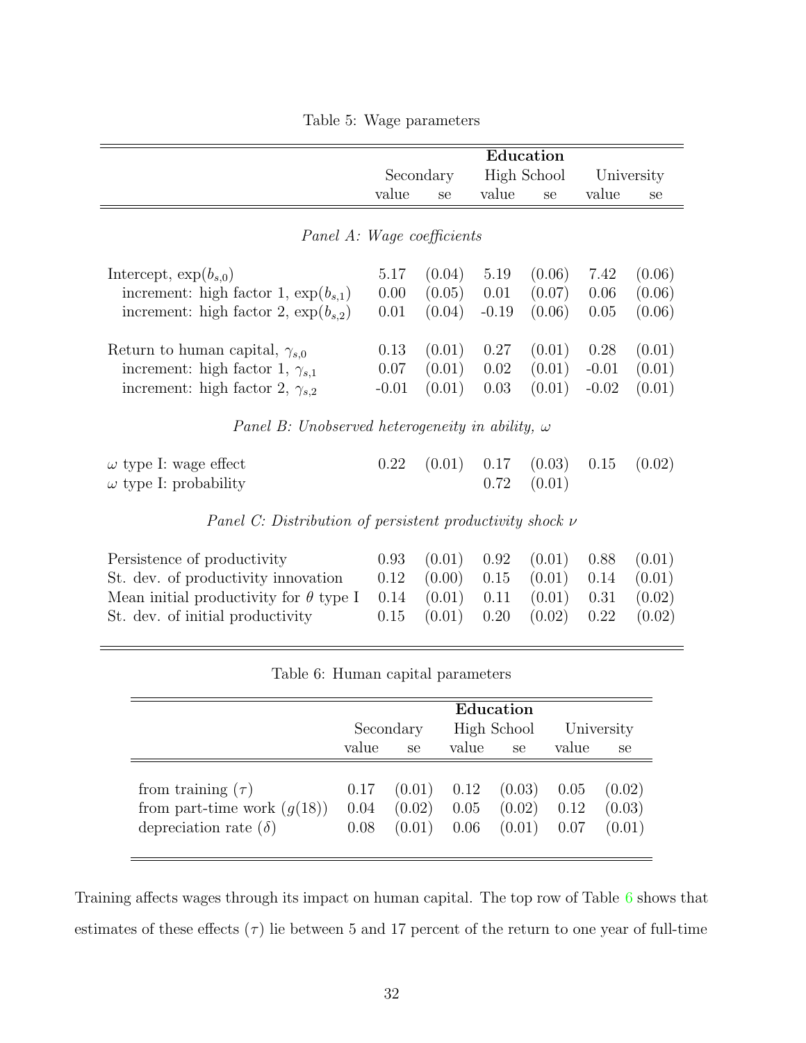Table 5: Wage parameters

| | Education | | | | | |
|---|---|---|---|---|---|---|
| | Secondary | | High School | | University | |
| | value | se | value | se | value | se |
| *Panel A: Wage coefficients* | | | | | | |
| Intercept, $\exp(b_{s,0})$ | 5.17 | (0.04) | 5.19 | (0.06) | 7.42 | (0.06) |
| increment: high factor 1, $\exp(b_{s,1})$ | 0.00 | (0.05) | 0.01 | (0.07) | 0.06 | (0.06) |
| increment: high factor 2, $\exp(b_{s,2})$ | 0.01 | (0.04) | -0.19 | (0.06) | 0.05 | (0.06) |
| Return to human capital, $\gamma_{s,0}$ | 0.13 | (0.01) | 0.27 | (0.01) | 0.28 | (0.01) |
| increment: high factor 1, $\gamma_{s,1}$ | 0.07 | (0.01) | 0.02 | (0.01) | -0.01 | (0.01) |
| increment: high factor 2, $\gamma_{s,2}$ | -0.01 | (0.01) | 0.03 | (0.01) | -0.02 | (0.01) |
| *Panel B: Unobserved heterogeneity in ability, $\omega$* | | | | | | |
| $\omega$ type I: wage effect | 0.22 | (0.01) | 0.17 | (0.03) | 0.15 | (0.02) |
| $\omega$ type I: probability | | | 0.72 | (0.01) | | |
| *Panel C: Distribution of persistent productivity shock $\nu$* | | | | | | |
| Persistence of productivity | 0.93 | (0.01) | 0.92 | (0.01) | 0.88 | (0.01) |
| St. dev. of productivity innovation | 0.12 | (0.00) | 0.15 | (0.01) | 0.14 | (0.01) |
| Mean initial productivity for $\theta$ type I | 0.14 | (0.01) | 0.11 | (0.01) | 0.31 | (0.02) |
| St. dev. of initial productivity | 0.15 | (0.01) | 0.20 | (0.02) | 0.22 | (0.02) |

Table 6: Human capital parameters

| | Education | | | | | |
|---|---|---|---|---|---|---|
| | Secondary | | High School | | University | |
| | value | se | value | se | value | se |
| from training ($\tau$) | 0.17 | (0.01) | 0.12 | (0.03) | 0.05 | (0.02) |
| from part-time work ($g(18)$) | 0.04 | (0.02) | 0.05 | (0.02) | 0.12 | (0.03) |
| depreciation rate ($\delta$) | 0.08 | (0.01) | 0.06 | (0.01) | 0.07 | (0.01) |

Training affects wages through its impact on human capital. The top row of Table 6 shows that estimates of these effects ($\tau$) lie between 5 and 17 percent of the return to one year of full-time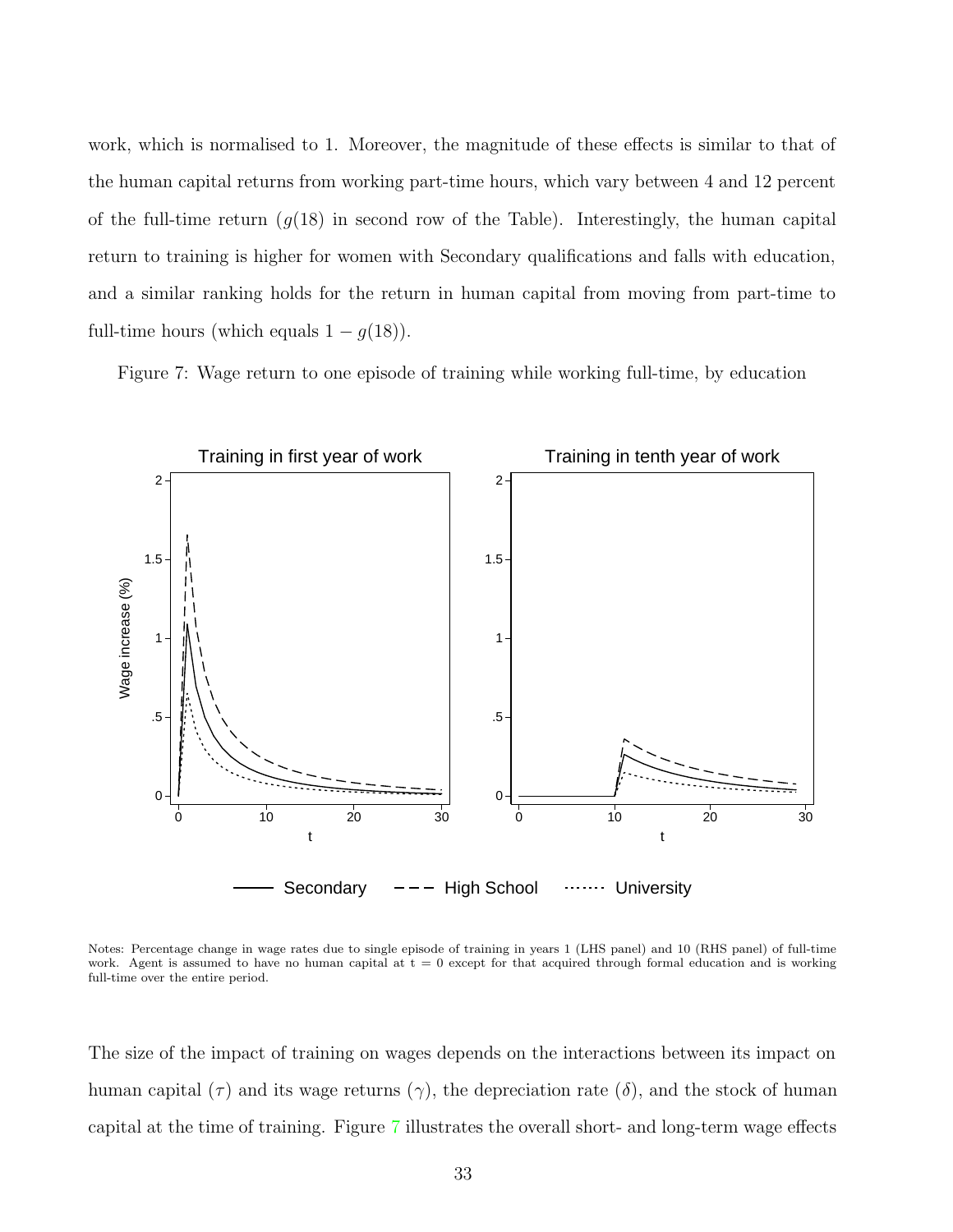work, which is normalised to 1. Moreover, the magnitude of these effects is similar to that of the human capital returns from working part-time hours, which vary between 4 and 12 percent of the full-time return ($g(18)$ in second row of the Table). Interestingly, the human capital return to training is higher for women with Secondary qualifications and falls with education, and a similar ranking holds for the return in human capital from moving from part-time to full-time hours (which equals $1 - g(18)$).

Figure 7: Wage return to one episode of training while working full-time, by education

Notes: Percentage change in wage rates due to single episode of training in years 1 (LHS panel) and 10 (RHS panel) of full-time work. Agent is assumed to have no human capital at t = 0 except for that acquired through formal education and is working full-time over the entire period.

The size of the impact of training on wages depends on the interactions between its impact on human capital ($\tau$) and its wage returns ($\gamma$), the depreciation rate ($\delta$), and the stock of human capital at the time of training. Figure 7 illustrates the overall short- and long-term wage effects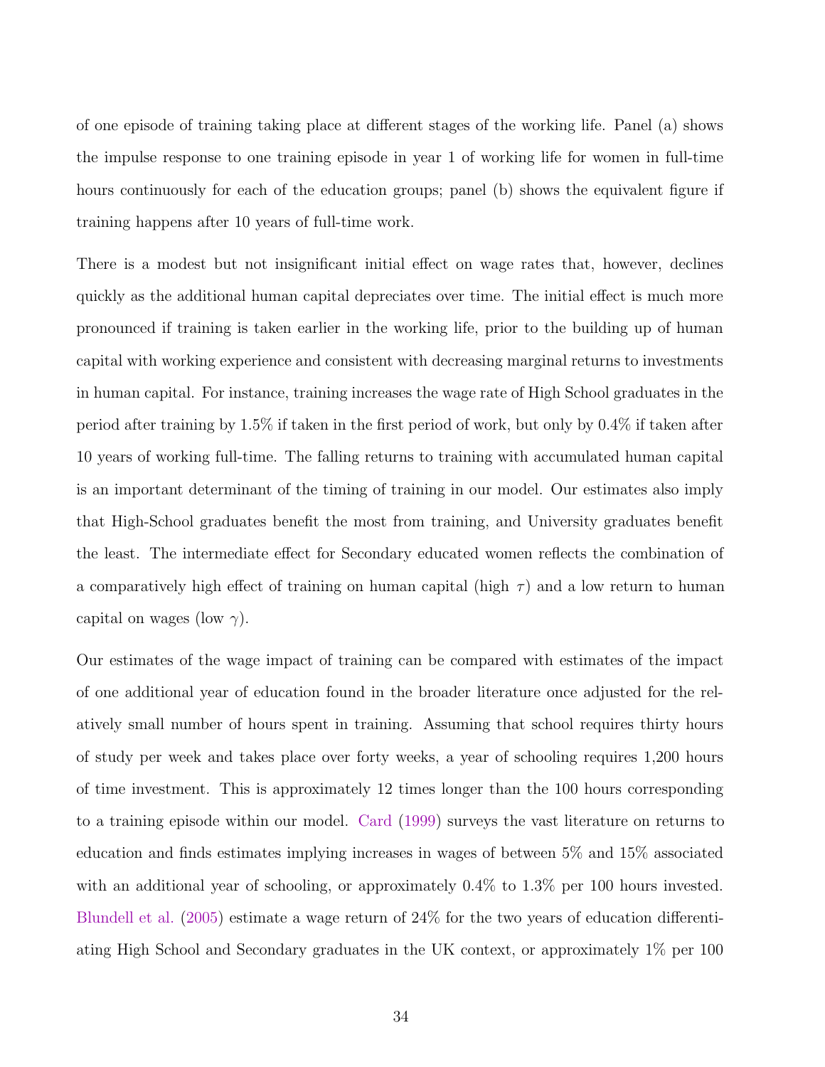of one episode of training taking place at different stages of the working life. Panel (a) shows the impulse response to one training episode in year 1 of working life for women in full-time hours continuously for each of the education groups; panel (b) shows the equivalent figure if training happens after 10 years of full-time work.

There is a modest but not insignificant initial effect on wage rates that, however, declines quickly as the additional human capital depreciates over time. The initial effect is much more pronounced if training is taken earlier in the working life, prior to the building up of human capital with working experience and consistent with decreasing marginal returns to investments in human capital. For instance, training increases the wage rate of High School graduates in the period after training by 1.5% if taken in the first period of work, but only by 0.4% if taken after 10 years of working full-time. The falling returns to training with accumulated human capital is an important determinant of the timing of training in our model. Our estimates also imply that High-School graduates benefit the most from training, and University graduates benefit the least. The intermediate effect for Secondary educated women reflects the combination of a comparatively high effect of training on human capital (high $\tau$) and a low return to human capital on wages (low $\gamma$).

Our estimates of the wage impact of training can be compared with estimates of the impact of one additional year of education found in the broader literature once adjusted for the relatively small number of hours spent in training. Assuming that school requires thirty hours of study per week and takes place over forty weeks, a year of schooling requires 1,200 hours of time investment. This is approximately 12 times longer than the 100 hours corresponding to a training episode within our model. Card (1999) surveys the vast literature on returns to education and finds estimates implying increases in wages of between 5% and 15% associated with an additional year of schooling, or approximately 0.4% to 1.3% per 100 hours invested. Blundell et al. (2005) estimate a wage return of 24% for the two years of education differentiating High School and Secondary graduates in the UK context, or approximately 1% per 100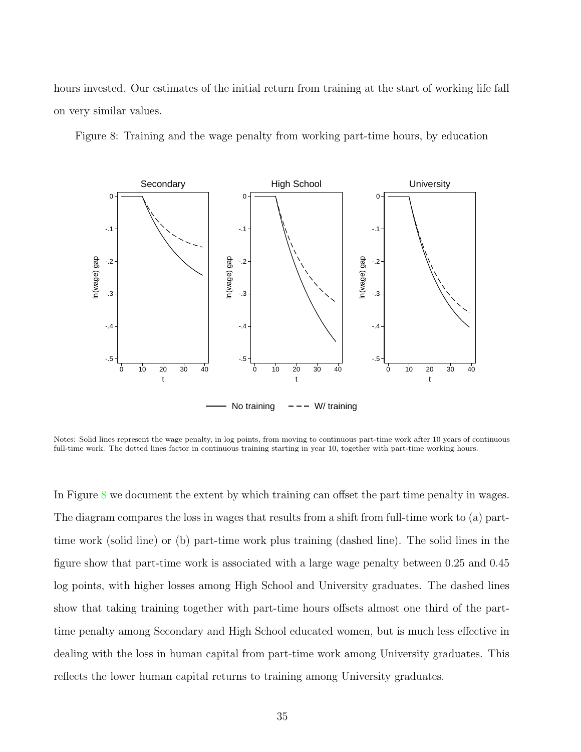hours invested. Our estimates of the initial return from training at the start of working life fall on very similar values.

Figure 8: Training and the wage penalty from working part-time hours, by education

Notes: Solid lines represent the wage penalty, in log points, from moving to continuous part-time work after 10 years of continuous full-time work. The dotted lines factor in continuous training starting in year 10, together with part-time working hours.

In Figure 8 we document the extent by which training can offset the part time penalty in wages. The diagram compares the loss in wages that results from a shift from full-time work to (a) part-time work (solid line) or (b) part-time work plus training (dashed line). The solid lines in the figure show that part-time work is associated with a large wage penalty between 0.25 and 0.45 log points, with higher losses among High School and University graduates. The dashed lines show that taking training together with part-time hours offsets almost one third of the part-time penalty among Secondary and High School educated women, but is much less effective in dealing with the loss in human capital from part-time work among University graduates. This reflects the lower human capital returns to training among University graduates.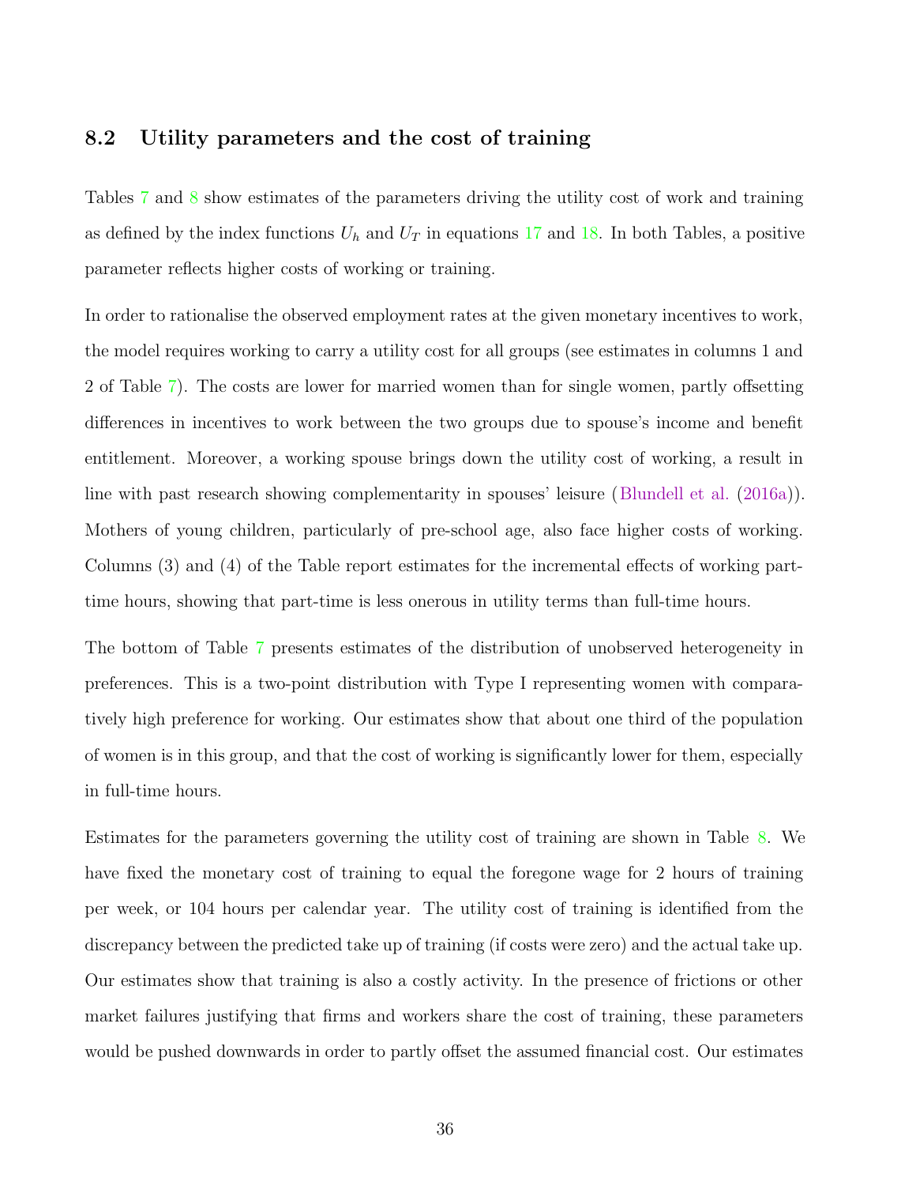### 8.2 Utility parameters and the cost of training

Tables 7 and 8 show estimates of the parameters driving the utility cost of work and training as defined by the index functions $U_h$ and $U_T$ in equations 17 and 18. In both Tables, a positive parameter reflects higher costs of working or training.

In order to rationalise the observed employment rates at the given monetary incentives to work, the model requires working to carry a utility cost for all groups (see estimates in columns 1 and 2 of Table 7). The costs are lower for married women than for single women, partly offsetting differences in incentives to work between the two groups due to spouse's income and benefit entitlement. Moreover, a working spouse brings down the utility cost of working, a result in line with past research showing complementarity in spouses' leisure (Blundell et al. (2016a)). Mothers of young children, particularly of pre-school age, also face higher costs of working. Columns (3) and (4) of the Table report estimates for the incremental effects of working part-time hours, showing that part-time is less onerous in utility terms than full-time hours.

The bottom of Table 7 presents estimates of the distribution of unobserved heterogeneity in preferences. This is a two-point distribution with Type I representing women with comparatively high preference for working. Our estimates show that about one third of the population of women is in this group, and that the cost of working is significantly lower for them, especially in full-time hours.

Estimates for the parameters governing the utility cost of training are shown in Table 8. We have fixed the monetary cost of training to equal the foregone wage for 2 hours of training per week, or 104 hours per calendar year. The utility cost of training is identified from the discrepancy between the predicted take up of training (if costs were zero) and the actual take up. Our estimates show that training is also a costly activity. In the presence of frictions or other market failures justifying that firms and workers share the cost of training, these parameters would be pushed downwards in order to partly offset the assumed financial cost. Our estimates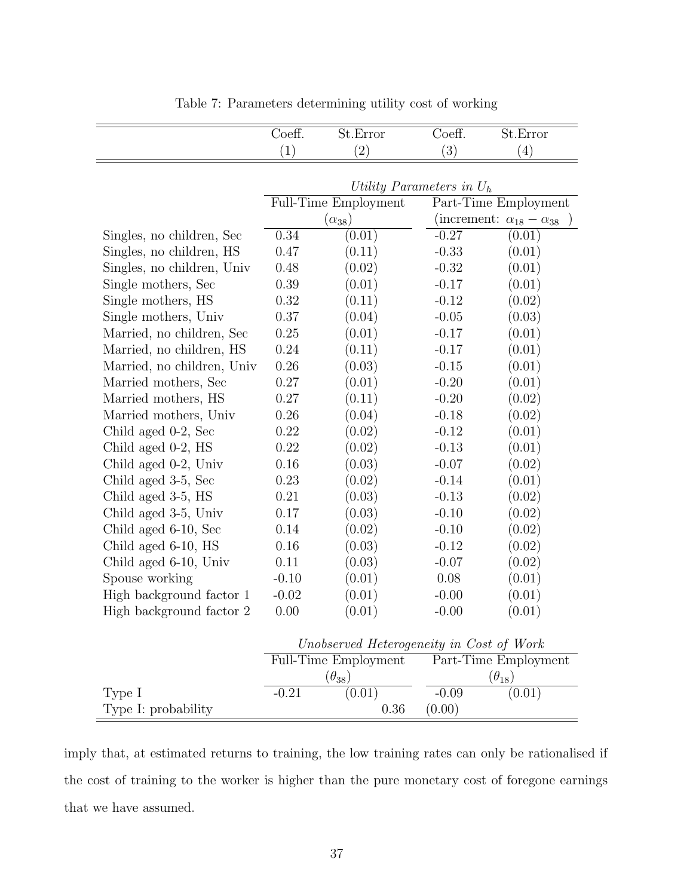Table 7: Parameters determining utility cost of working

| | Coeff. | St.Error | Coeff. | St.Error |
|---|---|---|---|---|
| | (1) | (2) | (3) | (4) |
| | *Utility Parameters in $U_h$* | | | |
| | Full-Time Employment ($\alpha_{38}$) | | Part-Time Employment (increment: $\alpha_{18} - \alpha_{38}$ ) | |
| Singles, no children, Sec | 0.34 | (0.01) | -0.27 | (0.01) |
| Singles, no children, HS | 0.47 | (0.11) | -0.33 | (0.01) |
| Singles, no children, Univ | 0.48 | (0.02) | -0.32 | (0.01) |
| Single mothers, Sec | 0.39 | (0.01) | -0.17 | (0.01) |
| Single mothers, HS | 0.32 | (0.11) | -0.12 | (0.02) |
| Single mothers, Univ | 0.37 | (0.04) | -0.05 | (0.03) |
| Married, no children, Sec | 0.25 | (0.01) | -0.17 | (0.01) |
| Married, no children, HS | 0.24 | (0.11) | -0.17 | (0.01) |
| Married, no children, Univ | 0.26 | (0.03) | -0.15 | (0.01) |
| Married mothers, Sec | 0.27 | (0.01) | -0.20 | (0.01) |
| Married mothers, HS | 0.27 | (0.11) | -0.20 | (0.02) |
| Married mothers, Univ | 0.26 | (0.04) | -0.18 | (0.02) |
| Child aged 0-2, Sec | 0.22 | (0.02) | -0.12 | (0.01) |
| Child aged 0-2, HS | 0.22 | (0.02) | -0.13 | (0.01) |
| Child aged 0-2, Univ | 0.16 | (0.03) | -0.07 | (0.02) |
| Child aged 3-5, Sec | 0.23 | (0.02) | -0.14 | (0.01) |
| Child aged 3-5, HS | 0.21 | (0.03) | -0.13 | (0.02) |
| Child aged 3-5, Univ | 0.17 | (0.03) | -0.10 | (0.02) |
| Child aged 6-10, Sec | 0.14 | (0.02) | -0.10 | (0.02) |
| Child aged 6-10, HS | 0.16 | (0.03) | -0.12 | (0.02) |
| Child aged 6-10, Univ | 0.11 | (0.03) | -0.07 | (0.02) |
| Spouse working | -0.10 | (0.01) | 0.08 | (0.01) |
| High background factor 1 | -0.02 | (0.01) | -0.00 | (0.01) |
| High background factor 2 | 0.00 | (0.01) | -0.00 | (0.01) |
| | *Unobserved Heterogeneity in Cost of Work* | | | |
| | Full-Time Employment ($\theta_{38}$) | | Part-Time Employment ($\theta_{18}$) | |
| Type I | -0.21 | (0.01) | -0.09 | (0.01) |
| Type I: probability | | 0.36 | (0.00) | |

imply that, at estimated returns to training, the low training rates can only be rationalised if the cost of training to the worker is higher than the pure monetary cost of foregone earnings that we have assumed.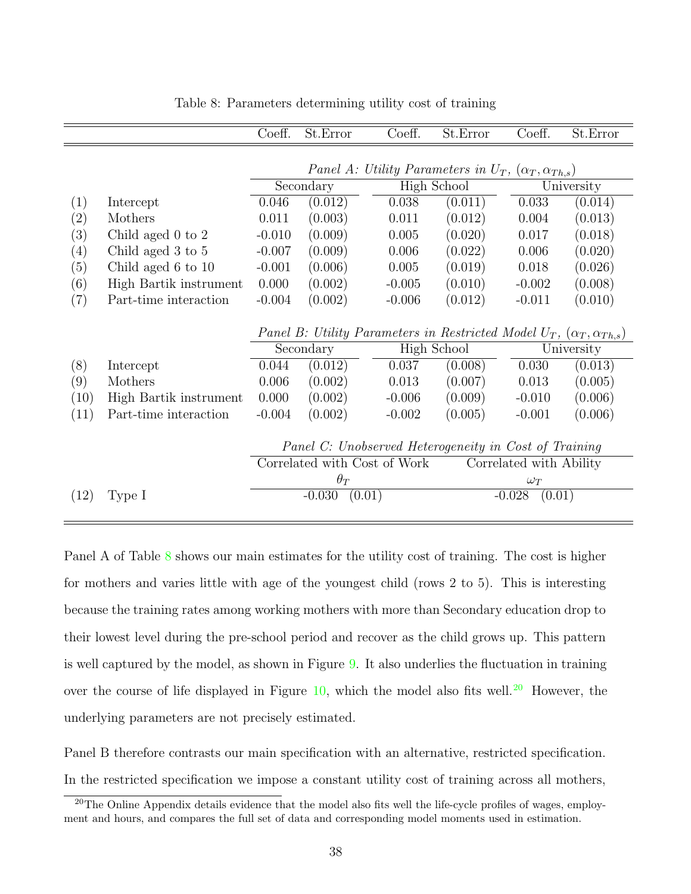Table 8: Parameters determining utility cost of training

| | | Coeff. | St.Error | Coeff. | St.Error | Coeff. | St.Error |
|---|---|---|---|---|---|---|---|
| | | *Panel A: Utility Parameters in $U_T$, $(\alpha_T, \alpha_{Th,s})$* | | | | | |
| | | Secondary | | High School | | University | |
| (1) | Intercept | 0.046 | (0.012) | 0.038 | (0.011) | 0.033 | (0.014) |
| (2) | Mothers | 0.011 | (0.003) | 0.011 | (0.012) | 0.004 | (0.013) |
| (3) | Child aged 0 to 2 | -0.010 | (0.009) | 0.005 | (0.020) | 0.017 | (0.018) |
| (4) | Child aged 3 to 5 | -0.007 | (0.009) | 0.006 | (0.022) | 0.006 | (0.020) |
| (5) | Child aged 6 to 10 | -0.001 | (0.006) | 0.005 | (0.019) | 0.018 | (0.026) |
| (6) | High Bartik instrument | 0.000 | (0.002) | -0.005 | (0.010) | -0.002 | (0.008) |
| (7) | Part-time interaction | -0.004 | (0.002) | -0.006 | (0.012) | -0.011 | (0.010) |
| | | *Panel B: Utility Parameters in Restricted Model $U_T$, $(\alpha_T, \alpha_{Th,s})$* | | | | | |
| | | Secondary | | High School | | University | |
| (8) | Intercept | 0.044 | (0.012) | 0.037 | (0.008) | 0.030 | (0.013) |
| (9) | Mothers | 0.006 | (0.002) | 0.013 | (0.007) | 0.013 | (0.005) |
| (10) | High Bartik instrument | 0.000 | (0.002) | -0.006 | (0.009) | -0.010 | (0.006) |
| (11) | Part-time interaction | -0.004 | (0.002) | -0.002 | (0.005) | -0.001 | (0.006) |
| | | *Panel C: Unobserved Heterogeneity in Cost of Training* | | | | | |
| | | Correlated with Cost of Work | | | Correlated with Ability | | |
| | | $\theta_T$ | | | $\omega_T$ | | |
| (12) | Type I | -0.030 (0.01) | | | -0.028 (0.01) | | |

Panel A of Table 8 shows our main estimates for the utility cost of training. The cost is higher for mothers and varies little with age of the youngest child (rows 2 to 5). This is interesting because the training rates among working mothers with more than Secondary education drop to their lowest level during the pre-school period and recover as the child grows up. This pattern is well captured by the model, as shown in Figure 9. It also underlies the fluctuation in training over the course of life displayed in Figure 10, which the model also fits well.[20] However, the underlying parameters are not precisely estimated.

Panel B therefore contrasts our main specification with an alternative, restricted specification. In the restricted specification we impose a constant utility cost of training across all mothers,

[20] The Online Appendix details evidence that the model also fits well the life-cycle profiles of wages, employment and hours, and compares the full set of data and corresponding model moments used in estimation.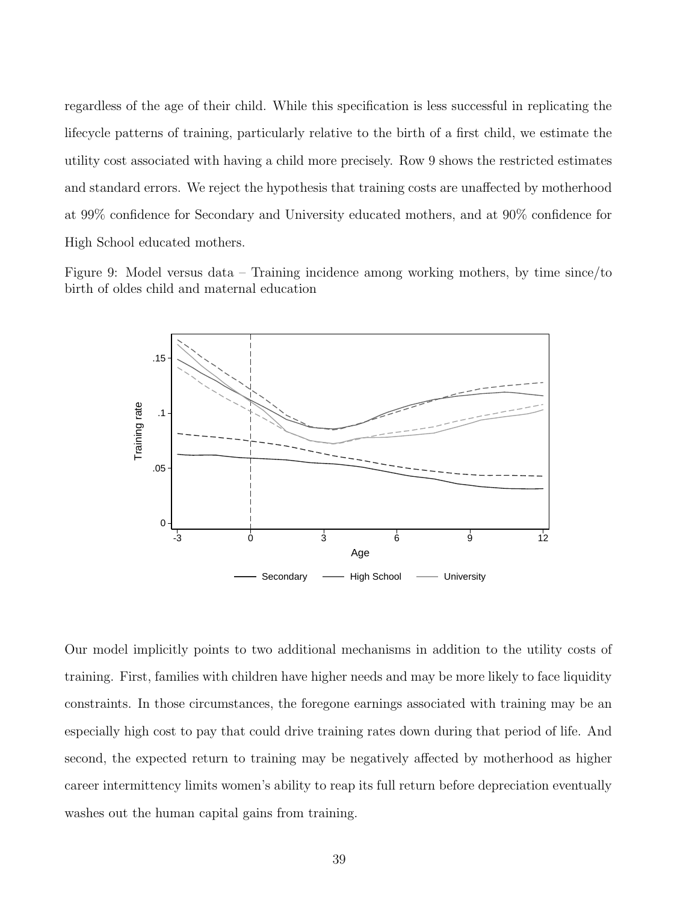regardless of the age of their child. While this specification is less successful in replicating the lifecycle patterns of training, particularly relative to the birth of a first child, we estimate the utility cost associated with having a child more precisely. Row 9 shows the restricted estimates and standard errors. We reject the hypothesis that training costs are unaffected by motherhood at 99% confidence for Secondary and University educated mothers, and at 90% confidence for High School educated mothers.

Figure 9: Model versus data – Training incidence among working mothers, by time since/to birth of oldes child and maternal education

Our model implicitly points to two additional mechanisms in addition to the utility costs of training. First, families with children have higher needs and may be more likely to face liquidity constraints. In those circumstances, the foregone earnings associated with training may be an especially high cost to pay that could drive training rates down during that period of life. And second, the expected return to training may be negatively affected by motherhood as higher career intermittency limits women's ability to reap its full return before depreciation eventually washes out the human capital gains from training.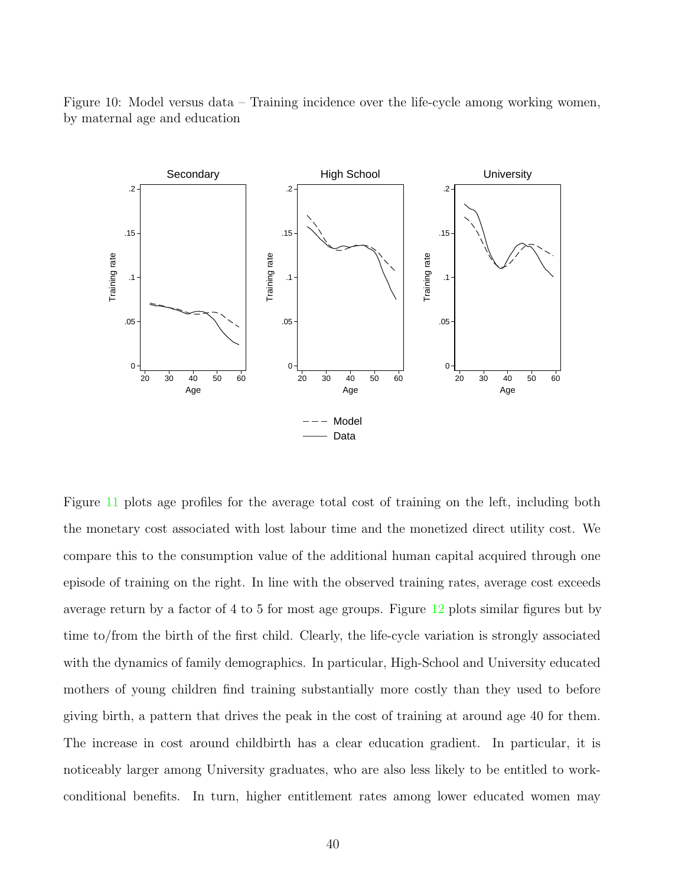Figure 10: Model versus data – Training incidence over the life-cycle among working women, by maternal age and education

Figure 11 plots age profiles for the average total cost of training on the left, including both the monetary cost associated with lost labour time and the monetized direct utility cost. We compare this to the consumption value of the additional human capital acquired through one episode of training on the right. In line with the observed training rates, average cost exceeds average return by a factor of 4 to 5 for most age groups. Figure 12 plots similar figures but by time to/from the birth of the first child. Clearly, the life-cycle variation is strongly associated with the dynamics of family demographics. In particular, High-School and University educated mothers of young children find training substantially more costly than they used to before giving birth, a pattern that drives the peak in the cost of training at around age 40 for them. The increase in cost around childbirth has a clear education gradient. In particular, it is noticeably larger among University graduates, who are also less likely to be entitled to work-conditional benefits. In turn, higher entitlement rates among lower educated women may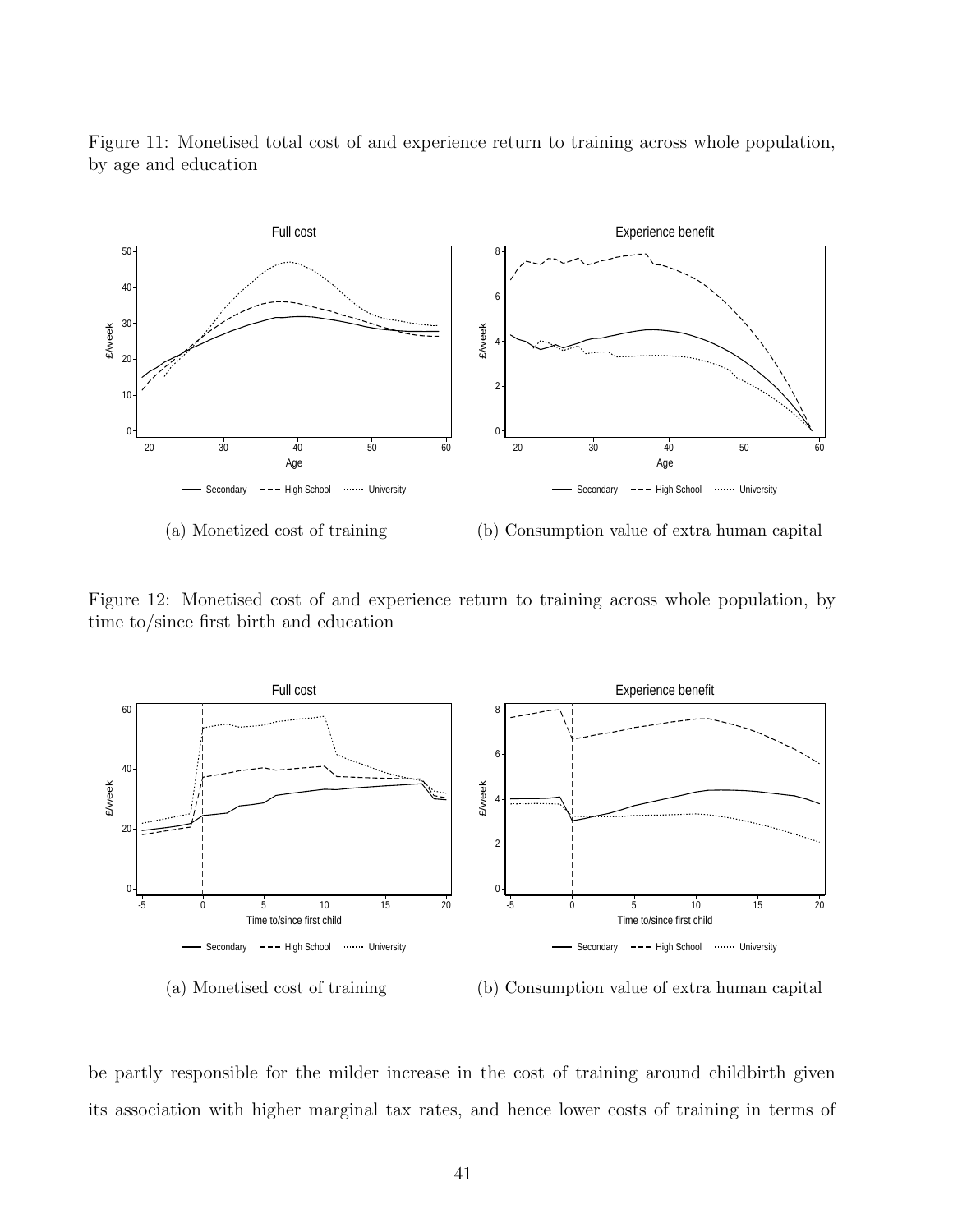Figure 11: Monetised total cost of and experience return to training across whole population, by age and education

(a) Monetized cost of training

(b) Consumption value of extra human capital

Figure 12: Monetised cost of and experience return to training across whole population, by time to/since first birth and education

(a) Monetised cost of training

(b) Consumption value of extra human capital

be partly responsible for the milder increase in the cost of training around childbirth given its association with higher marginal tax rates, and hence lower costs of training in terms of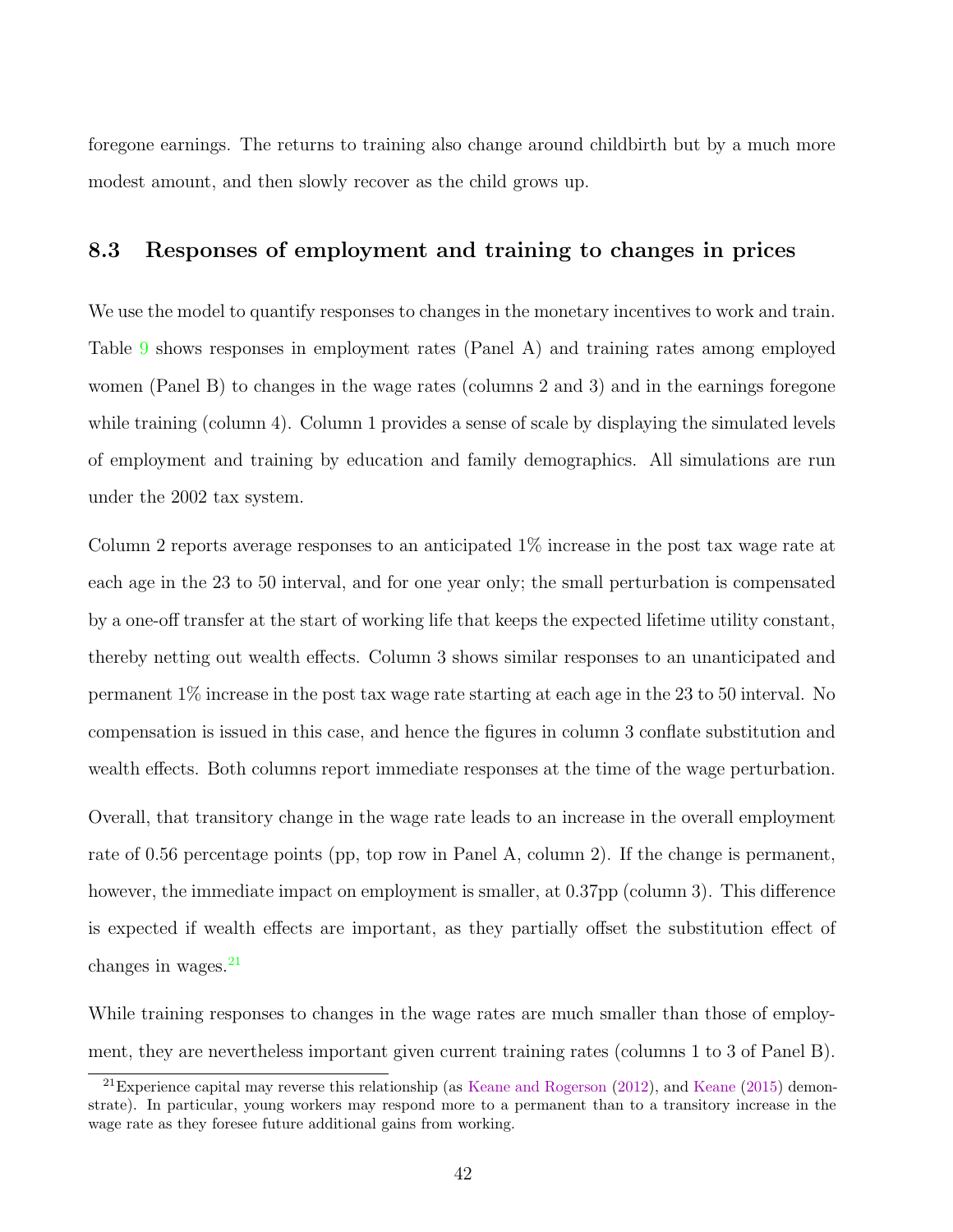foregone earnings. The returns to training also change around childbirth but by a much more modest amount, and then slowly recover as the child grows up.

### 8.3 Responses of employment and training to changes in prices

We use the model to quantify responses to changes in the monetary incentives to work and train. Table 9 shows responses in employment rates (Panel A) and training rates among employed women (Panel B) to changes in the wage rates (columns 2 and 3) and in the earnings foregone while training (column 4). Column 1 provides a sense of scale by displaying the simulated levels of employment and training by education and family demographics. All simulations are run under the 2002 tax system.

Column 2 reports average responses to an anticipated 1% increase in the post tax wage rate at each age in the 23 to 50 interval, and for one year only; the small perturbation is compensated by a one-off transfer at the start of working life that keeps the expected lifetime utility constant, thereby netting out wealth effects. Column 3 shows similar responses to an unanticipated and permanent 1% increase in the post tax wage rate starting at each age in the 23 to 50 interval. No compensation is issued in this case, and hence the figures in column 3 conflate substitution and wealth effects. Both columns report immediate responses at the time of the wage perturbation.

Overall, that transitory change in the wage rate leads to an increase in the overall employment rate of 0.56 percentage points (pp, top row in Panel A, column 2). If the change is permanent, however, the immediate impact on employment is smaller, at 0.37pp (column 3). This difference is expected if wealth effects are important, as they partially offset the substitution effect of changes in wages.[21]

While training responses to changes in the wage rates are much smaller than those of employment, they are nevertheless important given current training rates (columns 1 to 3 of Panel B).

[21]Experience capital may reverse this relationship (as Keane and Rogerson (2012), and Keane (2015) demonstrate). In particular, young workers may respond more to a permanent than to a transitory increase in the wage rate as they foresee future additional gains from working.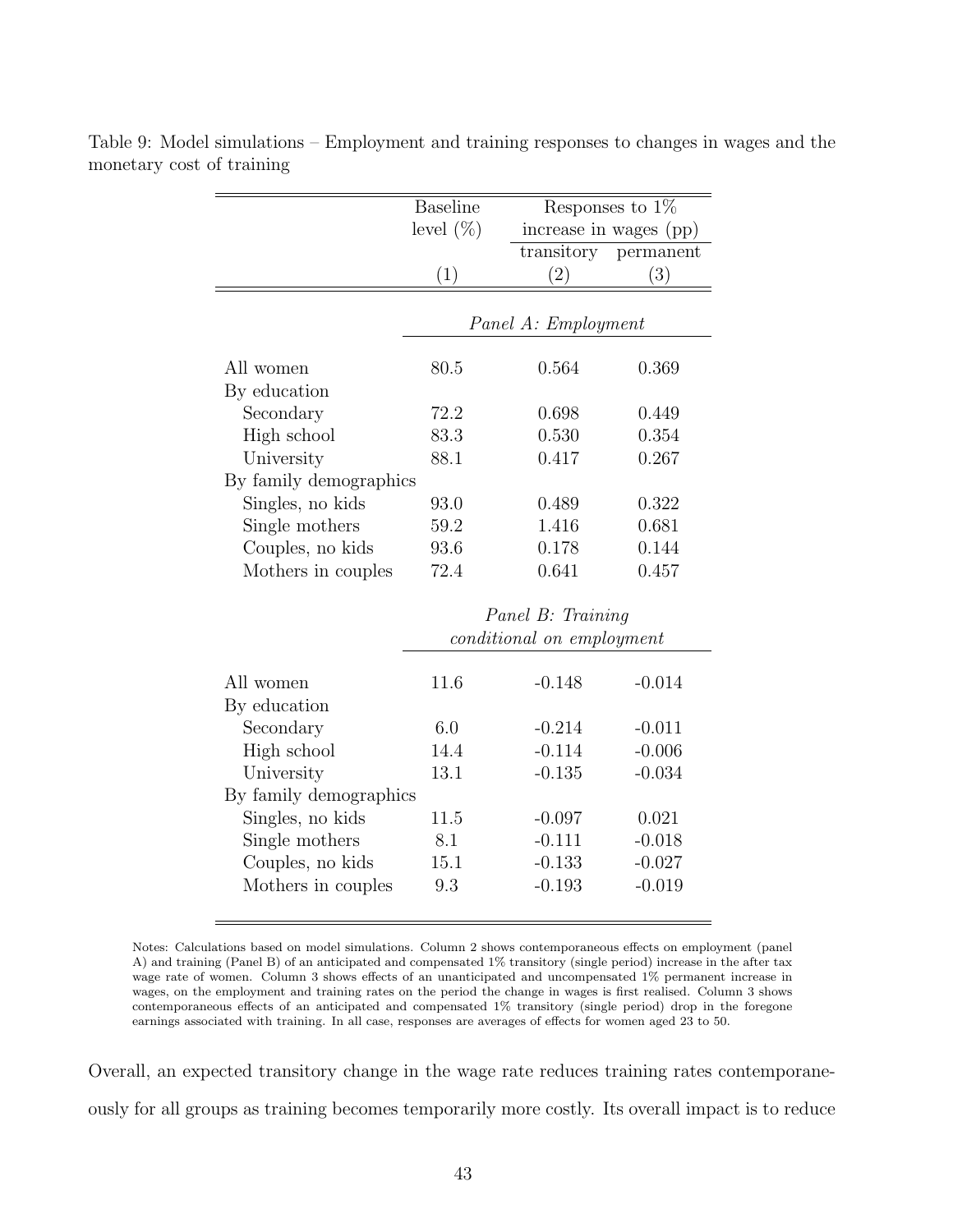Table 9: Model simulations – Employment and training responses to changes in wages and the monetary cost of training

| | Baseline level (%) | Responses to 1% increase in wages (pp) | |
|---|---|---|---|
| | | transitory | permanent |
| | (1) | (2) | (3) |
| | *Panel A: Employment* | | |
| All women | 80.5 | 0.564 | 0.369 |
| By education | | | |
| Secondary | 72.2 | 0.698 | 0.449 |
| High school | 83.3 | 0.530 | 0.354 |
| University | 88.1 | 0.417 | 0.267 |
| By family demographics | | | |
| Singles, no kids | 93.0 | 0.489 | 0.322 |
| Single mothers | 59.2 | 1.416 | 0.681 |
| Couples, no kids | 93.6 | 0.178 | 0.144 |
| Mothers in couples | 72.4 | 0.641 | 0.457 |
| | *Panel B: Training conditional on employment* | | |
| All women | 11.6 | -0.148 | -0.014 |
| By education | | | |
| Secondary | 6.0 | -0.214 | -0.011 |
| High school | 14.4 | -0.114 | -0.006 |
| University | 13.1 | -0.135 | -0.034 |
| By family demographics | | | |
| Singles, no kids | 11.5 | -0.097 | 0.021 |
| Single mothers | 8.1 | -0.111 | -0.018 |
| Couples, no kids | 15.1 | -0.133 | -0.027 |
| Mothers in couples | 9.3 | -0.193 | -0.019 |

Notes: Calculations based on model simulations. Column 2 shows contemporaneous effects on employment (panel A) and training (Panel B) of an anticipated and compensated 1% transitory (single period) increase in the after tax wage rate of women. Column 3 shows effects of an unanticipated and uncompensated 1% permanent increase in wages, on the employment and training rates on the period the change in wages is first realised. Column 3 shows contemporaneous effects of an anticipated and compensated 1% transitory (single period) drop in the foregone earnings associated with training. In all case, responses are averages of effects for women aged 23 to 50.

Overall, an expected transitory change in the wage rate reduces training rates contemporaneously for all groups as training becomes temporarily more costly. Its overall impact is to reduce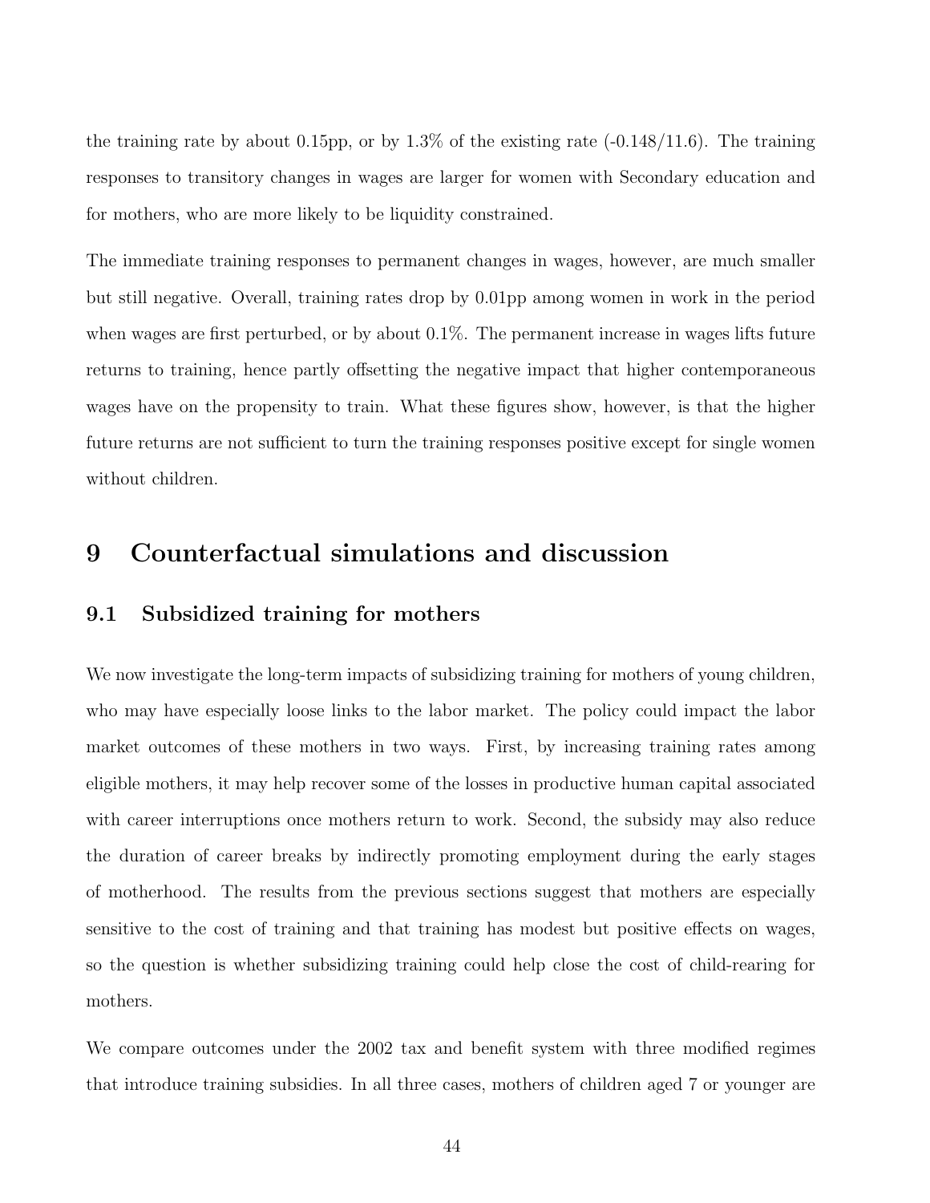the training rate by about 0.15pp, or by 1.3% of the existing rate (-0.148/11.6). The training responses to transitory changes in wages are larger for women with Secondary education and for mothers, who are more likely to be liquidity constrained.

The immediate training responses to permanent changes in wages, however, are much smaller but still negative. Overall, training rates drop by 0.01pp among women in work in the period when wages are first perturbed, or by about 0.1%. The permanent increase in wages lifts future returns to training, hence partly offsetting the negative impact that higher contemporaneous wages have on the propensity to train. What these figures show, however, is that the higher future returns are not sufficient to turn the training responses positive except for single women without children.

# 9 Counterfactual simulations and discussion

## 9.1 Subsidized training for mothers

We now investigate the long-term impacts of subsidizing training for mothers of young children, who may have especially loose links to the labor market. The policy could impact the labor market outcomes of these mothers in two ways. First, by increasing training rates among eligible mothers, it may help recover some of the losses in productive human capital associated with career interruptions once mothers return to work. Second, the subsidy may also reduce the duration of career breaks by indirectly promoting employment during the early stages of motherhood. The results from the previous sections suggest that mothers are especially sensitive to the cost of training and that training has modest but positive effects on wages, so the question is whether subsidizing training could help close the cost of child-rearing for mothers.

We compare outcomes under the 2002 tax and benefit system with three modified regimes that introduce training subsidies. In all three cases, mothers of children aged 7 or younger are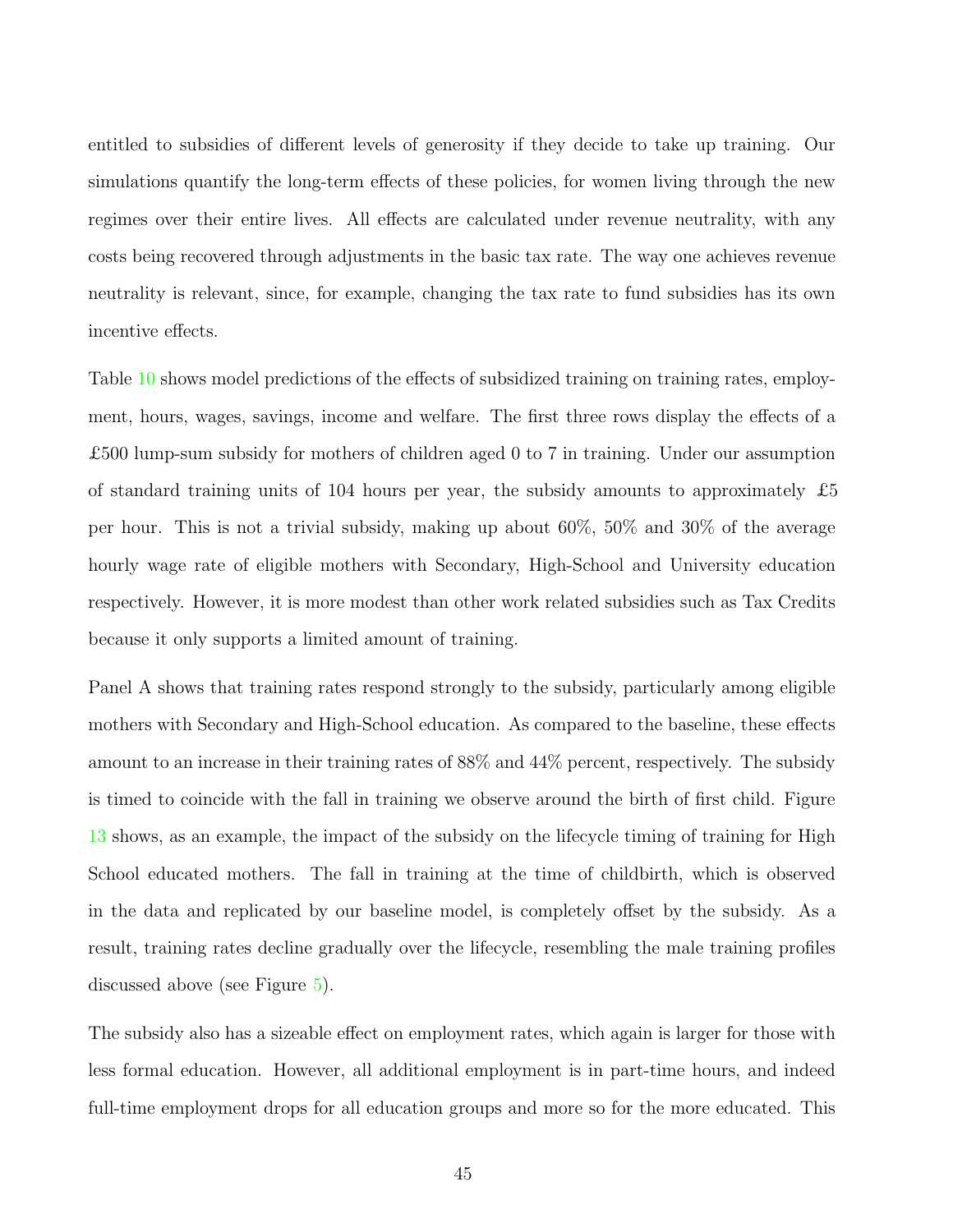entitled to subsidies of different levels of generosity if they decide to take up training. Our simulations quantify the long-term effects of these policies, for women living through the new regimes over their entire lives. All effects are calculated under revenue neutrality, with any costs being recovered through adjustments in the basic tax rate. The way one achieves revenue neutrality is relevant, since, for example, changing the tax rate to fund subsidies has its own incentive effects.

Table 10 shows model predictions of the effects of subsidized training on training rates, employment, hours, wages, savings, income and welfare. The first three rows display the effects of a £500 lump-sum subsidy for mothers of children aged 0 to 7 in training. Under our assumption of standard training units of 104 hours per year, the subsidy amounts to approximately £5 per hour. This is not a trivial subsidy, making up about 60%, 50% and 30% of the average hourly wage rate of eligible mothers with Secondary, High-School and University education respectively. However, it is more modest than other work related subsidies such as Tax Credits because it only supports a limited amount of training.

Panel A shows that training rates respond strongly to the subsidy, particularly among eligible mothers with Secondary and High-School education. As compared to the baseline, these effects amount to an increase in their training rates of 88% and 44% percent, respectively. The subsidy is timed to coincide with the fall in training we observe around the birth of first child. Figure 13 shows, as an example, the impact of the subsidy on the lifecycle timing of training for High School educated mothers. The fall in training at the time of childbirth, which is observed in the data and replicated by our baseline model, is completely offset by the subsidy. As a result, training rates decline gradually over the lifecycle, resembling the male training profiles discussed above (see Figure 5).

The subsidy also has a sizeable effect on employment rates, which again is larger for those with less formal education. However, all additional employment is in part-time hours, and indeed full-time employment drops for all education groups and more so for the more educated. This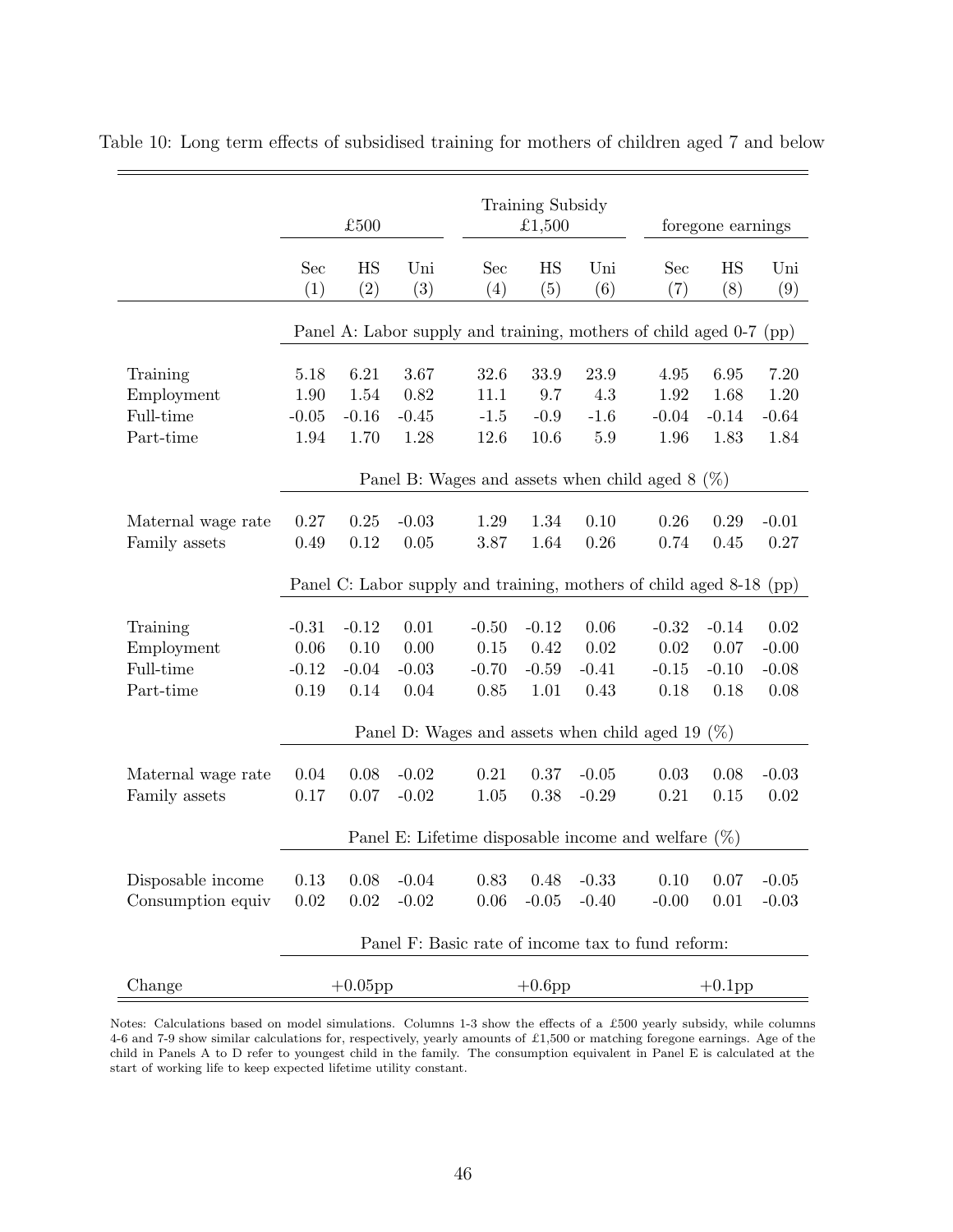Table 10: Long term effects of subsidised training for mothers of children aged 7 and below

| | Training Subsidy | | | | | | | | |
|---|---|---|---|---|---|---|---|---|---|
| | £500 | | | £1,500 | | | foregone earnings | | |
| | Sec | HS | Uni | Sec | HS | Uni | Sec | HS | Uni |
| | (1) | (2) | (3) | (4) | (5) | (6) | (7) | (8) | (9) |
| | Panel A: Labor supply and training, mothers of child aged 0-7 (pp) | | | | | | | | |
| Training | 5.18 | 6.21 | 3.67 | 32.6 | 33.9 | 23.9 | 4.95 | 6.95 | 7.20 |
| Employment | 1.90 | 1.54 | 0.82 | 11.1 | 9.7 | 4.3 | 1.92 | 1.68 | 1.20 |
| Full-time | -0.05 | -0.16 | -0.45 | -1.5 | -0.9 | -1.6 | -0.04 | -0.14 | -0.64 |
| Part-time | 1.94 | 1.70 | 1.28 | 12.6 | 10.6 | 5.9 | 1.96 | 1.83 | 1.84 |
| | Panel B: Wages and assets when child aged 8 (%) | | | | | | | | |
| Maternal wage rate | 0.27 | 0.25 | -0.03 | 1.29 | 1.34 | 0.10 | 0.26 | 0.29 | -0.01 |
| Family assets | 0.49 | 0.12 | 0.05 | 3.87 | 1.64 | 0.26 | 0.74 | 0.45 | 0.27 |
| | Panel C: Labor supply and training, mothers of child aged 8-18 (pp) | | | | | | | | |
| Training | -0.31 | -0.12 | 0.01 | -0.50 | -0.12 | 0.06 | -0.32 | -0.14 | 0.02 |
| Employment | 0.06 | 0.10 | 0.00 | 0.15 | 0.42 | 0.02 | 0.02 | 0.07 | -0.00 |
| Full-time | -0.12 | -0.04 | -0.03 | -0.70 | -0.59 | -0.41 | -0.15 | -0.10 | -0.08 |
| Part-time | 0.19 | 0.14 | 0.04 | 0.85 | 1.01 | 0.43 | 0.18 | 0.18 | 0.08 |
| | Panel D: Wages and assets when child aged 19 (%) | | | | | | | | |
| Maternal wage rate | 0.04 | 0.08 | -0.02 | 0.21 | 0.37 | -0.05 | 0.03 | 0.08 | -0.03 |
| Family assets | 0.17 | 0.07 | -0.02 | 1.05 | 0.38 | -0.29 | 0.21 | 0.15 | 0.02 |
| | Panel E: Lifetime disposable income and welfare (%) | | | | | | | | |
| Disposable income | 0.13 | 0.08 | -0.04 | 0.83 | 0.48 | -0.33 | 0.10 | 0.07 | -0.05 |
| Consumption equiv | 0.02 | 0.02 | -0.02 | 0.06 | -0.05 | -0.40 | -0.00 | 0.01 | -0.03 |
| | Panel F: Basic rate of income tax to fund reform: | | | | | | | | |
| Change | +0.05pp | | | +0.6pp | | | +0.1pp | | |

Notes: Calculations based on model simulations. Columns 1-3 show the effects of a £500 yearly subsidy, while columns 4-6 and 7-9 show similar calculations for, respectively, yearly amounts of £1,500 or matching foregone earnings. Age of the child in Panels A to D refer to youngest child in the family. The consumption equivalent in Panel E is calculated at the start of working life to keep expected lifetime utility constant.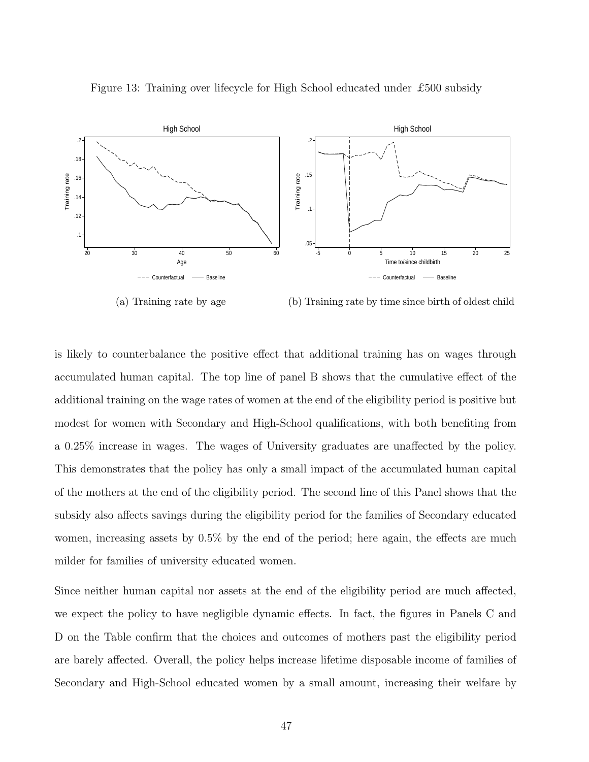Figure 13: Training over lifecycle for High School educated under £500 subsidy

(a) Training rate by age

(b) Training rate by time since birth of oldest child

is likely to counterbalance the positive effect that additional training has on wages through accumulated human capital. The top line of panel B shows that the cumulative effect of the additional training on the wage rates of women at the end of the eligibility period is positive but modest for women with Secondary and High-School qualifications, with both benefiting from a 0.25% increase in wages. The wages of University graduates are unaffected by the policy. This demonstrates that the policy has only a small impact of the accumulated human capital of the mothers at the end of the eligibility period. The second line of this Panel shows that the subsidy also affects savings during the eligibility period for the families of Secondary educated women, increasing assets by 0.5% by the end of the period; here again, the effects are much milder for families of university educated women.

Since neither human capital nor assets at the end of the eligibility period are much affected, we expect the policy to have negligible dynamic effects. In fact, the figures in Panels C and D on the Table confirm that the choices and outcomes of mothers past the eligibility period are barely affected. Overall, the policy helps increase lifetime disposable income of families of Secondary and High-School educated women by a small amount, increasing their welfare by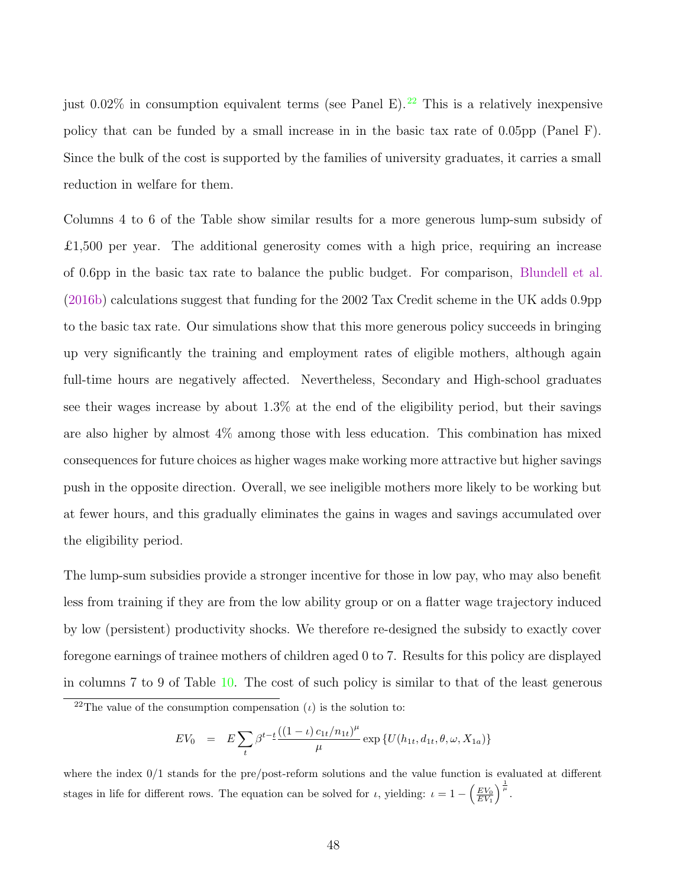just 0.02% in consumption equivalent terms (see Panel E).[22] This is a relatively inexpensive policy that can be funded by a small increase in in the basic tax rate of 0.05pp (Panel F). Since the bulk of the cost is supported by the families of university graduates, it carries a small reduction in welfare for them.

Columns 4 to 6 of the Table show similar results for a more generous lump-sum subsidy of £1,500 per year. The additional generosity comes with a high price, requiring an increase of 0.6pp in the basic tax rate to balance the public budget. For comparison, Blundell et al. (2016b) calculations suggest that funding for the 2002 Tax Credit scheme in the UK adds 0.9pp to the basic tax rate. Our simulations show that this more generous policy succeeds in bringing up very significantly the training and employment rates of eligible mothers, although again full-time hours are negatively affected. Nevertheless, Secondary and High-school graduates see their wages increase by about 1.3% at the end of the eligibility period, but their savings are also higher by almost 4% among those with less education. This combination has mixed consequences for future choices as higher wages make working more attractive but higher savings push in the opposite direction. Overall, we see ineligible mothers more likely to be working but at fewer hours, and this gradually eliminates the gains in wages and savings accumulated over the eligibility period.

The lump-sum subsidies provide a stronger incentive for those in low pay, who may also benefit less from training if they are from the low ability group or on a flatter wage trajectory induced by low (persistent) productivity shocks. We therefore re-designed the subsidy to exactly cover foregone earnings of trainee mothers of children aged 0 to 7. Results for this policy are displayed in columns 7 to 9 of Table 10. The cost of such policy is similar to that of the least generous

[22] The value of the consumption compensation ($\iota$) is the solution to:

$$EV_0 \quad = \quad E \sum_t \beta^{t-\underline{t}} \frac{\left((1-\iota)\, c_{1t}/n_{1t}\right)^{\mu}}{\mu} \exp\left\{U(h_{1t}, d_{1t}, \theta, \omega, X_{1a})\right\}$$

where the index 0/1 stands for the pre/post-reform solutions and the value function is evaluated at different stages in life for different rows. The equation can be solved for $\iota$, yielding: $\iota = 1 - \left(\frac{EV_0}{EV_1}\right)^{\frac{1}{\mu}}$.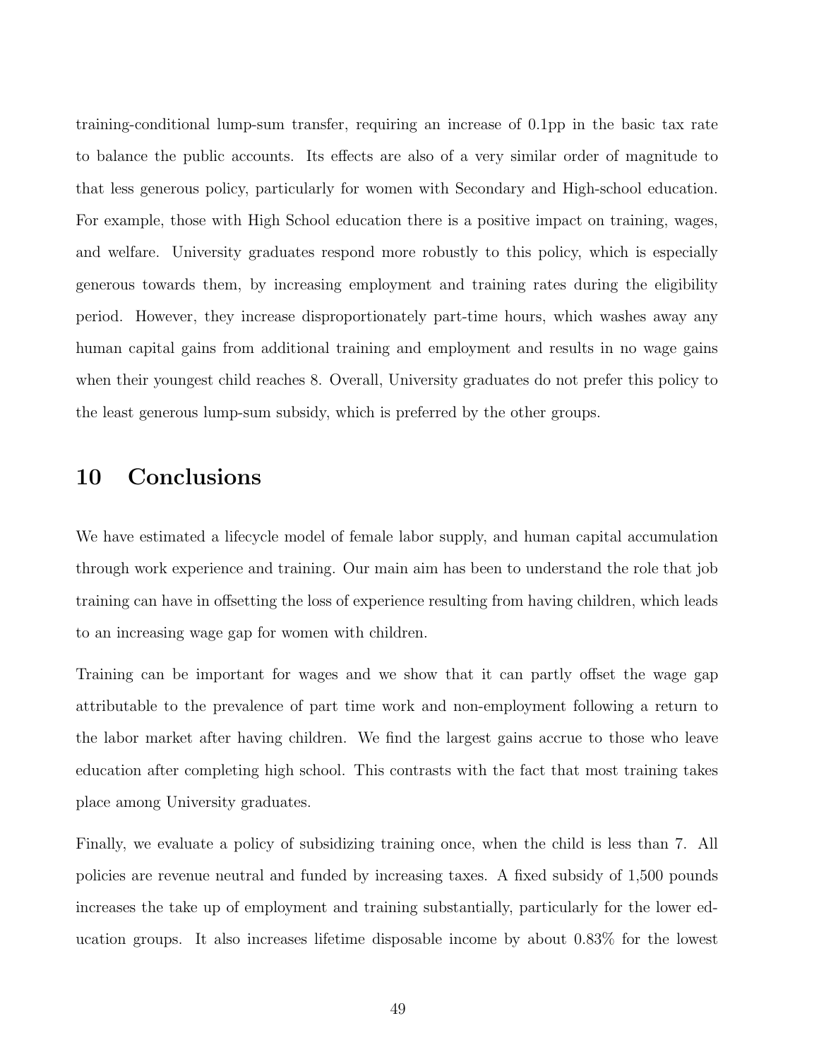training-conditional lump-sum transfer, requiring an increase of 0.1pp in the basic tax rate to balance the public accounts. Its effects are also of a very similar order of magnitude to that less generous policy, particularly for women with Secondary and High-school education. For example, those with High School education there is a positive impact on training, wages, and welfare. University graduates respond more robustly to this policy, which is especially generous towards them, by increasing employment and training rates during the eligibility period. However, they increase disproportionately part-time hours, which washes away any human capital gains from additional training and employment and results in no wage gains when their youngest child reaches 8. Overall, University graduates do not prefer this policy to the least generous lump-sum subsidy, which is preferred by the other groups.

# 10 Conclusions

We have estimated a lifecycle model of female labor supply, and human capital accumulation through work experience and training. Our main aim has been to understand the role that job training can have in offsetting the loss of experience resulting from having children, which leads to an increasing wage gap for women with children.

Training can be important for wages and we show that it can partly offset the wage gap attributable to the prevalence of part time work and non-employment following a return to the labor market after having children. We find the largest gains accrue to those who leave education after completing high school. This contrasts with the fact that most training takes place among University graduates.

Finally, we evaluate a policy of subsidizing training once, when the child is less than 7. All policies are revenue neutral and funded by increasing taxes. A fixed subsidy of 1,500 pounds increases the take up of employment and training substantially, particularly for the lower education groups. It also increases lifetime disposable income by about 0.83% for the lowest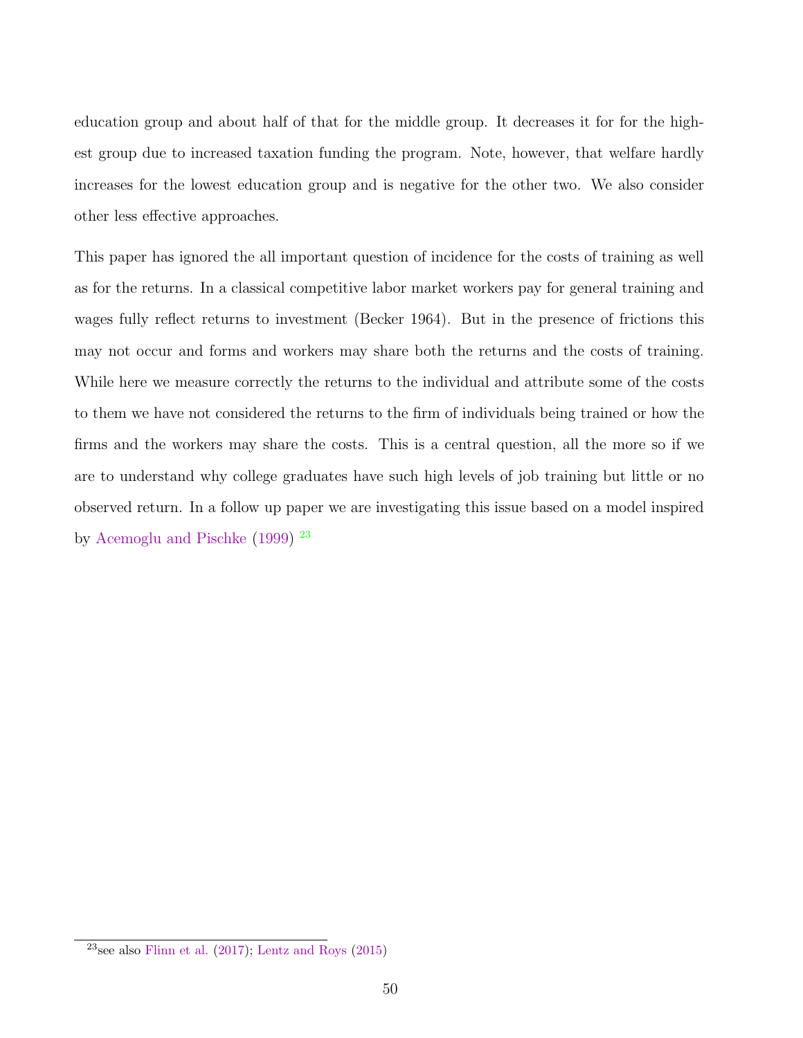education group and about half of that for the middle group. It decreases it for for the highest group due to increased taxation funding the program. Note, however, that welfare hardly increases for the lowest education group and is negative for the other two. We also consider other less effective approaches.

This paper has ignored the all important question of incidence for the costs of training as well as for the returns. In a classical competitive labor market workers pay for general training and wages fully reflect returns to investment (Becker 1964). But in the presence of frictions this may not occur and forms and workers may share both the returns and the costs of training. While here we measure correctly the returns to the individual and attribute some of the costs to them we have not considered the returns to the firm of individuals being trained or how the firms and the workers may share the costs. This is a central question, all the more so if we are to understand why college graduates have such high levels of job training but little or no observed return. In a follow up paper we are investigating this issue based on a model inspired by Acemoglu and Pischke (1999) [23]

[23] see also Flinn et al. (2017); Lentz and Roys (2015)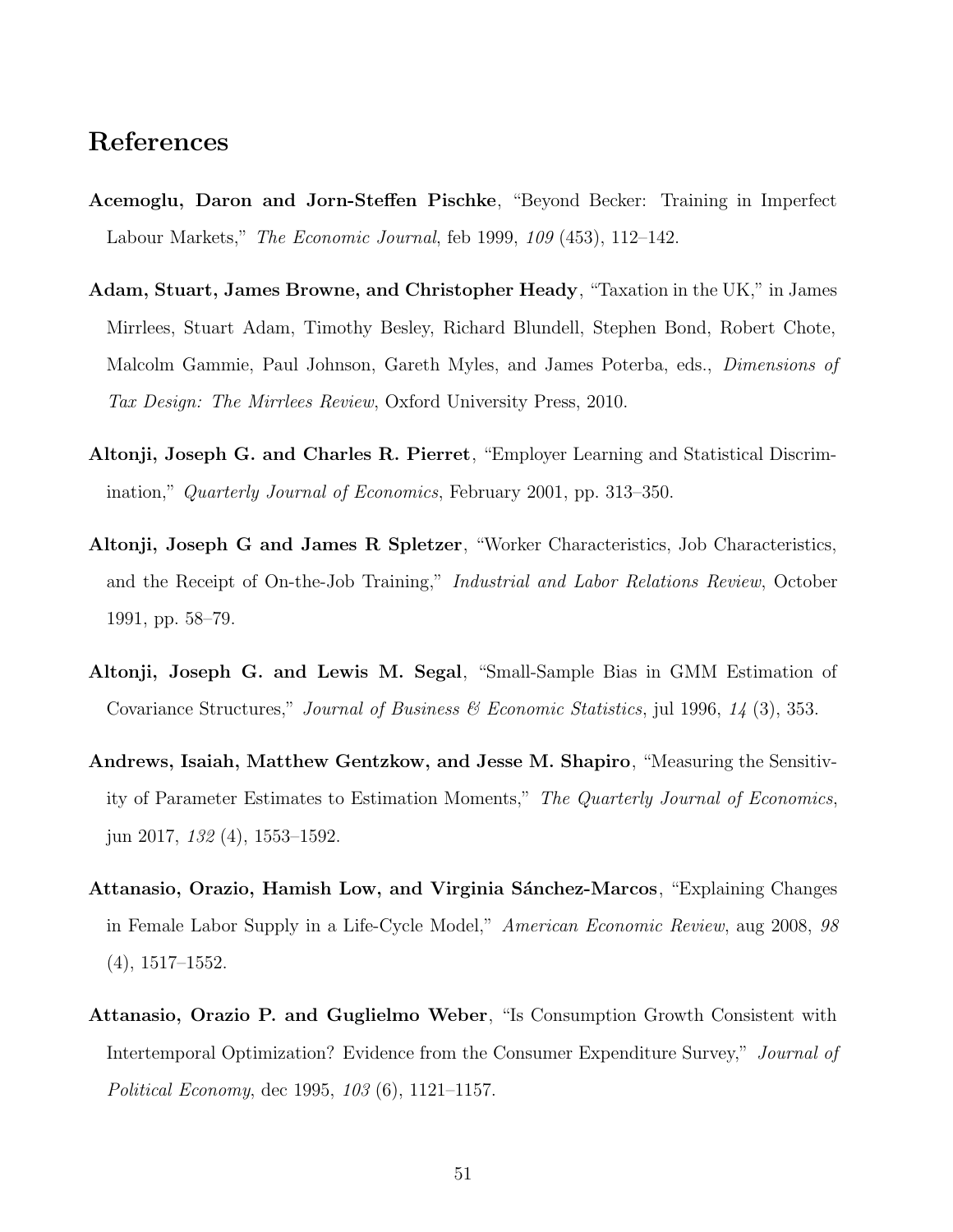## References

**Acemoglu, Daron and Jorn-Steffen Pischke**, "Beyond Becker: Training in Imperfect Labour Markets," *The Economic Journal*, feb 1999, *109* (453), 112–142.

**Adam, Stuart, James Browne, and Christopher Heady**, "Taxation in the UK," in James Mirrlees, Stuart Adam, Timothy Besley, Richard Blundell, Stephen Bond, Robert Chote, Malcolm Gammie, Paul Johnson, Gareth Myles, and James Poterba, eds., *Dimensions of Tax Design: The Mirrlees Review*, Oxford University Press, 2010.

**Altonji, Joseph G. and Charles R. Pierret**, "Employer Learning and Statistical Discrimination," *Quarterly Journal of Economics*, February 2001, pp. 313–350.

**Altonji, Joseph G and James R Spletzer**, "Worker Characteristics, Job Characteristics, and the Receipt of On-the-Job Training," *Industrial and Labor Relations Review*, October 1991, pp. 58–79.

**Altonji, Joseph G. and Lewis M. Segal**, "Small-Sample Bias in GMM Estimation of Covariance Structures," *Journal of Business & Economic Statistics*, jul 1996, *14* (3), 353.

**Andrews, Isaiah, Matthew Gentzkow, and Jesse M. Shapiro**, "Measuring the Sensitivity of Parameter Estimates to Estimation Moments," *The Quarterly Journal of Economics*, jun 2017, *132* (4), 1553–1592.

**Attanasio, Orazio, Hamish Low, and Virginia Sánchez-Marcos**, "Explaining Changes in Female Labor Supply in a Life-Cycle Model," *American Economic Review*, aug 2008, *98* (4), 1517–1552.

**Attanasio, Orazio P. and Guglielmo Weber**, "Is Consumption Growth Consistent with Intertemporal Optimization? Evidence from the Consumer Expenditure Survey," *Journal of Political Economy*, dec 1995, *103* (6), 1121–1157.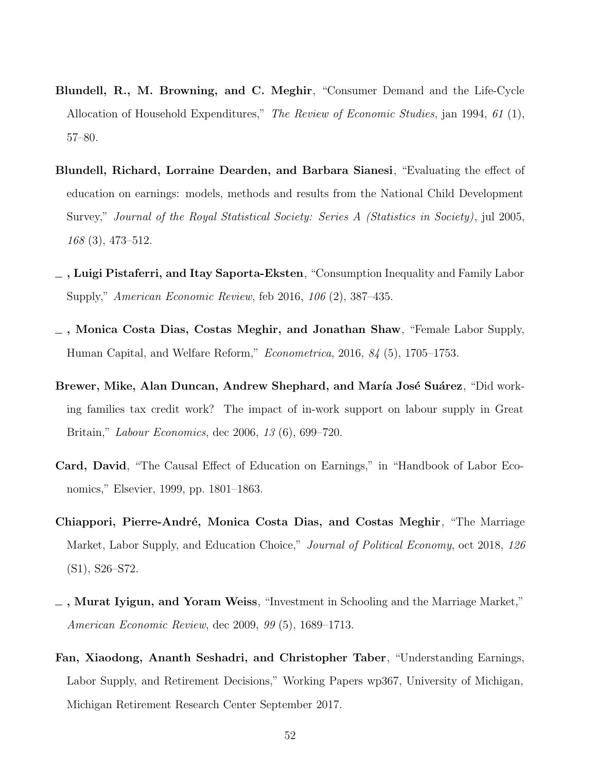**Blundell, R., M. Browning, and C. Meghir**, "Consumer Demand and the Life-Cycle Allocation of Household Expenditures," *The Review of Economic Studies*, jan 1994, *61* (1), 57–80.

**Blundell, Richard, Lorraine Dearden, and Barbara Sianesi**, "Evaluating the effect of education on earnings: models, methods and results from the National Child Development Survey," *Journal of the Royal Statistical Society: Series A (Statistics in Society)*, jul 2005, *168* (3), 473–512.

**_ , Luigi Pistaferri, and Itay Saporta-Eksten**, "Consumption Inequality and Family Labor Supply," *American Economic Review*, feb 2016, *106* (2), 387–435.

**_ , Monica Costa Dias, Costas Meghir, and Jonathan Shaw**, "Female Labor Supply, Human Capital, and Welfare Reform," *Econometrica*, 2016, *84* (5), 1705–1753.

**Brewer, Mike, Alan Duncan, Andrew Shephard, and María José Suárez**, "Did working families tax credit work? The impact of in-work support on labour supply in Great Britain," *Labour Economics*, dec 2006, *13* (6), 699–720.

**Card, David**, "The Causal Effect of Education on Earnings," in "Handbook of Labor Economics," Elsevier, 1999, pp. 1801–1863.

**Chiappori, Pierre-André, Monica Costa Dias, and Costas Meghir**, "The Marriage Market, Labor Supply, and Education Choice," *Journal of Political Economy*, oct 2018, *126* (S1), S26–S72.

**_ , Murat Iyigun, and Yoram Weiss**, "Investment in Schooling and the Marriage Market," *American Economic Review*, dec 2009, *99* (5), 1689–1713.

**Fan, Xiaodong, Ananth Seshadri, and Christopher Taber**, "Understanding Earnings, Labor Supply, and Retirement Decisions," Working Papers wp367, University of Michigan, Michigan Retirement Research Center September 2017.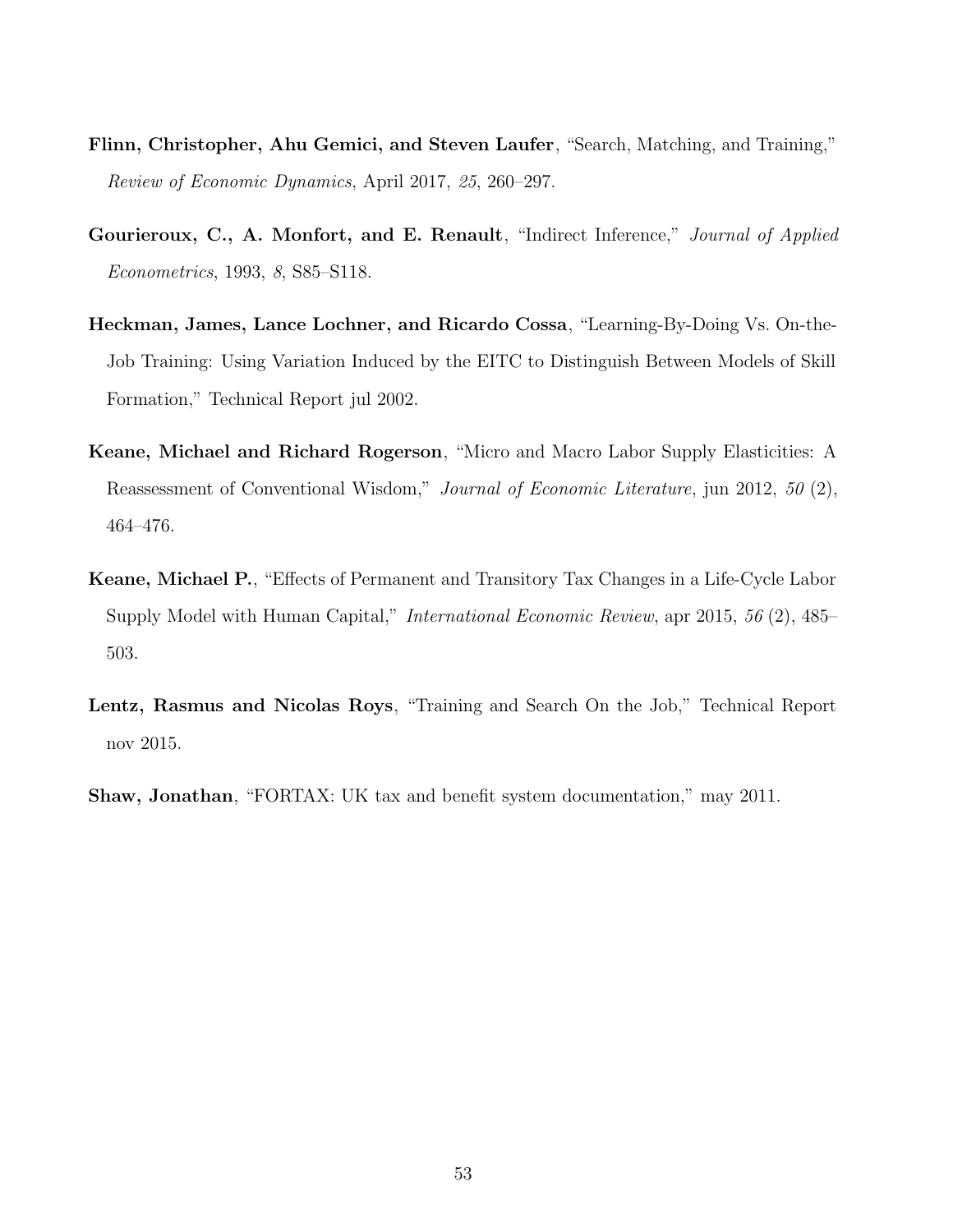**Flinn, Christopher, Ahu Gemici, and Steven Laufer**, "Search, Matching, and Training," *Review of Economic Dynamics*, April 2017, *25*, 260–297.

**Gourieroux, C., A. Monfort, and E. Renault**, "Indirect Inference," *Journal of Applied Econometrics*, 1993, *8*, S85–S118.

**Heckman, James, Lance Lochner, and Ricardo Cossa**, "Learning-By-Doing Vs. On-the-Job Training: Using Variation Induced by the EITC to Distinguish Between Models of Skill Formation," Technical Report jul 2002.

**Keane, Michael and Richard Rogerson**, "Micro and Macro Labor Supply Elasticities: A Reassessment of Conventional Wisdom," *Journal of Economic Literature*, jun 2012, *50* (2), 464–476.

**Keane, Michael P.**, "Effects of Permanent and Transitory Tax Changes in a Life-Cycle Labor Supply Model with Human Capital," *International Economic Review*, apr 2015, *56* (2), 485–503.

**Lentz, Rasmus and Nicolas Roys**, "Training and Search On the Job," Technical Report nov 2015.

**Shaw, Jonathan**, "FORTAX: UK tax and benefit system documentation," may 2011.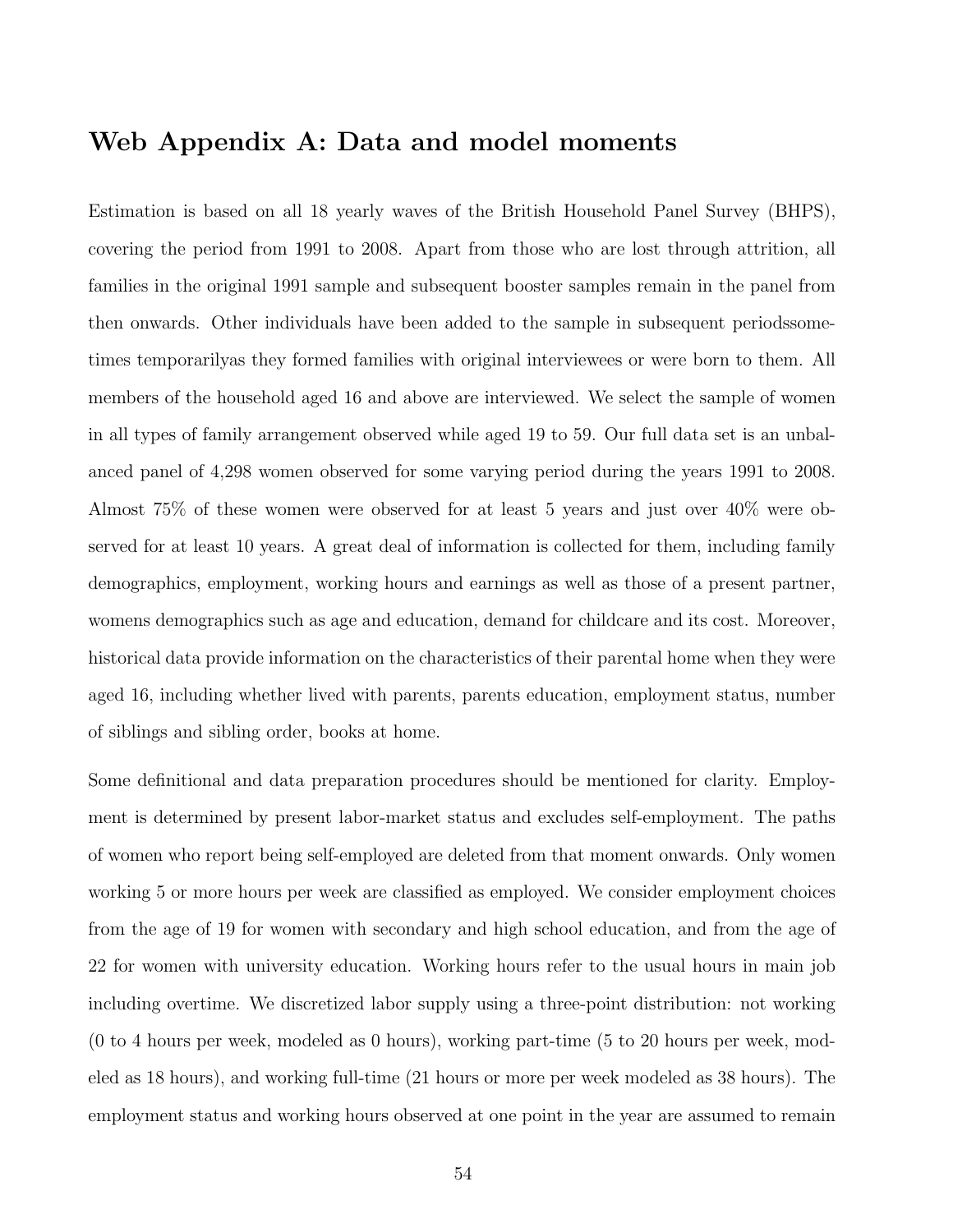## Web Appendix A: Data and model moments

Estimation is based on all 18 yearly waves of the British Household Panel Survey (BHPS), covering the period from 1991 to 2008. Apart from those who are lost through attrition, all families in the original 1991 sample and subsequent booster samples remain in the panel from then onwards. Other individuals have been added to the sample in subsequent periodssometimes temporarilyas they formed families with original interviewees or were born to them. All members of the household aged 16 and above are interviewed. We select the sample of women in all types of family arrangement observed while aged 19 to 59. Our full data set is an unbalanced panel of 4,298 women observed for some varying period during the years 1991 to 2008. Almost 75% of these women were observed for at least 5 years and just over 40% were observed for at least 10 years. A great deal of information is collected for them, including family demographics, employment, working hours and earnings as well as those of a present partner, womens demographics such as age and education, demand for childcare and its cost. Moreover, historical data provide information on the characteristics of their parental home when they were aged 16, including whether lived with parents, parents education, employment status, number of siblings and sibling order, books at home.

Some definitional and data preparation procedures should be mentioned for clarity. Employment is determined by present labor-market status and excludes self-employment. The paths of women who report being self-employed are deleted from that moment onwards. Only women working 5 or more hours per week are classified as employed. We consider employment choices from the age of 19 for women with secondary and high school education, and from the age of 22 for women with university education. Working hours refer to the usual hours in main job including overtime. We discretized labor supply using a three-point distribution: not working (0 to 4 hours per week, modeled as 0 hours), working part-time (5 to 20 hours per week, modeled as 18 hours), and working full-time (21 hours or more per week modeled as 38 hours). The employment status and working hours observed at one point in the year are assumed to remain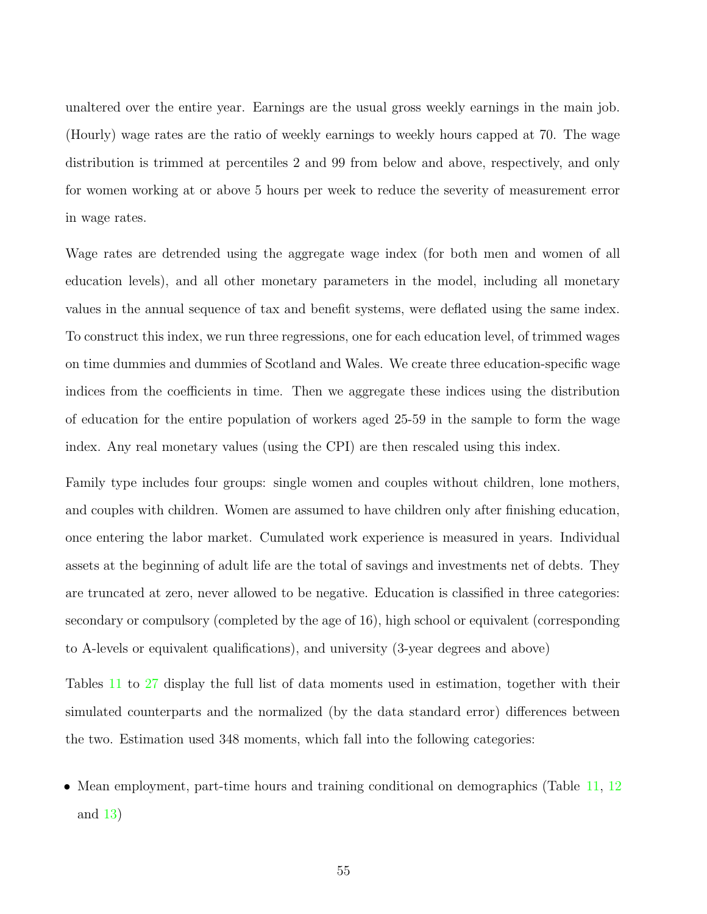unaltered over the entire year. Earnings are the usual gross weekly earnings in the main job. (Hourly) wage rates are the ratio of weekly earnings to weekly hours capped at 70. The wage distribution is trimmed at percentiles 2 and 99 from below and above, respectively, and only for women working at or above 5 hours per week to reduce the severity of measurement error in wage rates.

Wage rates are detrended using the aggregate wage index (for both men and women of all education levels), and all other monetary parameters in the model, including all monetary values in the annual sequence of tax and benefit systems, were deflated using the same index. To construct this index, we run three regressions, one for each education level, of trimmed wages on time dummies and dummies of Scotland and Wales. We create three education-specific wage indices from the coefficients in time. Then we aggregate these indices using the distribution of education for the entire population of workers aged 25-59 in the sample to form the wage index. Any real monetary values (using the CPI) are then rescaled using this index.

Family type includes four groups: single women and couples without children, lone mothers, and couples with children. Women are assumed to have children only after finishing education, once entering the labor market. Cumulated work experience is measured in years. Individual assets at the beginning of adult life are the total of savings and investments net of debts. They are truncated at zero, never allowed to be negative. Education is classified in three categories: secondary or compulsory (completed by the age of 16), high school or equivalent (corresponding to A-levels or equivalent qualifications), and university (3-year degrees and above)

Tables 11 to 27 display the full list of data moments used in estimation, together with their simulated counterparts and the normalized (by the data standard error) differences between the two. Estimation used 348 moments, which fall into the following categories:

- Mean employment, part-time hours and training conditional on demographics (Table 11, 12 and 13)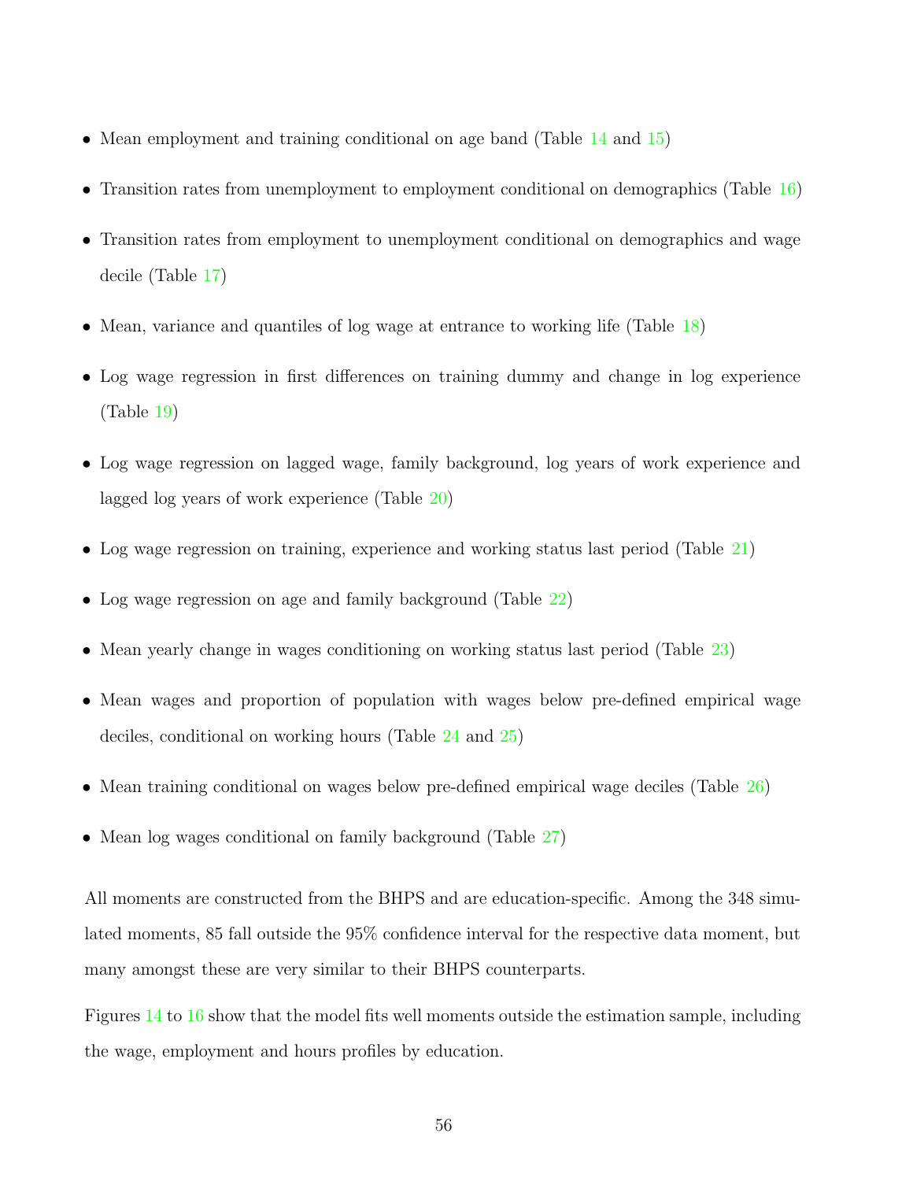- Mean employment and training conditional on age band (Table 14 and 15)
- Transition rates from unemployment to employment conditional on demographics (Table 16)
- Transition rates from employment to unemployment conditional on demographics and wage decile (Table 17)
- Mean, variance and quantiles of log wage at entrance to working life (Table 18)
- Log wage regression in first differences on training dummy and change in log experience (Table 19)
- Log wage regression on lagged wage, family background, log years of work experience and lagged log years of work experience (Table 20)
- Log wage regression on training, experience and working status last period (Table 21)
- Log wage regression on age and family background (Table 22)
- Mean yearly change in wages conditioning on working status last period (Table 23)
- Mean wages and proportion of population with wages below pre-defined empirical wage deciles, conditional on working hours (Table 24 and 25)
- Mean training conditional on wages below pre-defined empirical wage deciles (Table 26)
- Mean log wages conditional on family background (Table 27)

All moments are constructed from the BHPS and are education-specific. Among the 348 simulated moments, 85 fall outside the 95% confidence interval for the respective data moment, but many amongst these are very similar to their BHPS counterparts.

Figures 14 to 16 show that the model fits well moments outside the estimation sample, including the wage, employment and hours profiles by education.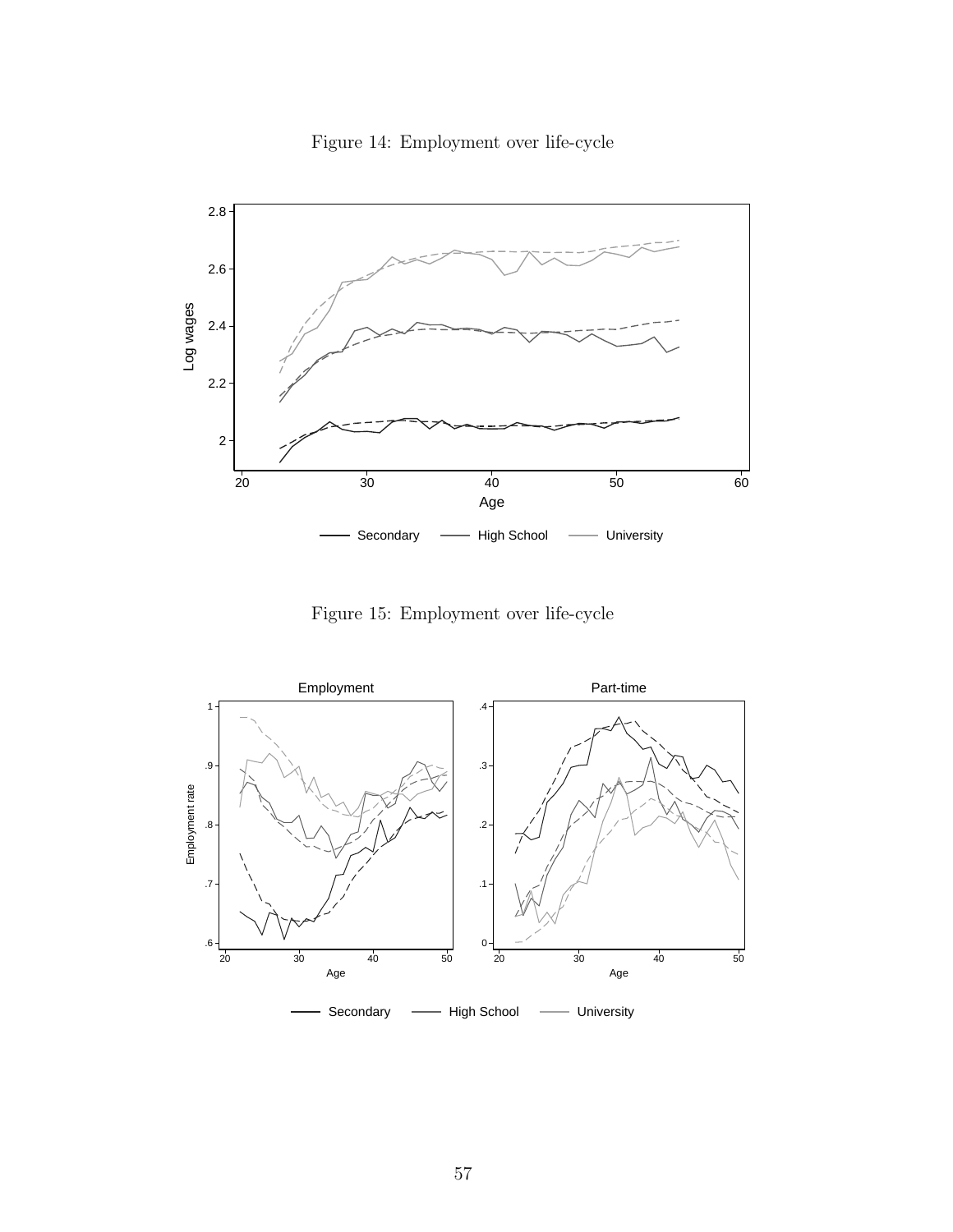Figure 14: Employment over life-cycle

Figure 15: Employment over life-cycle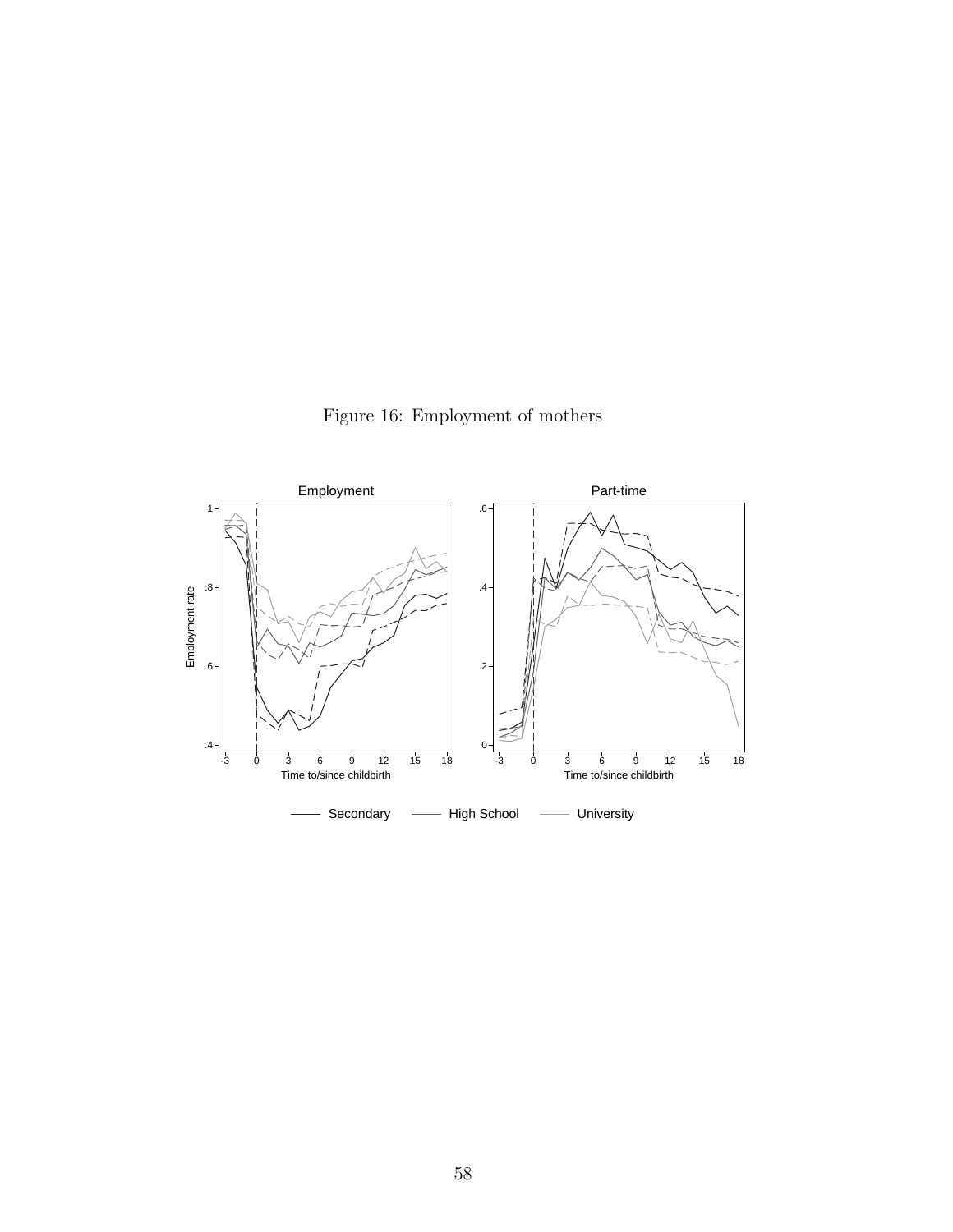Figure 16: Employment of mothers

Employment

Employment rate

1

.8

.6

.4

-3 0 3 6 9 12 15 18

Time to/since childbirth

Part-time

.6

.4

.2

0

-3 0 3 6 9 12 15 18

Time to/since childbirth

Secondary High School University